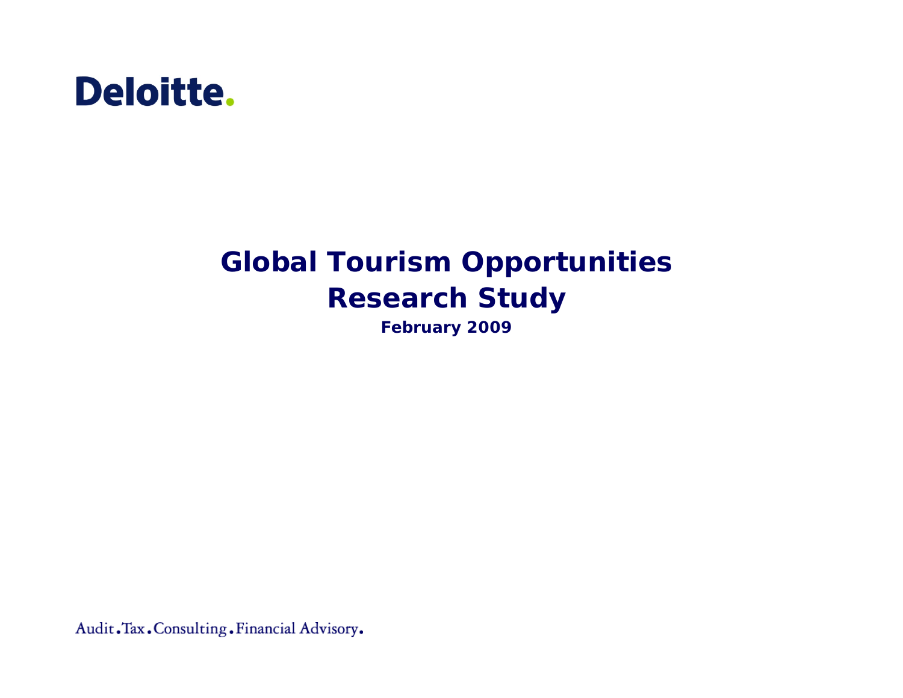Deloitte.

# Global Tourism Opportunities Research Study

**February 2009**

Audit.Tax.Consulting.Financial Advisory.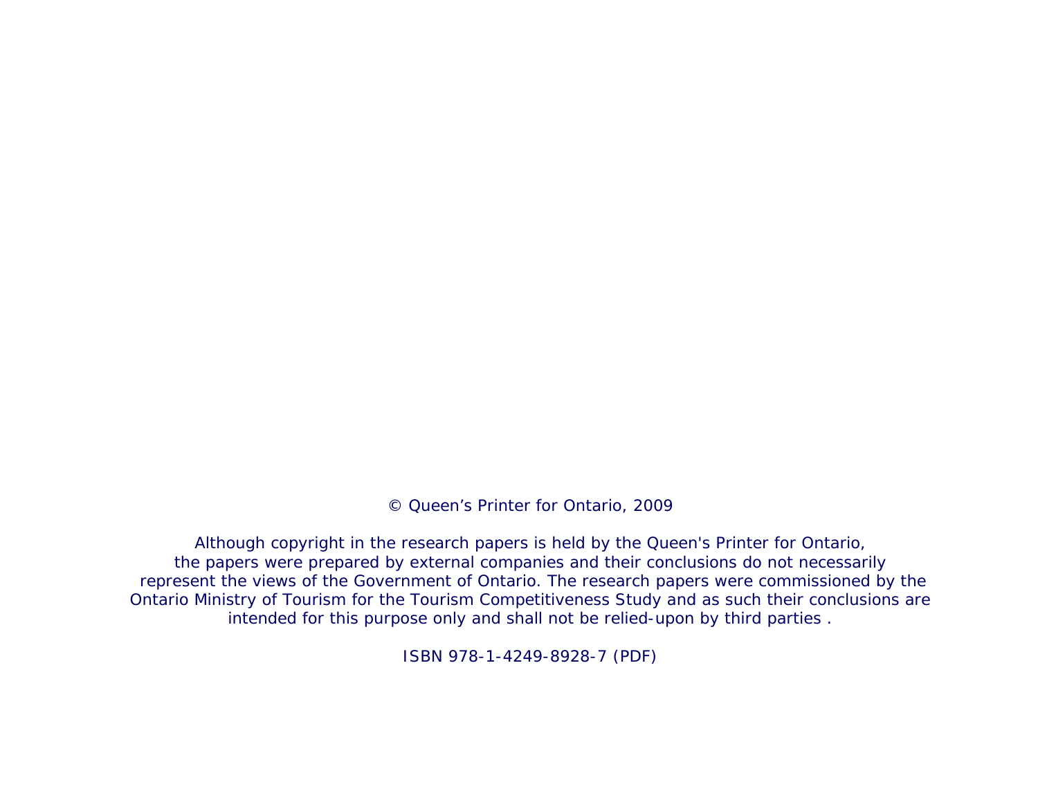© Queen's Printer for Ontario, 2009

Although copyright in the research papers is held by the Queen's Printer for Ontario, the papers were prepared by external companies and their conclusions do not necessarily represent the views of the Government of Ontario. The research papers were commissioned by the Ontario Ministry of Tourism for the Tourism Competitiveness Study and as such their conclusions are intended for this purpose only and shall not be relied-upon by third parties .

ISBN 978-1-4249-8928-7 (PDF)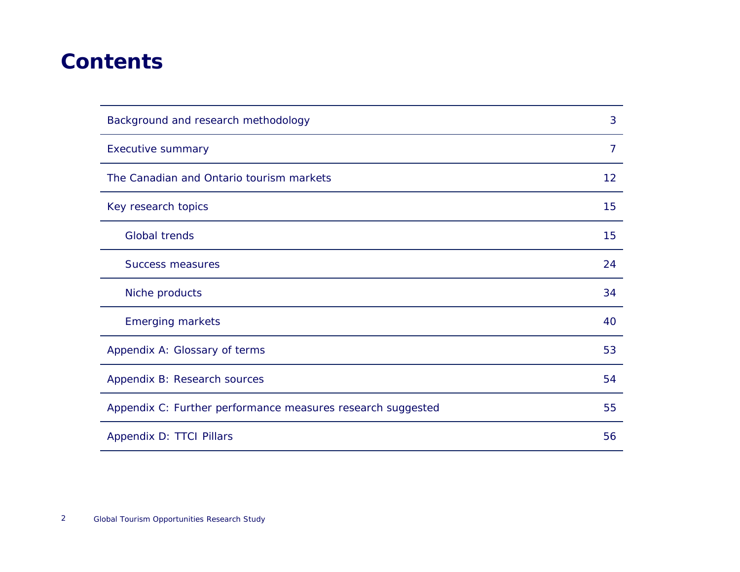# Contents

| | |
|---|---|
| Background and research methodology | 3 |
| Executive summary | 7 |
| The Canadian and Ontario tourism markets | 12 |
| Key research topics | 15 |
| Global trends | 15 |
| Success measures | 24 |
| Niche products | 34 |
| Emerging markets | 40 |
| Appendix A: Glossary of terms | 53 |
| Appendix B: Research sources | 54 |
| Appendix C: Further performance measures research suggested | 55 |
| Appendix D: TTCI Pillars | 56 |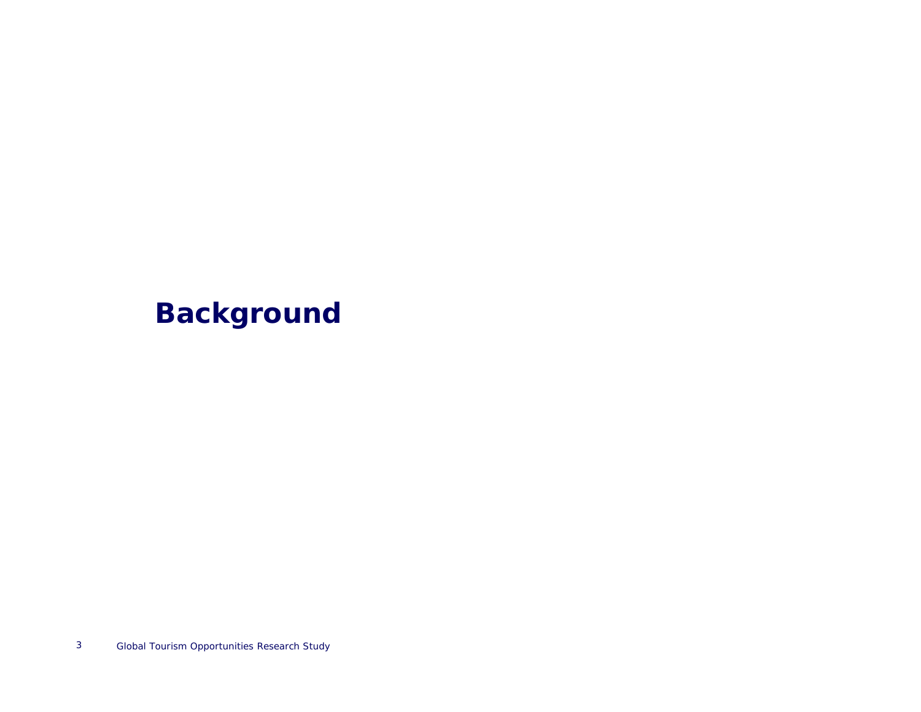# Background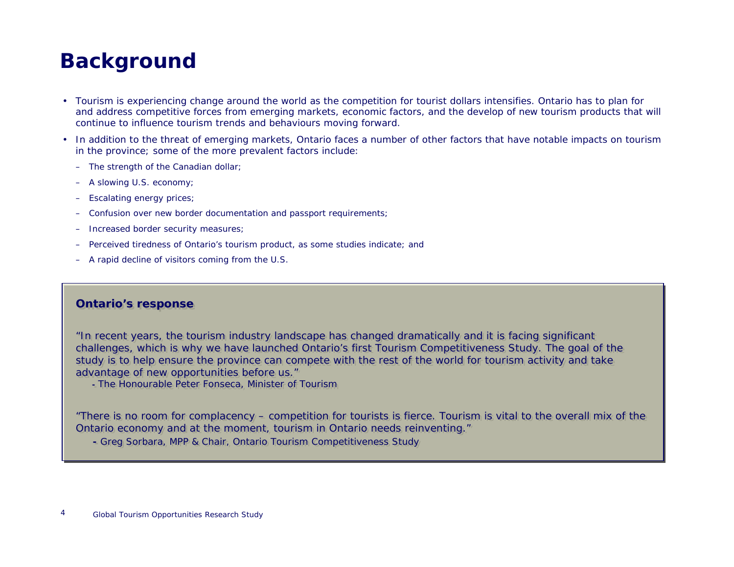# Background

- Tourism is experiencing change around the world as the competition for tourist dollars intensifies. Ontario has to plan for and address competitive forces from emerging markets, economic factors, and the develop of new tourism products that will continue to influence tourism trends and behaviours moving forward.
- In addition to the threat of emerging markets, Ontario faces a number of other factors that have notable impacts on tourism in the province; some of the more prevalent factors include:
  - The strength of the Canadian dollar;
  - A slowing U.S. economy;
  - Escalating energy prices;
  - Confusion over new border documentation and passport requirements;
  - Increased border security measures;
  - Perceived tiredness of Ontario's tourism product, as some studies indicate; and
  - A rapid decline of visitors coming from the U.S.

**Ontario's response**

"In recent years, the tourism industry landscape has changed dramatically and it is facing significant challenges, which is why we have launched Ontario's first Tourism Competitiveness Study. The goal of the study is to help ensure the province can compete with the rest of the world for tourism activity and take advantage of new opportunities before us."

- The Honourable Peter Fonseca, Minister of Tourism

"There is no room for complacency – competition for tourists is fierce. Tourism is vital to the overall mix of the Ontario economy and at the moment, tourism in Ontario needs reinventing."

- Greg Sorbara, MPP & Chair, Ontario Tourism Competitiveness Study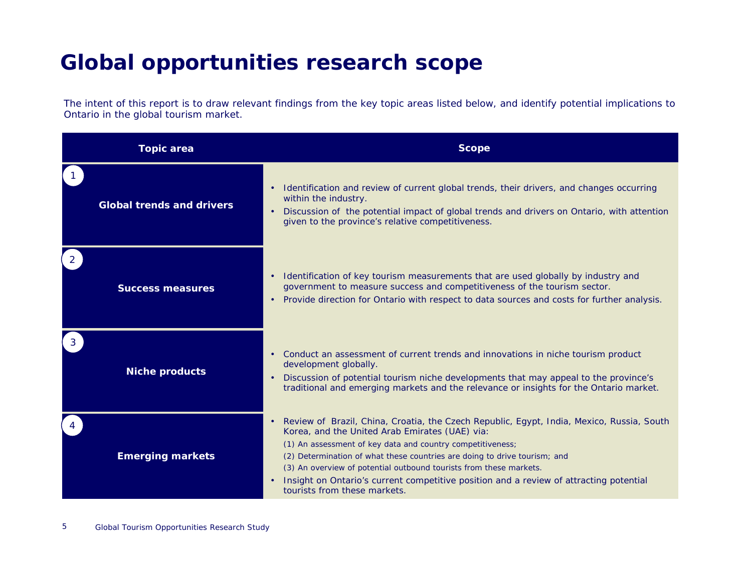# Global opportunities research scope

The intent of this report is to draw relevant findings from the key topic areas listed below, and identify potential implications to Ontario in the global tourism market.

| Topic area | Scope |
|---|---|
| 1 **Global trends and drivers** | • Identification and review of current global trends, their drivers, and changes occurring within the industry.<br>• Discussion of the potential impact of global trends and drivers on Ontario, with attention given to the province's relative competitiveness. |
| 2 **Success measures** | • Identification of key tourism measurements that are used globally by industry and government to measure success and competitiveness of the tourism sector.<br>• Provide direction for Ontario with respect to data sources and costs for further analysis. |
| 3 **Niche products** | • Conduct an assessment of current trends and innovations in niche tourism product development globally.<br>• Discussion of potential tourism niche developments that may appeal to the province's traditional and emerging markets and the relevance or insights for the Ontario market. |
| 4 **Emerging markets** | • Review of Brazil, China, Croatia, the Czech Republic, Egypt, India, Mexico, Russia, South Korea, and the United Arab Emirates (UAE) via:<br>(1) An assessment of key data and country competitiveness;<br>(2) Determination of what these countries are doing to drive tourism; and<br>(3) An overview of potential outbound tourists from these markets.<br>• Insight on Ontario's current competitive position and a review of attracting potential tourists from these markets. |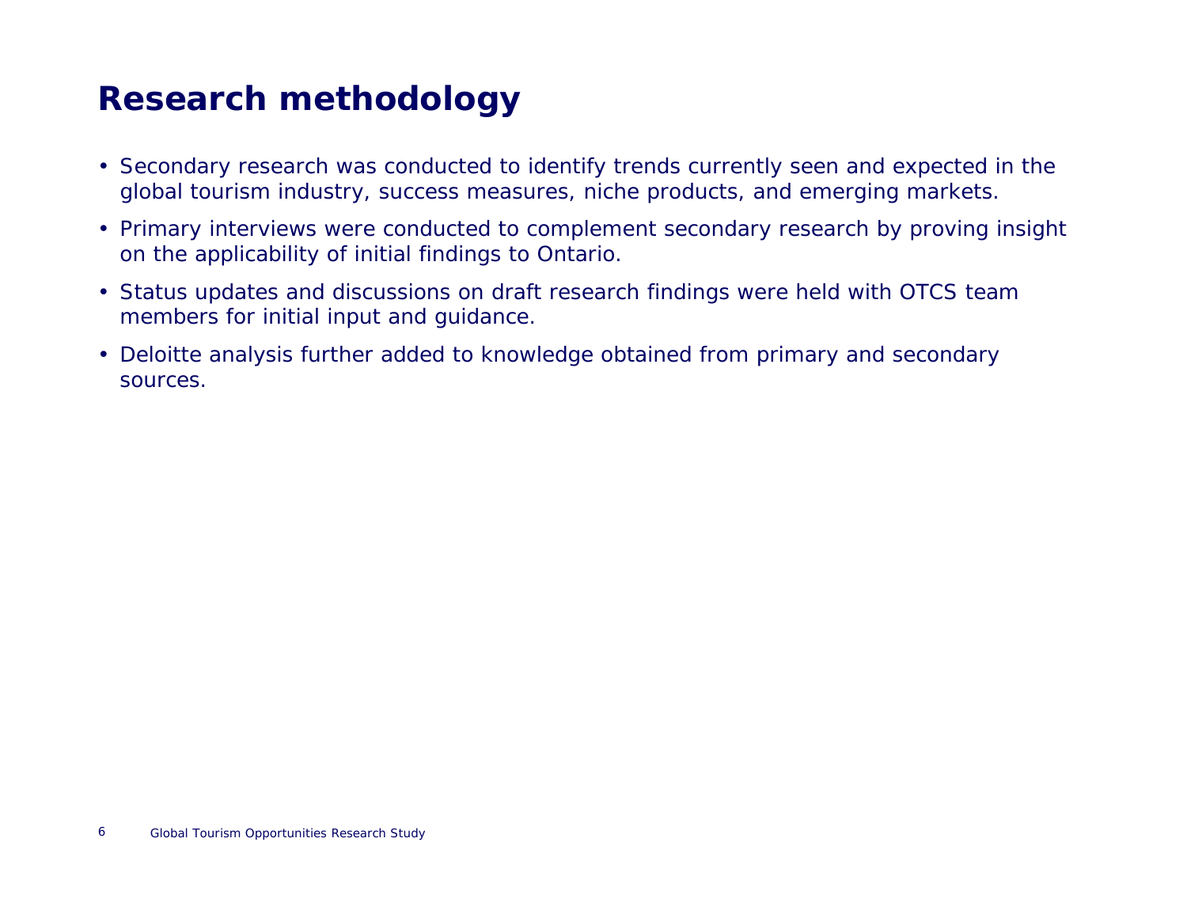# Research methodology

- Secondary research was conducted to identify trends currently seen and expected in the global tourism industry, success measures, niche products, and emerging markets.
- Primary interviews were conducted to complement secondary research by proving insight on the applicability of initial findings to Ontario.
- Status updates and discussions on draft research findings were held with OTCS team members for initial input and guidance.
- Deloitte analysis further added to knowledge obtained from primary and secondary sources.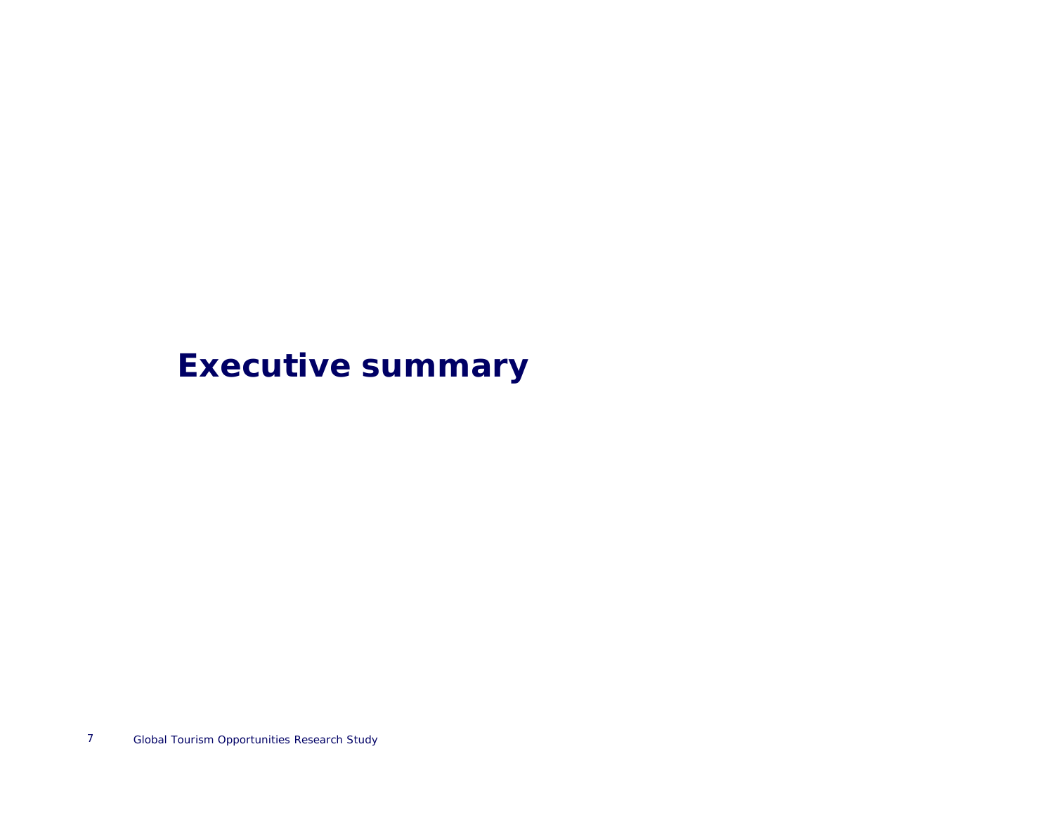# Executive summary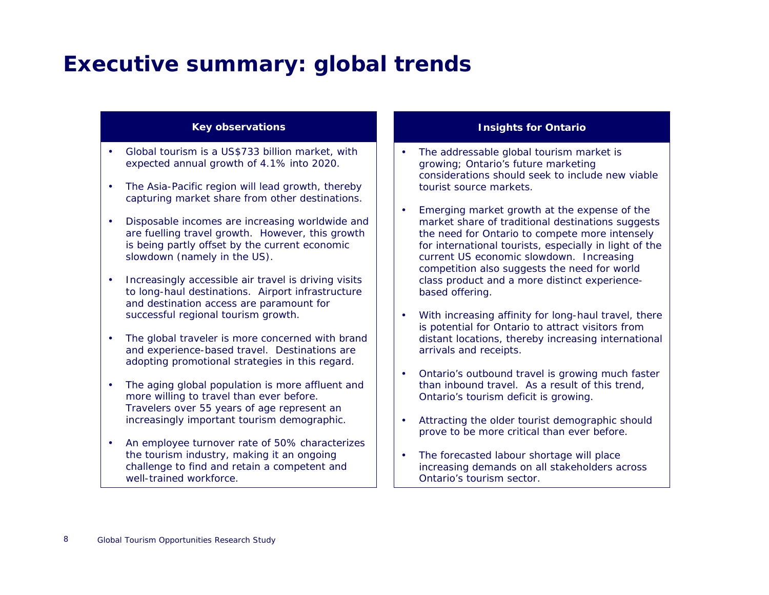# Executive summary: global trends

| Key observations | Insights for Ontario |
| --- | --- |
| • Global tourism is a US$733 billion market, with expected annual growth of 4.1% into 2020. | • The addressable global tourism market is growing; Ontario's future marketing considerations should seek to include new viable tourist source markets. |
| • The Asia-Pacific region will lead growth, thereby capturing market share from other destinations. | • Emerging market growth at the expense of the market share of traditional destinations suggests the need for Ontario to compete more intensely for international tourists, especially in light of the current US economic slowdown. Increasing competition also suggests the need for world class product and a more distinct experience-based offering. |
| • Disposable incomes are increasing worldwide and are fuelling travel growth. However, this growth is being partly offset by the current economic slowdown (namely in the US). | |
| • Increasingly accessible air travel is driving visits to long-haul destinations. Airport infrastructure and destination access are paramount for successful regional tourism growth. | • With increasing affinity for long-haul travel, there is potential for Ontario to attract visitors from distant locations, thereby increasing international arrivals and receipts. |
| • The global traveler is more concerned with brand and experience-based travel. Destinations are adopting promotional strategies in this regard. | • Ontario's outbound travel is growing much faster than inbound travel. As a result of this trend, Ontario's tourism deficit is growing. |
| • The aging global population is more affluent and more willing to travel than ever before. Travelers over 55 years of age represent an increasingly important tourism demographic. | • Attracting the older tourist demographic should prove to be more critical than ever before. |
| • An employee turnover rate of 50% characterizes the tourism industry, making it an ongoing challenge to find and retain a competent and well-trained workforce. | • The forecasted labour shortage will place increasing demands on all stakeholders across Ontario's tourism sector. |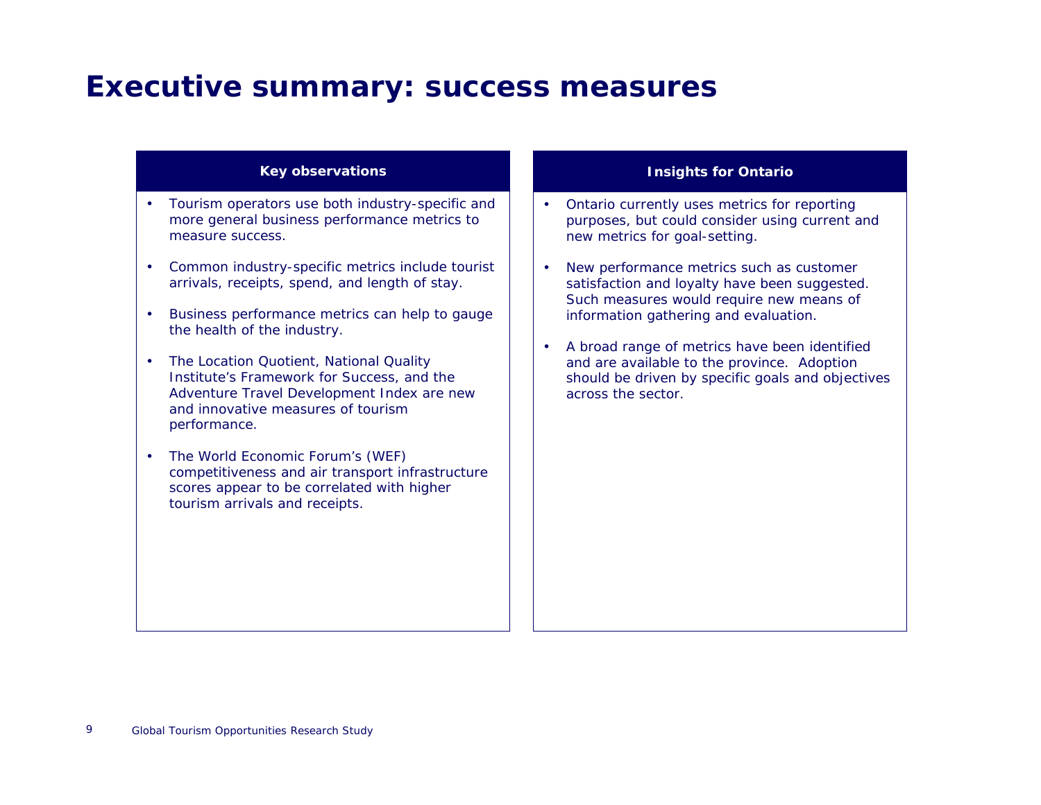# Executive summary: success measures

### Key observations

- Tourism operators use both industry-specific and more general business performance metrics to measure success.
- Common industry-specific metrics include tourist arrivals, receipts, spend, and length of stay.
- Business performance metrics can help to gauge the health of the industry.
- The Location Quotient, National Quality Institute's Framework for Success, and the Adventure Travel Development Index are new and innovative measures of tourism performance.
- The World Economic Forum's (WEF) competitiveness and air transport infrastructure scores appear to be correlated with higher tourism arrivals and receipts.

### Insights for Ontario

- Ontario currently uses metrics for reporting purposes, but could consider using current and new metrics for goal-setting.
- New performance metrics such as customer satisfaction and loyalty have been suggested. Such measures would require new means of information gathering and evaluation.
- A broad range of metrics have been identified and are available to the province. Adoption should be driven by specific goals and objectives across the sector.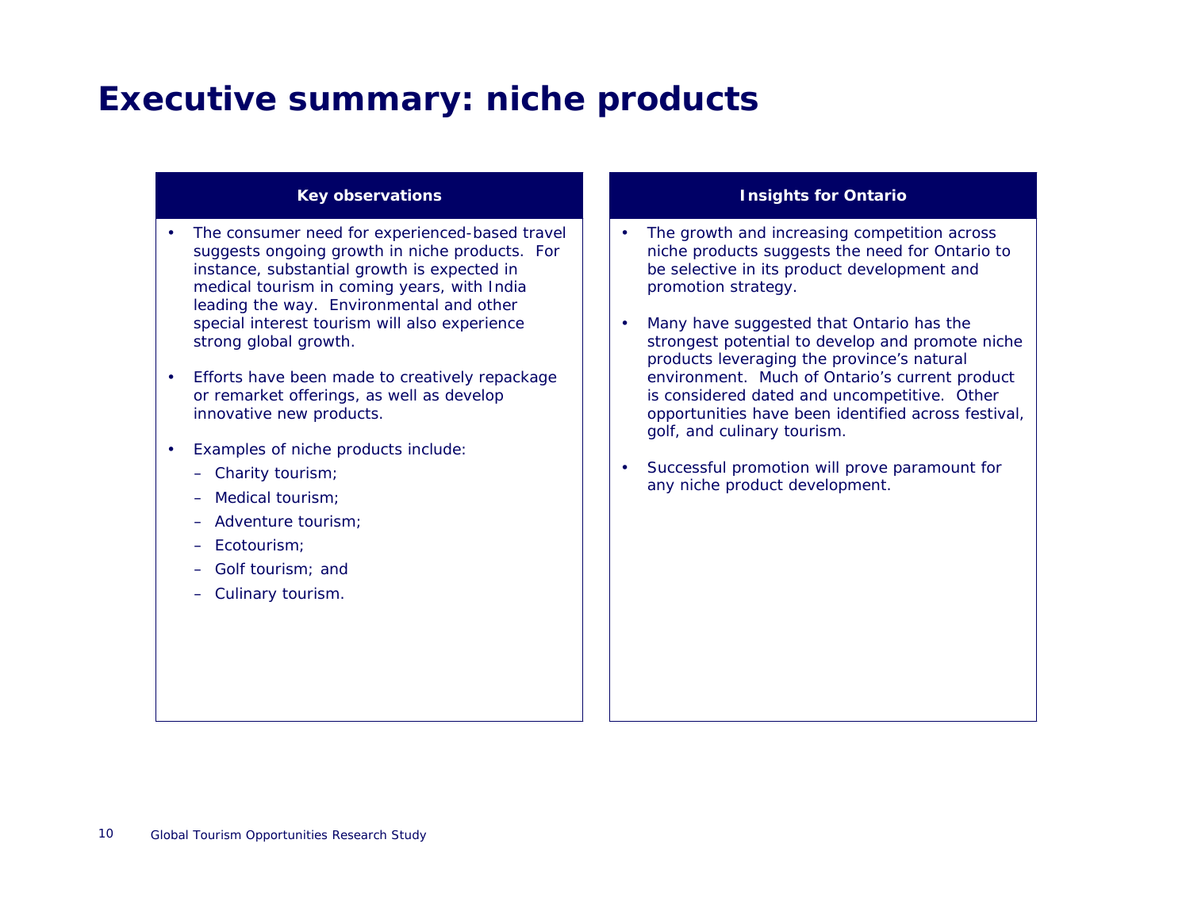# Executive summary: niche products

## Key observations

- The consumer need for experienced-based travel suggests ongoing growth in niche products. For instance, substantial growth is expected in medical tourism in coming years, with India leading the way. Environmental and other special interest tourism will also experience strong global growth.
- Efforts have been made to creatively repackage or remarket offerings, as well as develop innovative new products.
- Examples of niche products include:
  - Charity tourism;
  - Medical tourism;
  - Adventure tourism;
  - Ecotourism;
  - Golf tourism; and
  - Culinary tourism.

## Insights for Ontario

- The growth and increasing competition across niche products suggests the need for Ontario to be selective in its product development and promotion strategy.
- Many have suggested that Ontario has the strongest potential to develop and promote niche products leveraging the province's natural environment. Much of Ontario's current product is considered dated and uncompetitive. Other opportunities have been identified across festival, golf, and culinary tourism.
- Successful promotion will prove paramount for any niche product development.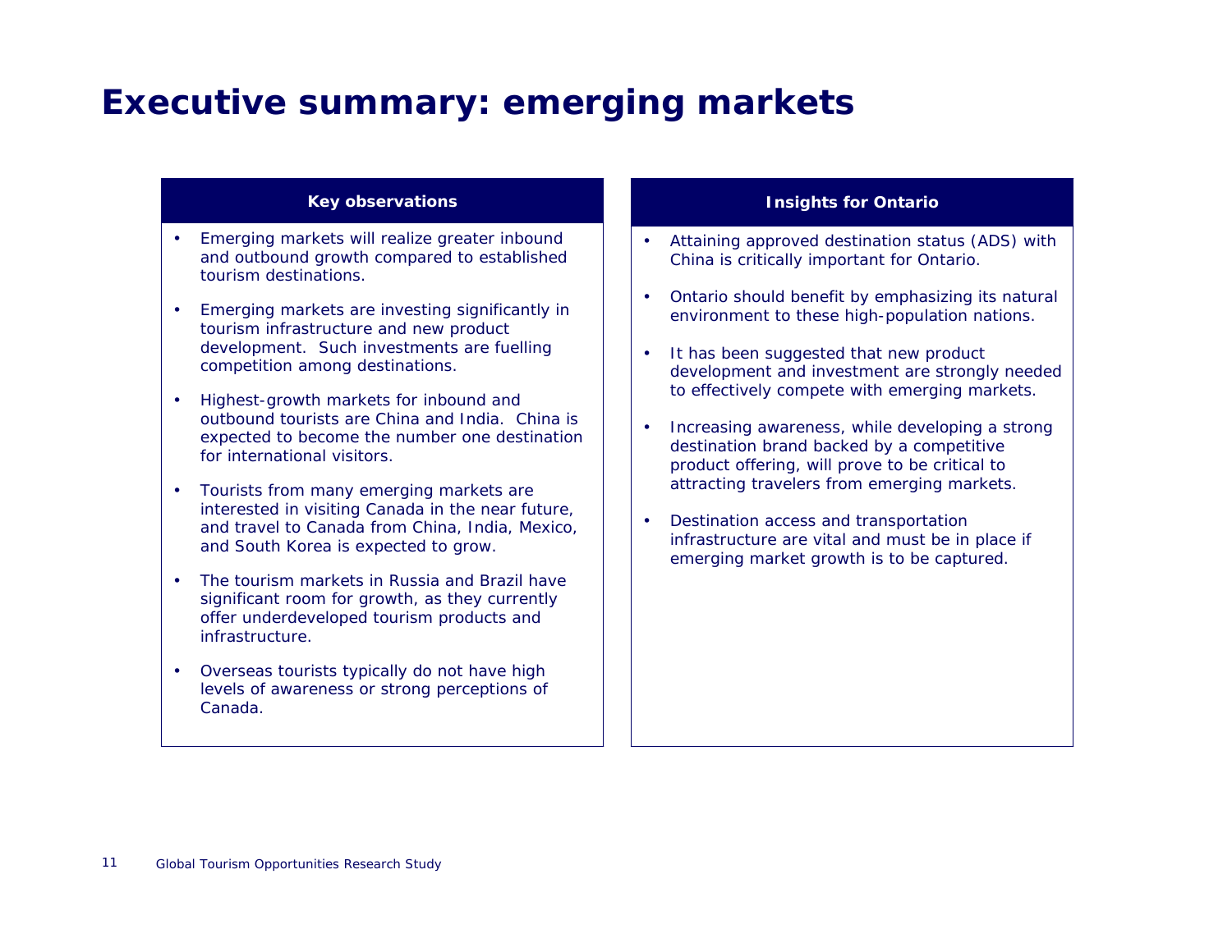# Executive summary: emerging markets

## Key observations

- Emerging markets will realize greater inbound and outbound growth compared to established tourism destinations.
- Emerging markets are investing significantly in tourism infrastructure and new product development. Such investments are fuelling competition among destinations.
- Highest-growth markets for inbound and outbound tourists are China and India. China is expected to become the number one destination for international visitors.
- Tourists from many emerging markets are interested in visiting Canada in the near future, and travel to Canada from China, India, Mexico, and South Korea is expected to grow.
- The tourism markets in Russia and Brazil have significant room for growth, as they currently offer underdeveloped tourism products and infrastructure.
- Overseas tourists typically do not have high levels of awareness or strong perceptions of Canada.

## Insights for Ontario

- Attaining approved destination status (ADS) with China is critically important for Ontario.
- Ontario should benefit by emphasizing its natural environment to these high-population nations.
- It has been suggested that new product development and investment are strongly needed to effectively compete with emerging markets.
- Increasing awareness, while developing a strong destination brand backed by a competitive product offering, will prove to be critical to attracting travelers from emerging markets.
- Destination access and transportation infrastructure are vital and must be in place if emerging market growth is to be captured.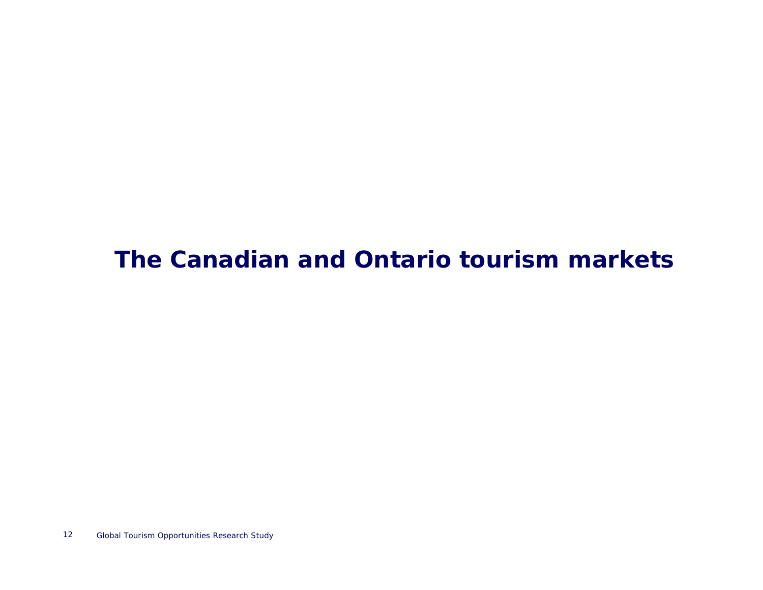# The Canadian and Ontario tourism markets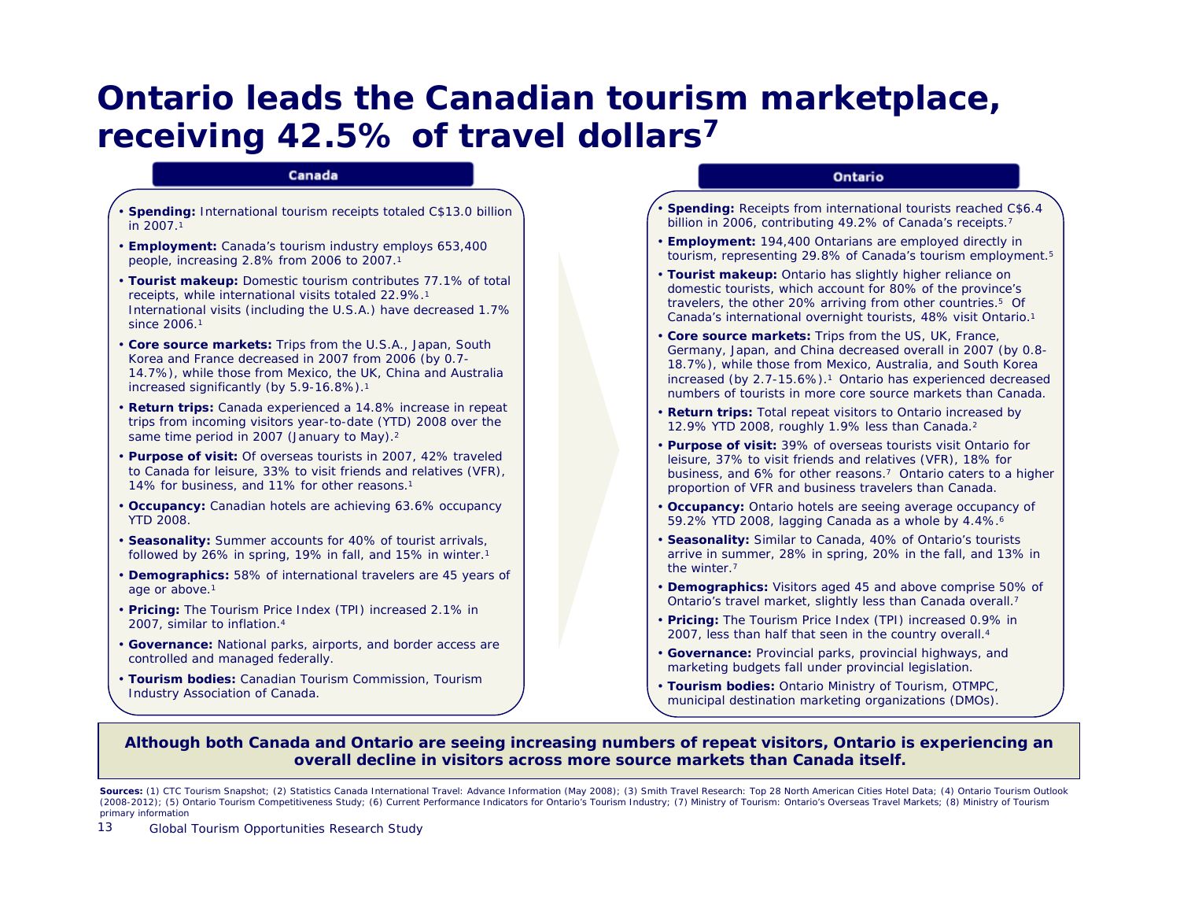# Ontario leads the Canadian tourism marketplace, receiving 42.5% of travel dollars[7]

## Canada

- **Spending:** International tourism receipts totaled C$13.0 billion in 2007.[1]
- **Employment:** Canada's tourism industry employs 653,400 people, increasing 2.8% from 2006 to 2007.[1]
- **Tourist makeup:** Domestic tourism contributes 77.1% of total receipts, while international visits totaled 22.9%.[1] International visits (including the U.S.A.) have decreased 1.7% since 2006.[1]
- **Core source markets:** Trips from the U.S.A., Japan, South Korea and France decreased in 2007 from 2006 (by 0.7-14.7%), while those from Mexico, the UK, China and Australia increased significantly (by 5.9-16.8%).[1]
- **Return trips:** Canada experienced a 14.8% increase in repeat trips from incoming visitors year-to-date (YTD) 2008 over the same time period in 2007 (January to May).[2]
- **Purpose of visit:** Of overseas tourists in 2007, 42% traveled to Canada for leisure, 33% to visit friends and relatives (VFR), 14% for business, and 11% for other reasons.[1]
- **Occupancy:** Canadian hotels are achieving 63.6% occupancy YTD 2008.
- **Seasonality:** Summer accounts for 40% of tourist arrivals, followed by 26% in spring, 19% in fall, and 15% in winter.[1]
- **Demographics:** 58% of international travelers are 45 years of age or above.[1]
- **Pricing:** The Tourism Price Index (TPI) increased 2.1% in 2007, similar to inflation.[4]
- **Governance:** National parks, airports, and border access are controlled and managed federally.
- **Tourism bodies:** Canadian Tourism Commission, Tourism Industry Association of Canada.

## Ontario

- **Spending:** Receipts from international tourists reached C$6.4 billion in 2006, contributing 49.2% of Canada's receipts.[7]
- **Employment:** 194,400 Ontarians are employed directly in tourism, representing 29.8% of Canada's tourism employment.[5]
- **Tourist makeup:** Ontario has slightly higher reliance on domestic tourists, which account for 80% of the province's travelers, the other 20% arriving from other countries.[5] Of Canada's international overnight tourists, 48% visit Ontario.[1]
- **Core source markets:** Trips from the US, UK, France, Germany, Japan, and China decreased overall in 2007 (by 0.8-18.7%), while those from Mexico, Australia, and South Korea increased (by 2.7-15.6%).[1] Ontario has experienced decreased numbers of tourists in more core source markets than Canada.
- **Return trips:** Total repeat visitors to Ontario increased by 12.9% YTD 2008, roughly 1.9% less than Canada.[2]
- **Purpose of visit:** 39% of overseas tourists visit Ontario for leisure, 37% to visit friends and relatives (VFR), 18% for business, and 6% for other reasons.[7] Ontario caters to a higher proportion of VFR and business travelers than Canada.
- **Occupancy:** Ontario hotels are seeing average occupancy of 59.2% YTD 2008, lagging Canada as a whole by 4.4%.[6]
- **Seasonality:** Similar to Canada, 40% of Ontario's tourists arrive in summer, 28% in spring, 20% in the fall, and 13% in the winter.[7]
- **Demographics:** Visitors aged 45 and above comprise 50% of Ontario's travel market, slightly less than Canada overall.[7]
- **Pricing:** The Tourism Price Index (TPI) increased 0.9% in 2007, less than half that seen in the country overall.[4]
- **Governance:** Provincial parks, provincial highways, and marketing budgets fall under provincial legislation.
- **Tourism bodies:** Ontario Ministry of Tourism, OTMPC, municipal destination marketing organizations (DMOs).

**Although both Canada and Ontario are seeing increasing numbers of repeat visitors, Ontario is experiencing an overall decline in visitors across more source markets than Canada itself.**

**Sources:** (1) CTC Tourism Snapshot; (2) Statistics Canada International Travel: Advance Information (May 2008); (3) Smith Travel Research: Top 28 North American Cities Hotel Data; (4) Ontario Tourism Outlook (2008-2012); (5) Ontario Tourism Competitiveness Study; (6) Current Performance Indicators for Ontario's Tourism Industry; (7) Ministry of Tourism: Ontario's Overseas Travel Markets; (8) Ministry of Tourism primary information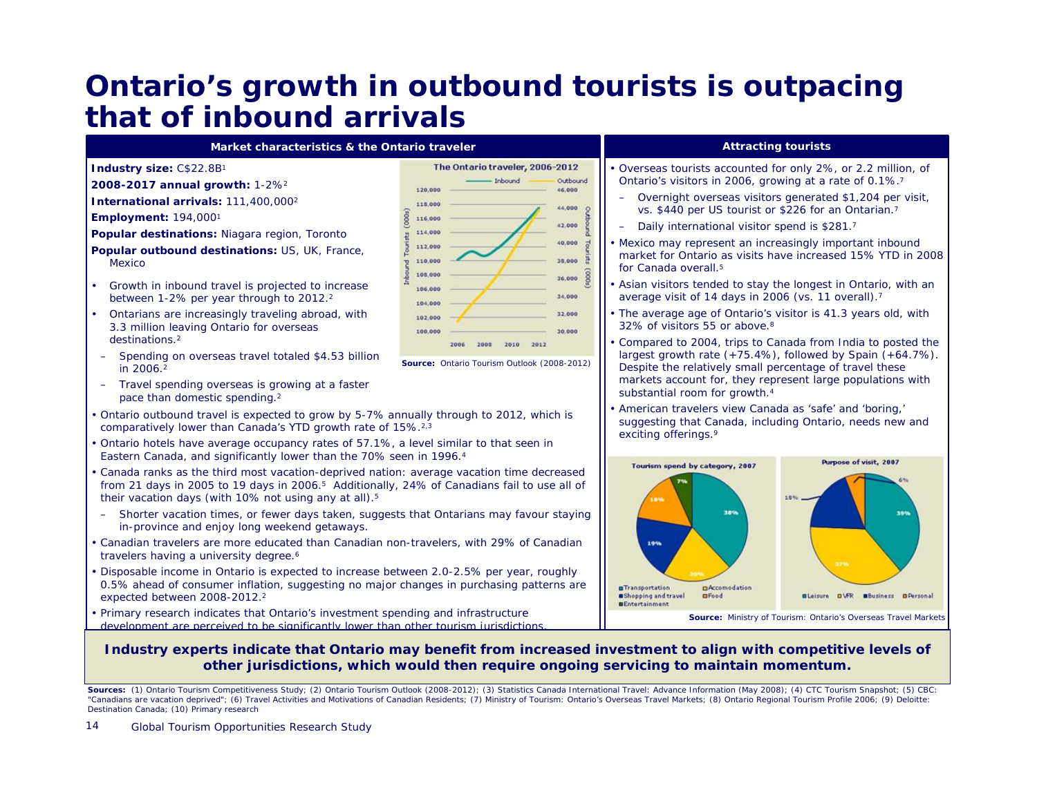# Ontario's growth in outbound tourists is outpacing that of inbound arrivals

## Market characteristics & the Ontario traveler

**Industry size:** C$22.8B[1]

**2008-2017 annual growth:** 1-2%[2]

**International arrivals:** 111,400,000[2]

**Employment:** 194,000[1]

**Popular destinations:** Niagara region, Toronto

**Popular outbound destinations:** US, UK, France, Mexico

- Growth in inbound travel is projected to increase between 1-2% per year through to 2012.[2]
- Ontarians are increasingly traveling abroad, with 3.3 million leaving Ontario for overseas destinations.[2]
  - Spending on overseas travel totaled $4.53 billion in 2006.[2]
  - Travel spending overseas is growing at a faster pace than domestic spending.[2]

**The Ontario traveler, 2006-2012**

**Source:** Ontario Tourism Outlook (2008-2012)

- Ontario outbound travel is expected to grow by 5-7% annually through to 2012, which is comparatively lower than Canada's YTD growth rate of 15%.[2,3]
- Ontario hotels have average occupancy rates of 57.1%, a level similar to that seen in Eastern Canada, and significantly lower than the 70% seen in 1996.[4]
- Canada ranks as the third most vacation-deprived nation: average vacation time decreased from 21 days in 2005 to 19 days in 2006.[5] Additionally, 24% of Canadians fail to use all of their vacation days (with 10% not using any at all).[5]
  - Shorter vacation times, or fewer days taken, suggests that Ontarians may favour staying in-province and enjoy long weekend getaways.
- Canadian travelers are more educated than Canadian non-travelers, with 29% of Canadian travelers having a university degree.[6]
- Disposable income in Ontario is expected to increase between 2.0-2.5% per year, roughly 0.5% ahead of consumer inflation, suggesting no major changes in purchasing patterns are expected between 2008-2012.[2]
- Primary research indicates that Ontario's investment spending and infrastructure development are perceived to be significantly lower than other tourism jurisdictions.

## Attracting tourists

- Overseas tourists accounted for only 2%, or 2.2 million, of Ontario's visitors in 2006, growing at a rate of 0.1%.[7]
  - Overnight overseas visitors generated $1,204 per visit, vs. $440 per US tourist or $226 for an Ontarian.[7]
  - Daily international visitor spend is $281.[7]
- Mexico may represent an increasingly important inbound market for Ontario as visits have increased 15% YTD in 2008 for Canada overall.[5]
- Asian visitors tended to stay the longest in Ontario, with an average visit of 14 days in 2006 (vs. 11 overall).[7]
- The average age of Ontario's visitor is 41.3 years old, with 32% of visitors 55 or above.[8]
- Compared to 2004, trips to Canada from India to posted the largest growth rate (+75.4%), followed by Spain (+64.7%). Despite the relatively small percentage of travel these markets account for, they represent large populations with substantial room for growth.[4]
- American travelers view Canada as 'safe' and 'boring,' suggesting that Canada, including Ontario, needs new and exciting offerings.[9]

**Tourism spend by category, 2007** | **Purpose of visit, 2007**

**Source:** Ministry of Tourism: Ontario's Overseas Travel Markets

**Industry experts indicate that Ontario may benefit from increased investment to align with competitive levels of other jurisdictions, which would then require ongoing servicing to maintain momentum.**

**Sources:** (1) Ontario Tourism Competitiveness Study; (2) Ontario Tourism Outlook (2008-2012); (3) Statistics Canada International Travel: Advance Information (May 2008); (4) CTC Tourism Snapshot; (5) CBC: "Canadians are vacation deprived"; (6) Travel Activities and Motivations of Canadian Residents; (7) Ministry of Tourism: Ontario's Overseas Travel Markets; (8) Ontario Regional Tourism Profile 2006; (9) Deloitte: Destination Canada; (10) Primary research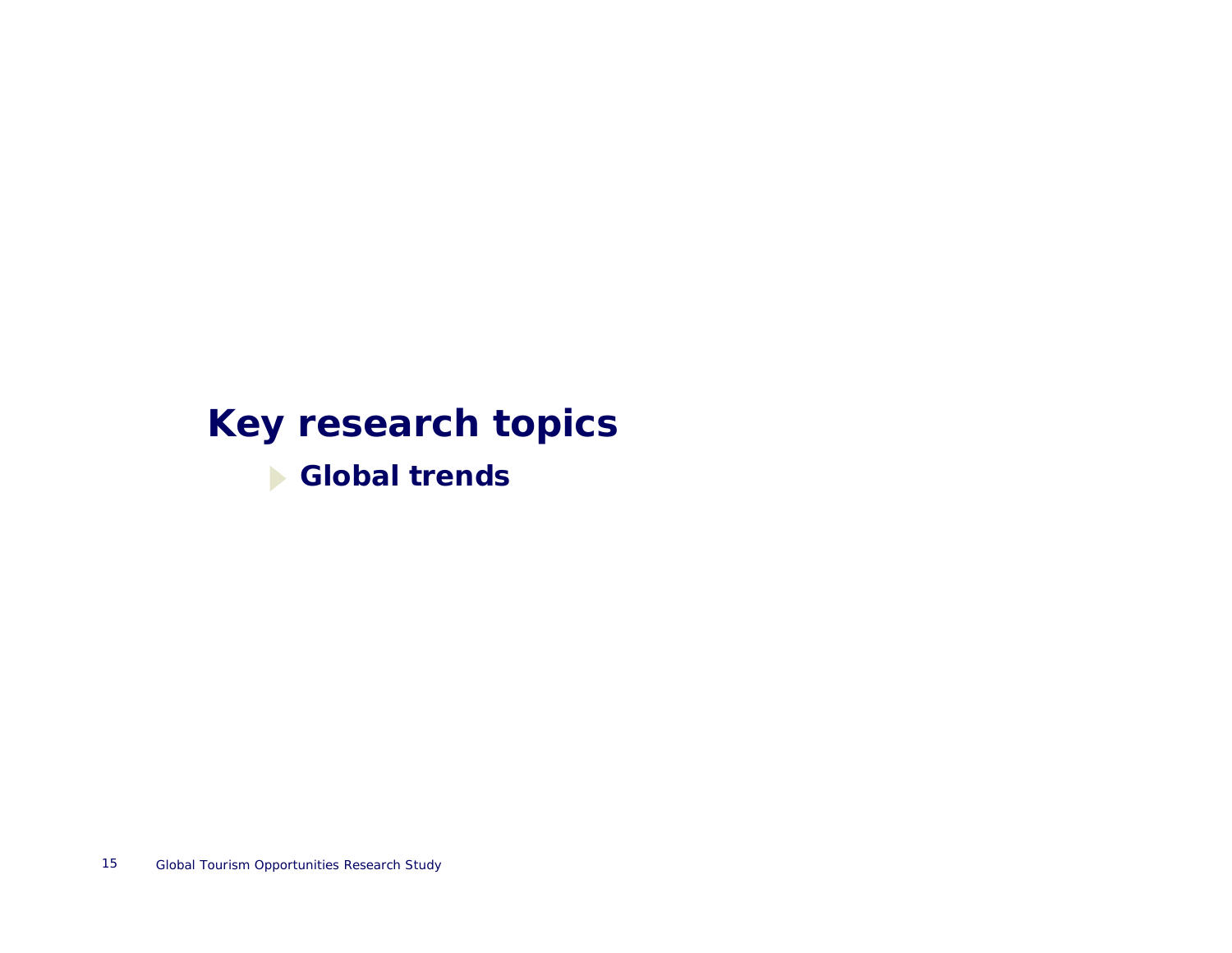# Key research topics

- **Global trends**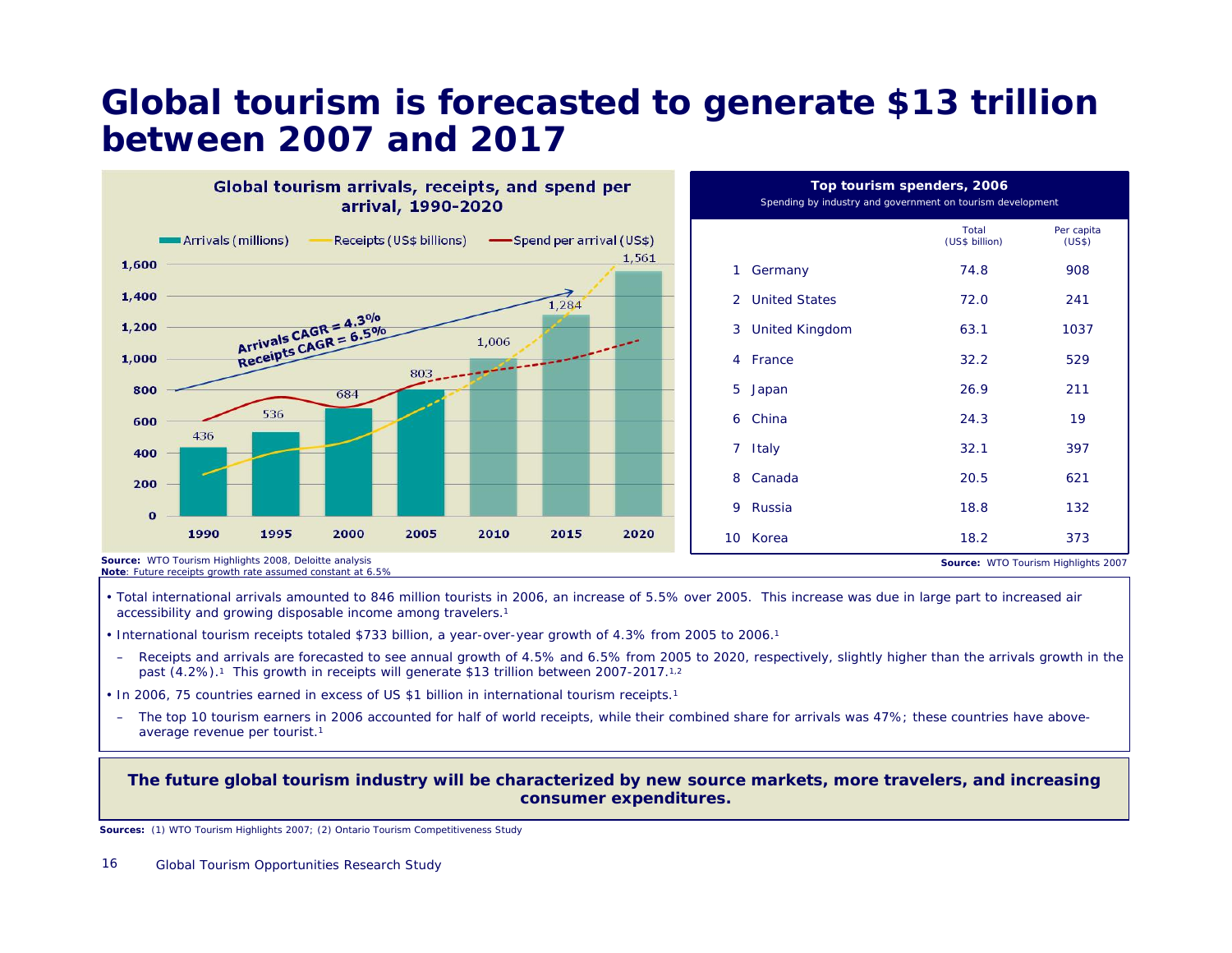# Global tourism is forecasted to generate $13 trillion between 2007 and 2017

**Global tourism arrivals, receipts, and spend per arrival, 1990-2020**

Arrivals (millions) | Receipts (US$ billions) | Spend per arrival (US$)

| Year | Arrivals (millions) |
|---|---|
| 1990 | 436 |
| 1995 | 536 |
| 2000 | 684 |
| 2005 | 803 |
| 2010 | 1,006 |
| 2015 | 1,284 |
| 2020 | 1,561 |

Arrivals CAGR = 4.3%
Receipts CAGR = 6.5%

**Source:** WTO Tourism Highlights 2008, Deloitte analysis
*Note: Future receipts growth rate assumed constant at 6.5%*

**Top tourism spenders, 2006**
Spending by industry and government on tourism development

| | | Total (US$ billion) | Per capita (US$) |
|---|---|---|---|
| 1 | Germany | 74.8 | 908 |
| 2 | United States | 72.0 | 241 |
| 3 | United Kingdom | 63.1 | 1037 |
| 4 | France | 32.2 | 529 |
| 5 | Japan | 26.9 | 211 |
| 6 | China | 24.3 | 19 |
| 7 | Italy | 32.1 | 397 |
| 8 | Canada | 20.5 | 621 |
| 9 | Russia | 18.8 | 132 |
| 10 | Korea | 18.2 | 373 |

**Source:** WTO Tourism Highlights 2007

- Total international arrivals amounted to 846 million tourists in 2006, an increase of 5.5% over 2005. This increase was due in large part to increased air accessibility and growing disposable income among travelers.[1]
- International tourism receipts totaled $733 billion, a year-over-year growth of 4.3% from 2005 to 2006.[1]
  - Receipts and arrivals are forecasted to see annual growth of 4.5% and 6.5% from 2005 to 2020, respectively, slightly higher than the arrivals growth in the past (4.2%).[1] This growth in receipts will generate $13 trillion between 2007-2017.[1,2]
- In 2006, 75 countries earned in excess of US $1 billion in international tourism receipts.[1]
  - The top 10 tourism earners in 2006 accounted for half of world receipts, while their combined share for arrivals was 47%; these countries have above-average revenue per tourist.[1]

**The future global tourism industry will be characterized by new source markets, more travelers, and increasing consumer expenditures.**

**Sources:** (1) WTO Tourism Highlights 2007; (2) Ontario Tourism Competitiveness Study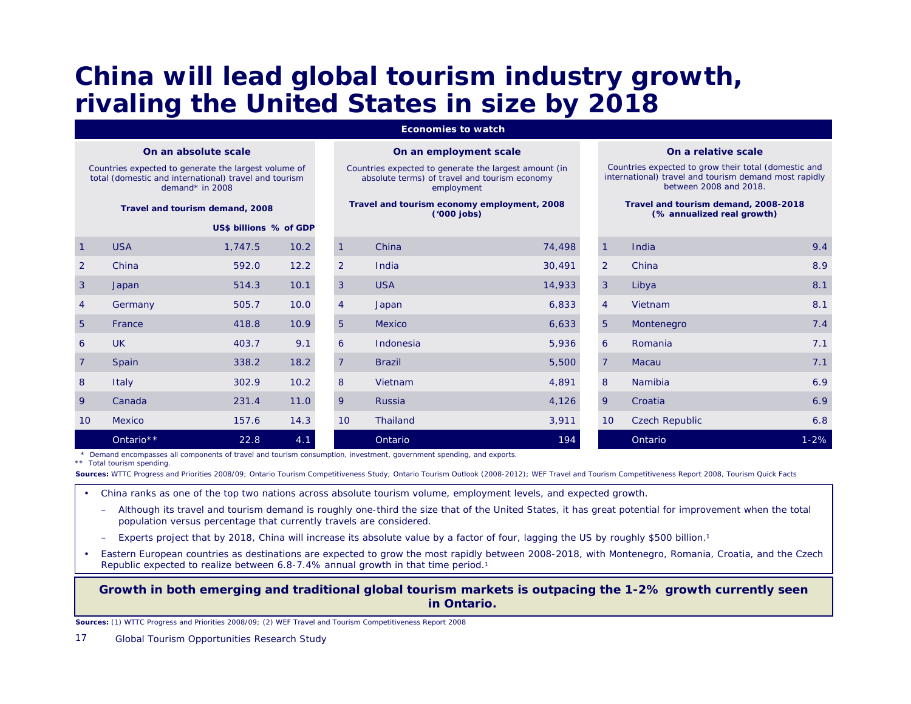# China will lead global tourism industry growth, rivaling the United States in size by 2018

**Economies to watch**

### On an absolute scale

Countries expected to generate the largest volume of total (domestic and international) travel and tourism demand* in 2008

**Travel and tourism demand, 2008**

| | | US$ billions | % of GDP |
|---|---|---|---|
| 1 | USA | 1,747.5 | 10.2 |
| 2 | China | 592.0 | 12.2 |
| 3 | Japan | 514.3 | 10.1 |
| 4 | Germany | 505.7 | 10.0 |
| 5 | France | 418.8 | 10.9 |
| 6 | UK | 403.7 | 9.1 |
| 7 | Spain | 338.2 | 18.2 |
| 8 | Italy | 302.9 | 10.2 |
| 9 | Canada | 231.4 | 11.0 |
| 10 | Mexico | 157.6 | 14.3 |
| | Ontario** | 22.8 | 4.1 |

### On an employment scale

Countries expected to generate the largest amount (in absolute terms) of travel and tourism economy employment

**Travel and tourism economy employment, 2008 ('000 jobs)**

| | | '000 jobs |
|---|---|---|
| 1 | China | 74,498 |
| 2 | India | 30,491 |
| 3 | USA | 14,933 |
| 4 | Japan | 6,833 |
| 5 | Mexico | 6,633 |
| 6 | Indonesia | 5,936 |
| 7 | Brazil | 5,500 |
| 8 | Vietnam | 4,891 |
| 9 | Russia | 4,126 |
| 10 | Thailand | 3,911 |
| | Ontario | 194 |

### On a relative scale

Countries expected to grow their total (domestic and international) travel and tourism demand most rapidly between 2008 and 2018.

**Travel and tourism demand, 2008-2018 (% annualized real growth)**

| | | % |
|---|---|---|
| 1 | India | 9.4 |
| 2 | China | 8.9 |
| 3 | Libya | 8.1 |
| 4 | Vietnam | 8.1 |
| 5 | Montenegro | 7.4 |
| 6 | Romania | 7.1 |
| 7 | Macau | 7.1 |
| 8 | Namibia | 6.9 |
| 9 | Croatia | 6.9 |
| 10 | Czech Republic | 6.8 |
| | Ontario | 1-2% |

\* Demand encompasses all components of travel and tourism consumption, investment, government spending, and exports.
\** Total tourism spending.

**Sources:** WTTC Progress and Priorities 2008/09; Ontario Tourism Competitiveness Study; Ontario Tourism Outlook (2008-2012); WEF Travel and Tourism Competitiveness Report 2008, Tourism Quick Facts

- China ranks as one of the top two nations across absolute tourism volume, employment levels, and expected growth.
  - Although its travel and tourism demand is roughly one-third the size that of the United States, it has great potential for improvement when the total population versus percentage that currently travels are considered.
  - Experts project that by 2018, China will increase its absolute value by a factor of four, lagging the US by roughly $500 billion.[1]
- Eastern European countries as destinations are expected to grow the most rapidly between 2008-2018, with Montenegro, Romania, Croatia, and the Czech Republic expected to realize between 6.8-7.4% annual growth in that time period.[1]

**Growth in both emerging and traditional global tourism markets is outpacing the 1-2% growth currently seen in Ontario.**

**Sources:** (1) WTTC Progress and Priorities 2008/09; (2) WEF Travel and Tourism Competitiveness Report 2008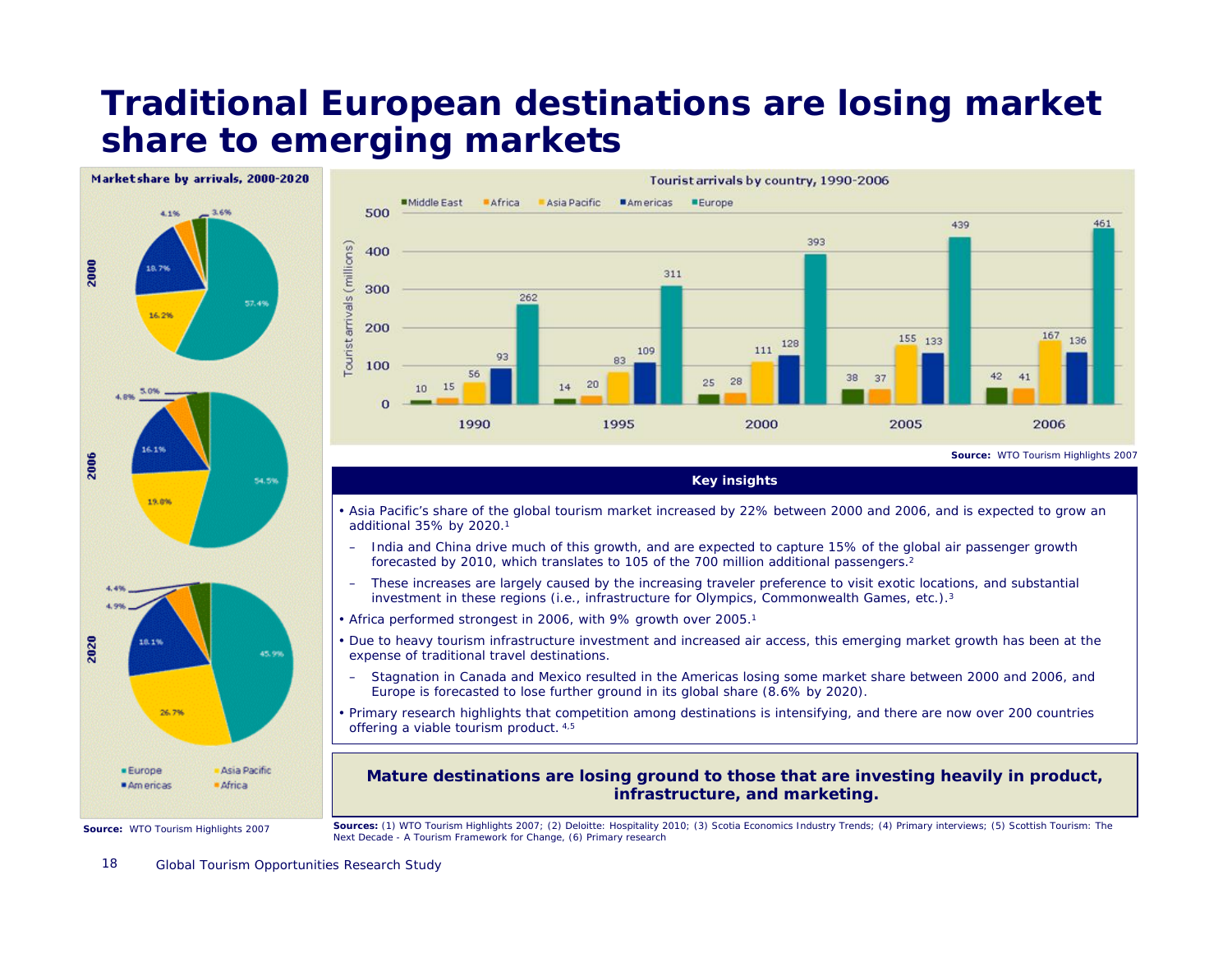# Traditional European destinations are losing market share to emerging markets

**Market share by arrivals, 2000-2020**

| Year | Europe | Asia Pacific | Americas | Africa | Middle East |
|---|---|---|---|---|---|
| 2000 | 57.4% | 16.2% | 18.7% | 4.1% | 3.6% |
| 2006 | 54.5% | 19.8% | 16.1% | 4.8% | 5.0% |
| 2020 | 45.9% | 26.7% | 18.1% | 4.9% | 4.4% |

**Source:** WTO Tourism Highlights 2007

**Tourist arrivals by country, 1990-2006**

Tourist arrivals (millions)

| Year | Middle East | Africa | Asia Pacific | Americas | Europe |
|---|---|---|---|---|---|
| 1990 | 10 | 15 | 56 | 93 | 262 |
| 1995 | 14 | 20 | 83 | 109 | 311 |
| 2000 | 25 | 28 | 111 | 128 | 393 |
| 2005 | 38 | 37 | 155 | 133 | 439 |
| 2006 | 42 | 41 | 167 | 136 | 461 |

**Source:** WTO Tourism Highlights 2007

**Key insights**

- Asia Pacific's share of the global tourism market increased by 22% between 2000 and 2006, and is expected to grow an additional 35% by 2020.[1]
  - India and China drive much of this growth, and are expected to capture 15% of the global air passenger growth forecasted by 2010, which translates to 105 of the 700 million additional passengers.[2]
  - These increases are largely caused by the increasing traveler preference to visit exotic locations, and substantial investment in these regions (i.e., infrastructure for Olympics, Commonwealth Games, etc.).[3]
- Africa performed strongest in 2006, with 9% growth over 2005.[1]
- Due to heavy tourism infrastructure investment and increased air access, this emerging market growth has been at the expense of traditional travel destinations.
  - Stagnation in Canada and Mexico resulted in the Americas losing some market share between 2000 and 2006, and Europe is forecasted to lose further ground in its global share (8.6% by 2020).
- Primary research highlights that competition among destinations is intensifying, and there are now over 200 countries offering a viable tourism product.[4,5]

**Mature destinations are losing ground to those that are investing heavily in product, infrastructure, and marketing.**

**Sources:** (1) WTO Tourism Highlights 2007; (2) Deloitte: Hospitality 2010; (3) Scotia Economics Industry Trends; (4) Primary interviews; (5) Scottish Tourism: The Next Decade - A Tourism Framework for Change, (6) Primary research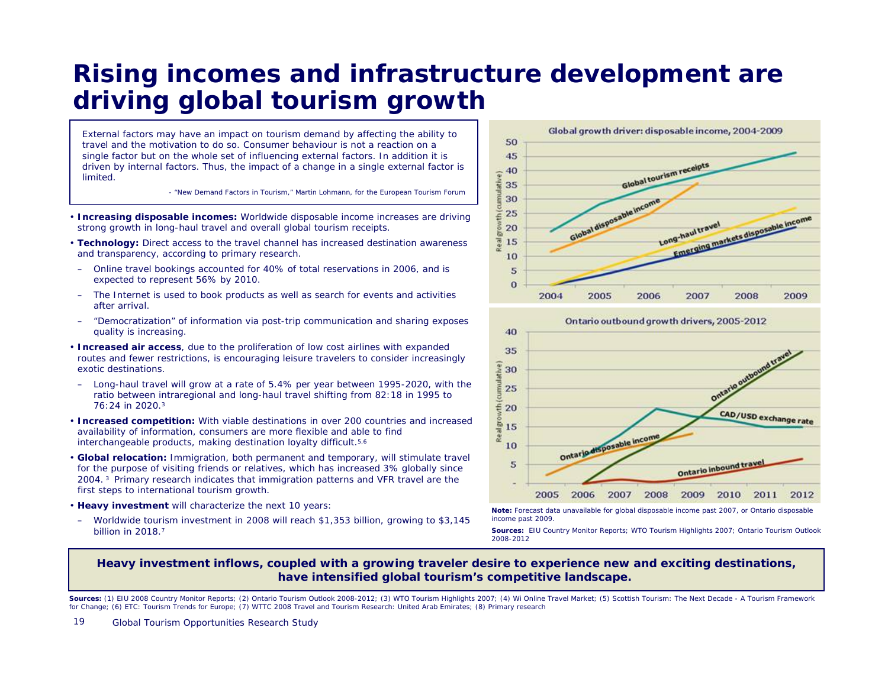# Rising incomes and infrastructure development are driving global tourism growth

> External factors may have an impact on tourism demand by affecting the ability to travel and the motivation to do so. Consumer behaviour is not a reaction on a single factor but on the whole set of influencing external factors. In addition it is driven by internal factors. Thus, the impact of a change in a single external factor is limited.
>
> \- "New Demand Factors in Tourism," Martin Lohmann, for the European Tourism Forum

- **Increasing disposable incomes:** Worldwide disposable income increases are driving strong growth in long-haul travel and overall global tourism receipts.
- **Technology:** Direct access to the travel channel has increased destination awareness and transparency, according to primary research.
  - Online travel bookings accounted for 40% of total reservations in 2006, and is expected to represent 56% by 2010.
  - The Internet is used to book products as well as search for events and activities after arrival.
  - "Democratization" of information via post-trip communication and sharing exposes quality is increasing.
- **Increased air access**, due to the proliferation of low cost airlines with expanded routes and fewer restrictions, is encouraging leisure travelers to consider increasingly exotic destinations.
  - Long-haul travel will grow at a rate of 5.4% per year between 1995-2020, with the ratio between intraregional and long-haul travel shifting from 82:18 in 1995 to 76:24 in 2020.[3]
- **Increased competition:** With viable destinations in over 200 countries and increased availability of information, consumers are more flexible and able to find interchangeable products, making destination loyalty difficult.[5,6]
- **Global relocation:** Immigration, both permanent and temporary, will stimulate travel for the purpose of visiting friends or relatives, which has increased 3% globally since 2004.[3] Primary research indicates that immigration patterns and VFR travel are the first steps to international tourism growth.
- **Heavy investment** will characterize the next 10 years:
  - Worldwide tourism investment in 2008 will reach $1,353 billion, growing to $3,145 billion in 2018.[7]

Global growth driver: disposable income, 2004-2009

Ontario outbound growth drivers, 2005-2012

**Note:** Forecast data unavailable for global disposable income past 2007, or Ontario disposable income past 2009.

**Sources:** EIU Country Monitor Reports; WTO Tourism Highlights 2007; Ontario Tourism Outlook 2008-2012

**Heavy investment inflows, coupled with a growing traveler desire to experience new and exciting destinations, have intensified global tourism's competitive landscape.**

**Sources:** (1) EIU 2008 Country Monitor Reports; (2) Ontario Tourism Outlook 2008-2012; (3) WTO Tourism Highlights 2007; (4) Wi Online Travel Market; (5) Scottish Tourism: The Next Decade - A Tourism Framework for Change; (6) ETC: Tourism Trends for Europe; (7) WTTC 2008 Travel and Tourism Research: United Arab Emirates; (8) Primary research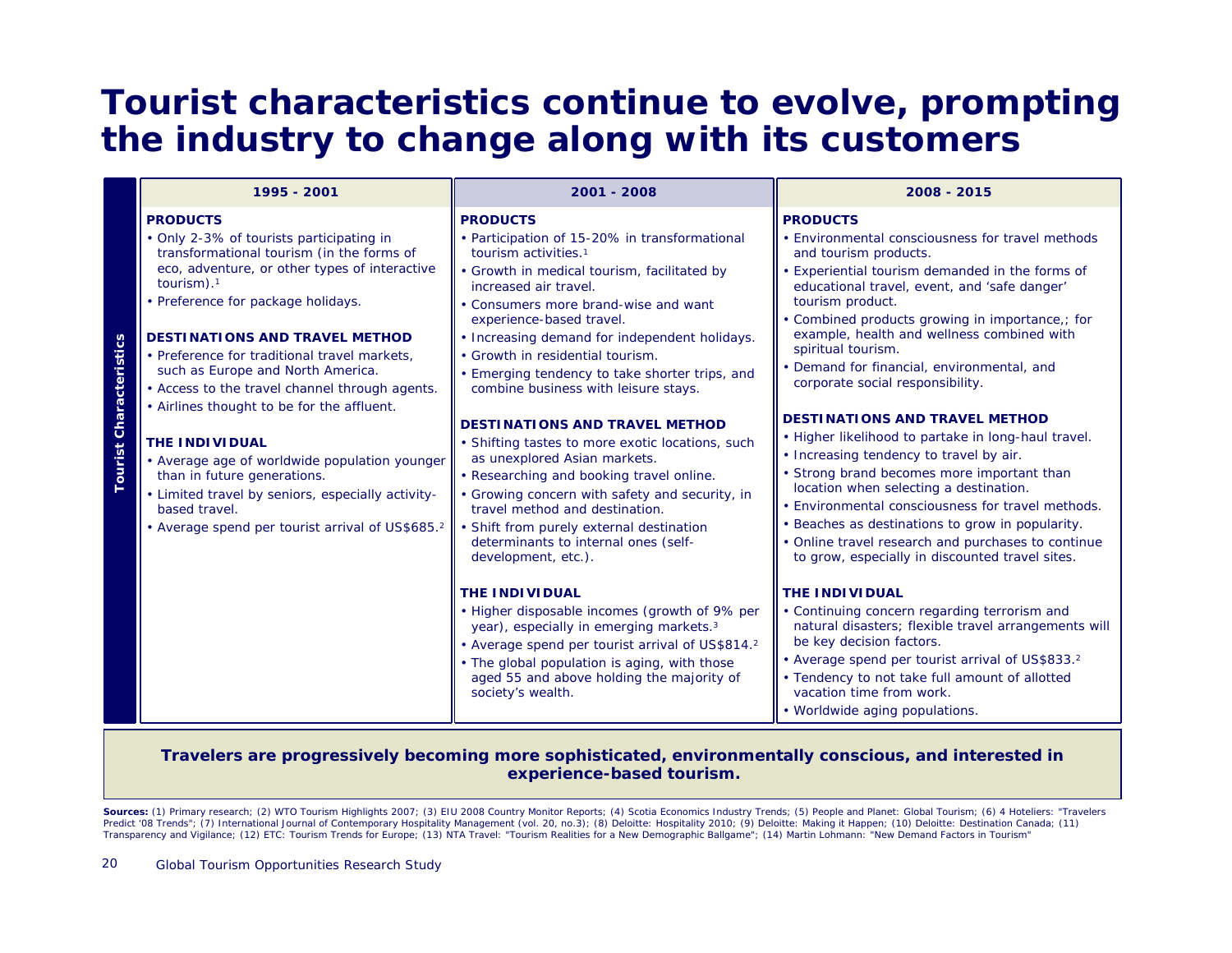# Tourist characteristics continue to evolve, prompting the industry to change along with its customers

**Tourist Characteristics**

## 1995 - 2001

**PRODUCTS**

- Only 2-3% of tourists participating in transformational tourism (in the forms of eco, adventure, or other types of interactive tourism).[1]
- Preference for package holidays.

**DESTINATIONS AND TRAVEL METHOD**

- Preference for traditional travel markets, such as Europe and North America.
- Access to the travel channel through agents.
- Airlines thought to be for the affluent.

**THE INDIVIDUAL**

- Average age of worldwide population younger than in future generations.
- Limited travel by seniors, especially activity-based travel.
- Average spend per tourist arrival of US$685.[2]

## 2001 - 2008

**PRODUCTS**

- Participation of 15-20% in transformational tourism activities.[1]
- Growth in medical tourism, facilitated by increased air travel.
- Consumers more brand-wise and want experience-based travel.
- Increasing demand for independent holidays.
- Growth in residential tourism.
- Emerging tendency to take shorter trips, and combine business with leisure stays.

**DESTINATIONS AND TRAVEL METHOD**

- Shifting tastes to more exotic locations, such as unexplored Asian markets.
- Researching and booking travel online.
- Growing concern with safety and security, in travel method and destination.
- Shift from purely external destination determinants to internal ones (self-development, etc.).

**THE INDIVIDUAL**

- Higher disposable incomes (growth of 9% per year), especially in emerging markets.[3]
- Average spend per tourist arrival of US$814.[2]
- The global population is aging, with those aged 55 and above holding the majority of society's wealth.

## 2008 - 2015

**PRODUCTS**

- Environmental consciousness for travel methods and tourism products.
- Experiential tourism demanded in the forms of educational travel, event, and 'safe danger' tourism product.
- Combined products growing in importance,; for example, health and wellness combined with spiritual tourism.
- Demand for financial, environmental, and corporate social responsibility.

**DESTINATIONS AND TRAVEL METHOD**

- Higher likelihood to partake in long-haul travel.
- Increasing tendency to travel by air.
- Strong brand becomes more important than location when selecting a destination.
- Environmental consciousness for travel methods.
- Beaches as destinations to grow in popularity.
- Online travel research and purchases to continue to grow, especially in discounted travel sites.

**THE INDIVIDUAL**

- Continuing concern regarding terrorism and natural disasters; flexible travel arrangements will be key decision factors.
- Average spend per tourist arrival of US$833.[2]
- Tendency to not take full amount of allotted vacation time from work.
- Worldwide aging populations.

**Travelers are progressively becoming more sophisticated, environmentally conscious, and interested in experience-based tourism.**

**Sources:** (1) Primary research; (2) WTO Tourism Highlights 2007; (3) EIU 2008 Country Monitor Reports; (4) Scotia Economics Industry Trends; (5) People and Planet: Global Tourism; (6) 4 Hoteliers: "Travelers Predict '08 Trends"; (7) International Journal of Contemporary Hospitality Management (vol. 20, no.3); (8) Deloitte: Hospitality 2010; (9) Deloitte: Making it Happen; (10) Deloitte: Destination Canada; (11) Transparency and Vigilance; (12) ETC: Tourism Trends for Europe; (13) NTA Travel: "Tourism Realities for a New Demographic Ballgame"; (14) Martin Lohmann: "New Demand Factors in Tourism"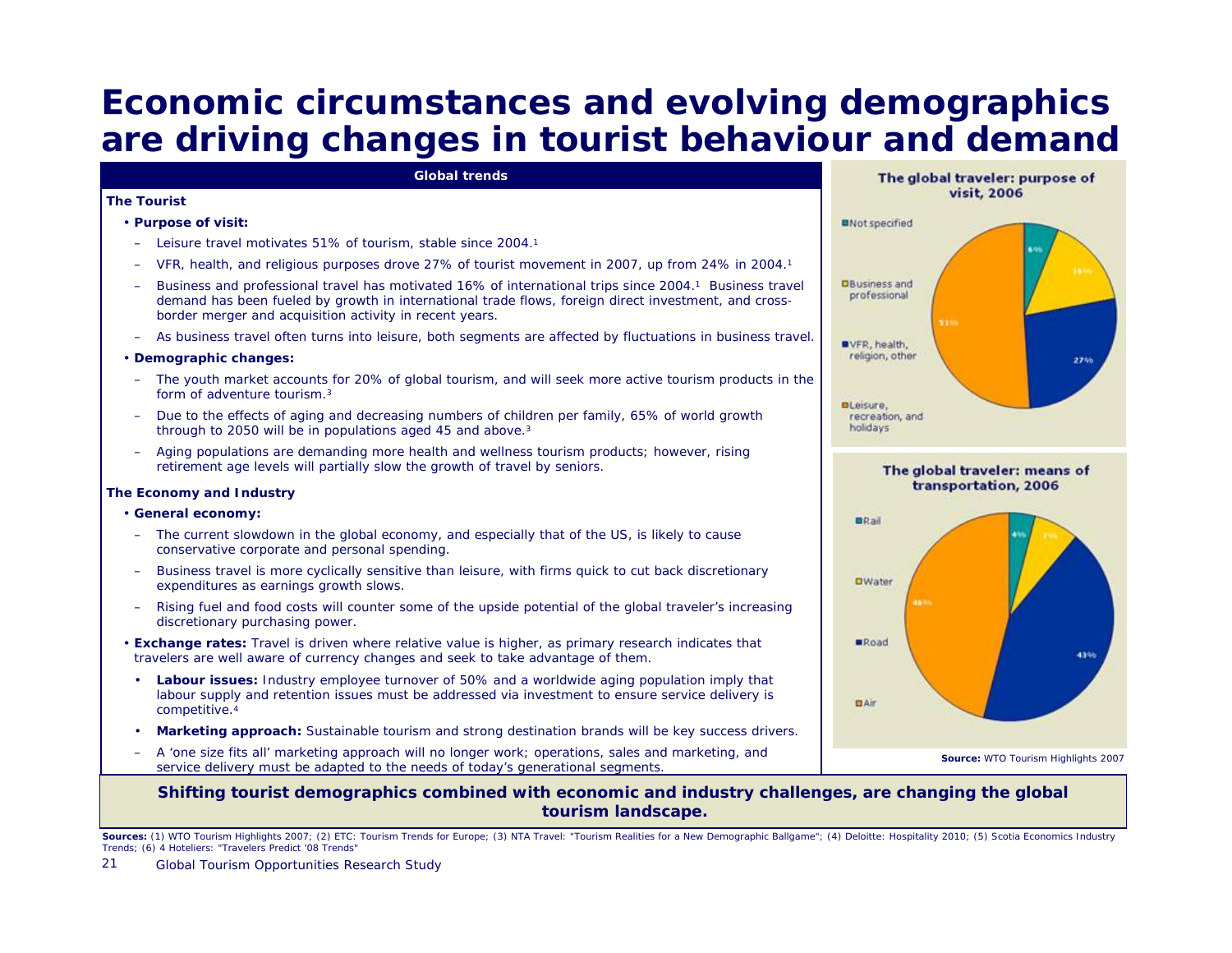# Economic circumstances and evolving demographics are driving changes in tourist behaviour and demand

**Global trends**

**The Tourist**

- **Purpose of visit:**
  - Leisure travel motivates 51% of tourism, stable since 2004.[1]
  - VFR, health, and religious purposes drove 27% of tourist movement in 2007, up from 24% in 2004.[1]
  - Business and professional travel has motivated 16% of international trips since 2004.[1] Business travel demand has been fueled by growth in international trade flows, foreign direct investment, and cross-border merger and acquisition activity in recent years.
  - As business travel often turns into leisure, both segments are affected by fluctuations in business travel.
- **Demographic changes:**
  - The youth market accounts for 20% of global tourism, and will seek more active tourism products in the form of adventure tourism.[3]
  - Due to the effects of aging and decreasing numbers of children per family, 65% of world growth through to 2050 will be in populations aged 45 and above.[3]
  - Aging populations are demanding more health and wellness tourism products; however, rising retirement age levels will partially slow the growth of travel by seniors.

**The Economy and Industry**

- **General economy:**
  - The current slowdown in the global economy, and especially that of the US, is likely to cause conservative corporate and personal spending.
  - Business travel is more cyclically sensitive than leisure, with firms quick to cut back discretionary expenditures as earnings growth slows.
  - Rising fuel and food costs will counter some of the upside potential of the global traveler's increasing discretionary purchasing power.
- **Exchange rates:** Travel is driven where relative value is higher, as primary research indicates that travelers are well aware of currency changes and seek to take advantage of them.
- **Labour issues:** Industry employee turnover of 50% and a worldwide aging population imply that labour supply and retention issues must be addressed via investment to ensure service delivery is competitive.[4]
- **Marketing approach:** Sustainable tourism and strong destination brands will be key success drivers.
  - A 'one size fits all' marketing approach will no longer work; operations, sales and marketing, and service delivery must be adapted to the needs of today's generational segments.

**The global traveler: purpose of visit, 2006**

| Purpose | Share |
|---|---|
| Not specified | 6% |
| Business and professional | 16% |
| VFR, health, religion, other | 27% |
| Leisure, recreation, and holidays | 51% |

**The global traveler: means of transportation, 2006**

| Means | Share |
|---|---|
| Rail | 4% |
| Water | 7% |
| Road | 43% |
| Air | 46% |

**Source:** WTO Tourism Highlights 2007

**Shifting tourist demographics combined with economic and industry challenges, are changing the global tourism landscape.**

**Sources:** (1) WTO Tourism Highlights 2007; (2) ETC: Tourism Trends for Europe; (3) NTA Travel: "Tourism Realities for a New Demographic Ballgame"; (4) Deloitte: Hospitality 2010; (5) Scotia Economics Industry Trends; (6) 4 Hoteliers: "Travelers Predict '08 Trends"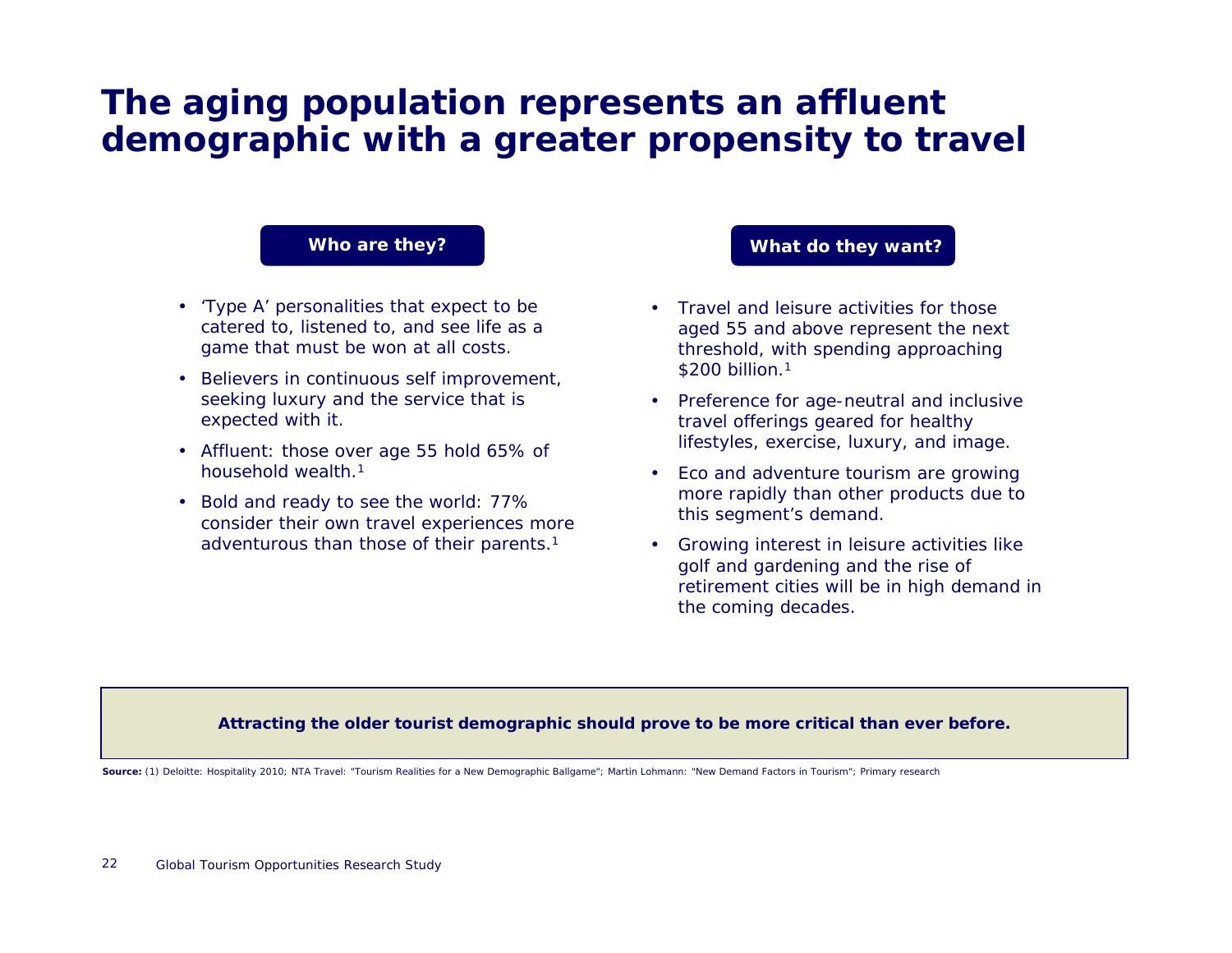# The aging population represents an affluent demographic with a greater propensity to travel

## Who are they?

- 'Type A' personalities that expect to be catered to, listened to, and see life as a game that must be won at all costs.
- Believers in continuous self improvement, seeking luxury and the service that is expected with it.
- Affluent: those over age 55 hold 65% of household wealth.[1]
- Bold and ready to see the world: 77% consider their own travel experiences more adventurous than those of their parents.[1]

## What do they want?

- Travel and leisure activities for those aged 55 and above represent the next threshold, with spending approaching $200 billion.[1]
- Preference for age-neutral and inclusive travel offerings geared for healthy lifestyles, exercise, luxury, and image.
- Eco and adventure tourism are growing more rapidly than other products due to this segment's demand.
- Growing interest in leisure activities like golf and gardening and the rise of retirement cities will be in high demand in the coming decades.

**Attracting the older tourist demographic should prove to be more critical than ever before.**

**Source:** (1) Deloitte: Hospitality 2010; NTA Travel: "Tourism Realities for a New Demographic Ballgame"; Martin Lohmann: "New Demand Factors in Tourism"; Primary research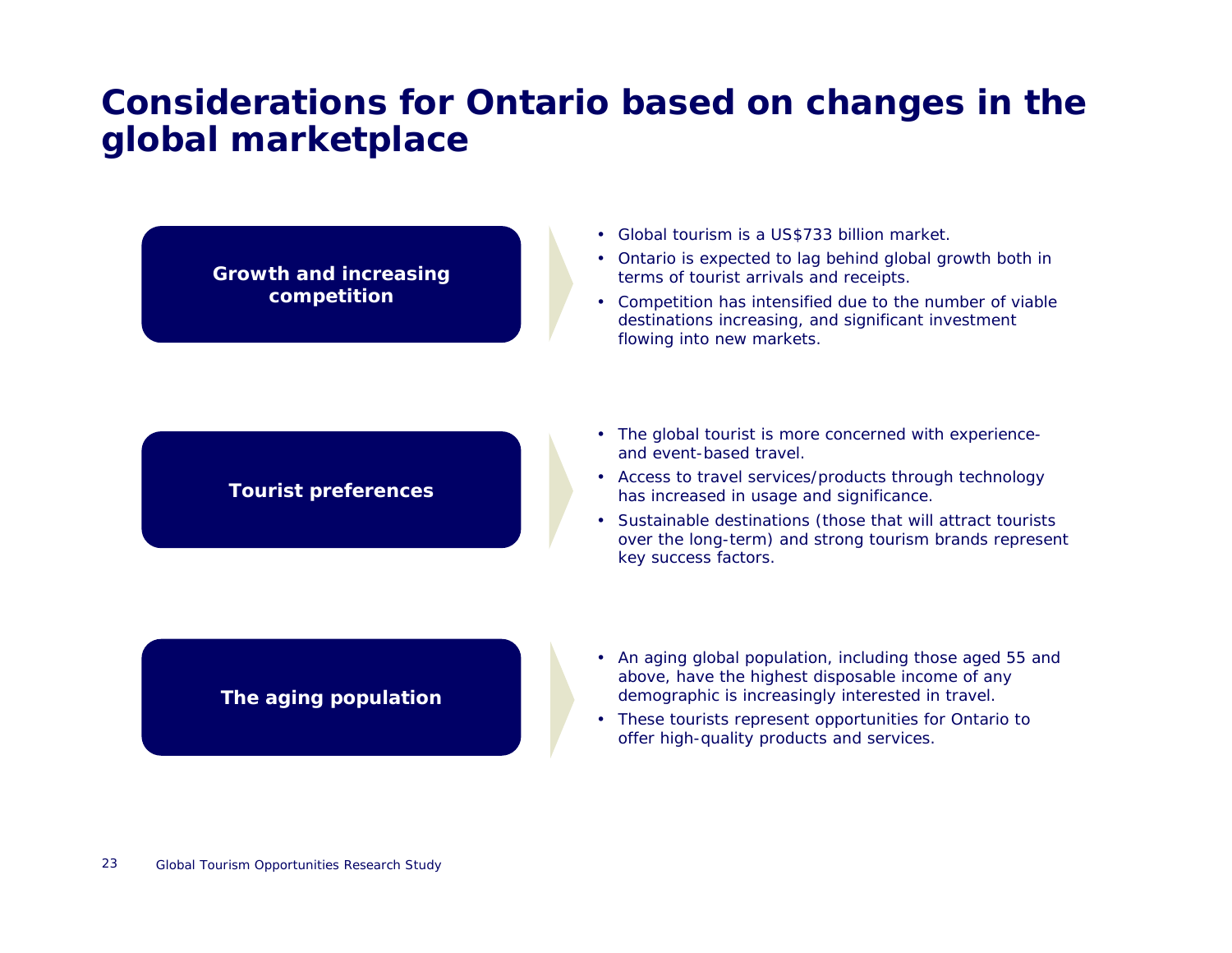# Considerations for Ontario based on changes in the global marketplace

**Growth and increasing competition**

- Global tourism is a US$733 billion market.
- Ontario is expected to lag behind global growth both in terms of tourist arrivals and receipts.
- Competition has intensified due to the number of viable destinations increasing, and significant investment flowing into new markets.

**Tourist preferences**

- The global tourist is more concerned with experience- and event-based travel.
- Access to travel services/products through technology has increased in usage and significance.
- Sustainable destinations (those that will attract tourists over the long-term) and strong tourism brands represent key success factors.

**The aging population**

- An aging global population, including those aged 55 and above, have the highest disposable income of any demographic is increasingly interested in travel.
- These tourists represent opportunities for Ontario to offer high-quality products and services.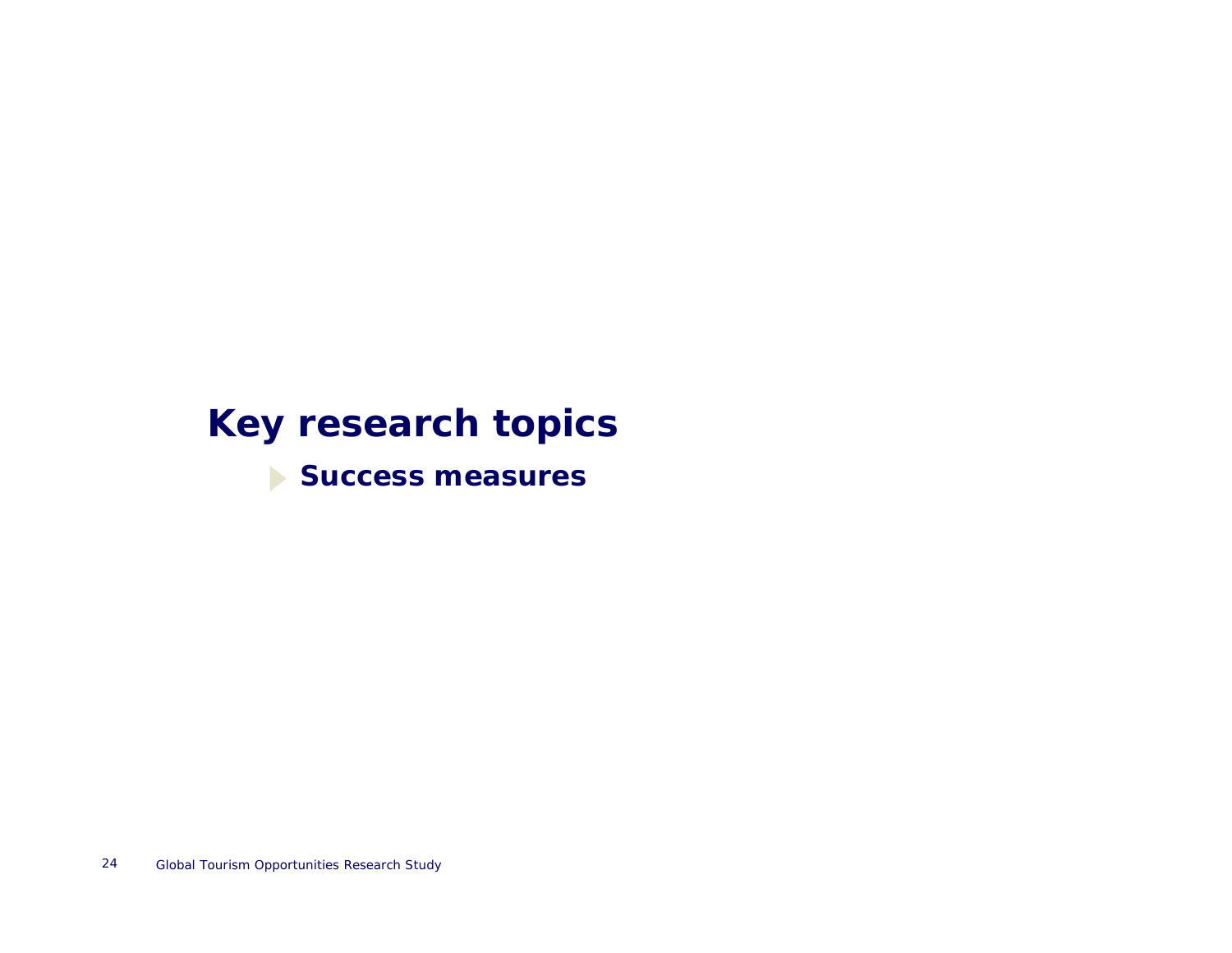# Key research topics

- **Success measures**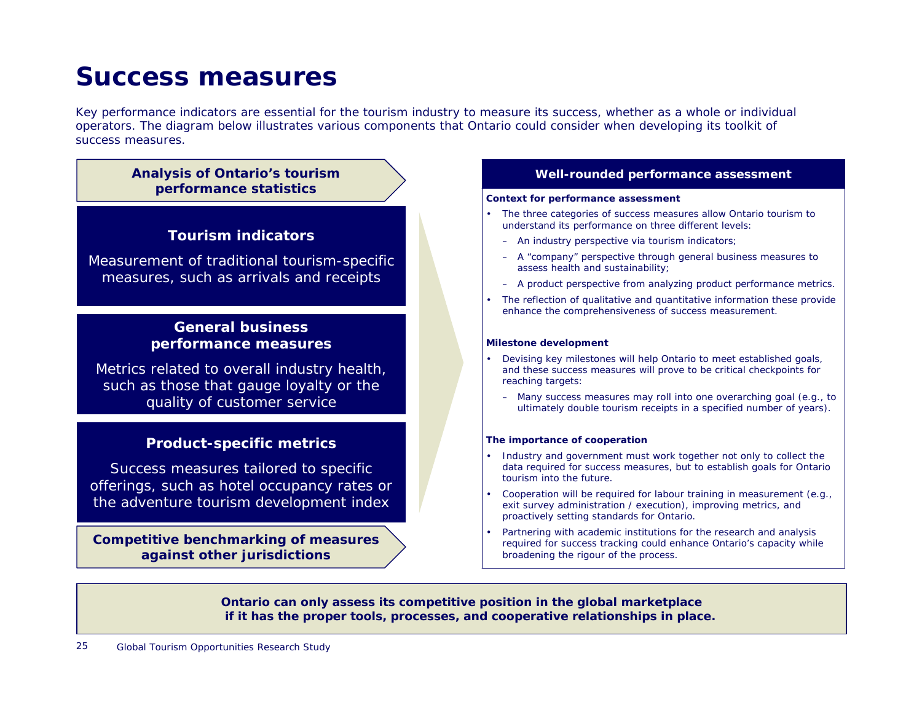# Success measures

Key performance indicators are essential for the tourism industry to measure its success, whether as a whole or individual operators. The diagram below illustrates various components that Ontario could consider when developing its toolkit of success measures.

**Analysis of Ontario's tourism performance statistics**

### Tourism indicators

Measurement of traditional tourism-specific measures, such as arrivals and receipts

### General business performance measures

Metrics related to overall industry health, such as those that gauge loyalty or the quality of customer service

### Product-specific metrics

Success measures tailored to specific offerings, such as hotel occupancy rates or the adventure tourism development index

**Competitive benchmarking of measures against other jurisdictions**

## Well-rounded performance assessment

**Context for performance assessment**

- The three categories of success measures allow Ontario tourism to understand its performance on three different levels:
  - An industry perspective via tourism indicators;
  - A "company" perspective through general business measures to assess health and sustainability;
  - A product perspective from analyzing product performance metrics.
- The reflection of qualitative and quantitative information these provide enhance the comprehensiveness of success measurement.

**Milestone development**

- Devising key milestones will help Ontario to meet established goals, and these success measures will prove to be critical checkpoints for reaching targets:
  - Many success measures may roll into one overarching goal (e.g., to ultimately double tourism receipts in a specified number of years).

**The importance of cooperation**

- Industry and government must work together not only to collect the data required for success measures, but to establish goals for Ontario tourism into the future.
- Cooperation will be required for labour training in measurement (e.g., exit survey administration / execution), improving metrics, and proactively setting standards for Ontario.
- Partnering with academic institutions for the research and analysis required for success tracking could enhance Ontario's capacity while broadening the rigour of the process.

**Ontario can only assess its competitive position in the global marketplace if it has the proper tools, processes, and cooperative relationships in place.**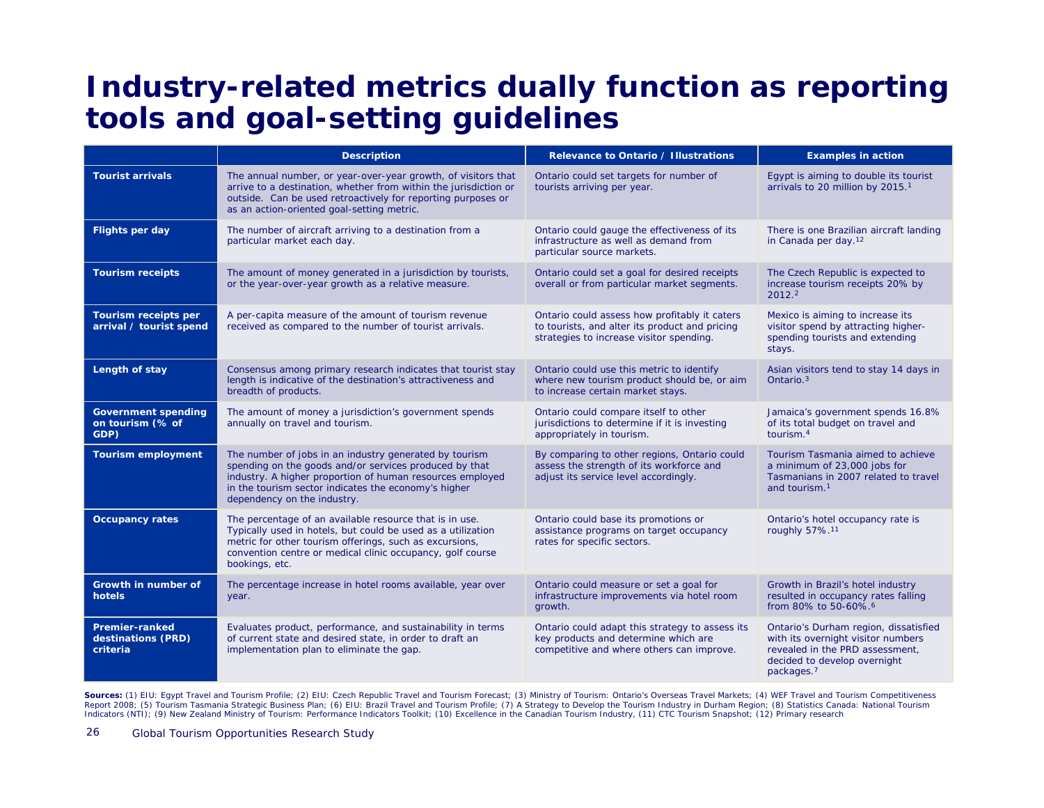# Industry-related metrics dually function as reporting tools and goal-setting guidelines

| | Description | Relevance to Ontario / Illustrations | Examples in action |
|---|---|---|---|
| **Tourist arrivals** | The annual number, or year-over-year growth, of visitors that arrive to a destination, whether from within the jurisdiction or outside. Can be used retroactively for reporting purposes or as an action-oriented goal-setting metric. | Ontario could set targets for number of tourists arriving per year. | Egypt is aiming to double its tourist arrivals to 20 million by 2015.[1] |
| **Flights per day** | The number of aircraft arriving to a destination from a particular market each day. | Ontario could gauge the effectiveness of its infrastructure as well as demand from particular source markets. | There is one Brazilian aircraft landing in Canada per day.[12] |
| **Tourism receipts** | The amount of money generated in a jurisdiction by tourists, or the year-over-year growth as a relative measure. | Ontario could set a goal for desired receipts overall or from particular market segments. | The Czech Republic is expected to increase tourism receipts 20% by 2012.[2] |
| **Tourism receipts per arrival / tourist spend** | A per-capita measure of the amount of tourism revenue received as compared to the number of tourist arrivals. | Ontario could assess how profitably it caters to tourists, and alter its product and pricing strategies to increase visitor spending. | Mexico is aiming to increase its visitor spend by attracting higher-spending tourists and extending stays. |
| **Length of stay** | Consensus among primary research indicates that tourist stay length is indicative of the destination's attractiveness and breadth of products. | Ontario could use this metric to identify where new tourism product should be, or aim to increase certain market stays. | Asian visitors tend to stay 14 days in Ontario.[3] |
| **Government spending on tourism (% of GDP)** | The amount of money a jurisdiction's government spends annually on travel and tourism. | Ontario could compare itself to other jurisdictions to determine if it is investing appropriately in tourism. | Jamaica's government spends 16.8% of its total budget on travel and tourism.[4] |
| **Tourism employment** | The number of jobs in an industry generated by tourism spending on the goods and/or services produced by that industry. A higher proportion of human resources employed in the tourism sector indicates the economy's higher dependency on the industry. | By comparing to other regions, Ontario could assess the strength of its workforce and adjust its service level accordingly. | Tourism Tasmania aimed to achieve a minimum of 23,000 jobs for Tasmanians in 2007 related to travel and tourism.[1] |
| **Occupancy rates** | The percentage of an available resource that is in use. Typically used in hotels, but could be used as a utilization metric for other tourism offerings, such as excursions, convention centre or medical clinic occupancy, golf course bookings, etc. | Ontario could base its promotions or assistance programs on target occupancy rates for specific sectors. | Ontario's hotel occupancy rate is roughly 57%.[11] |
| **Growth in number of hotels** | The percentage increase in hotel rooms available, year over year. | Ontario could measure or set a goal for infrastructure improvements via hotel room growth. | Growth in Brazil's hotel industry resulted in occupancy rates falling from 80% to 50-60%.[6] |
| **Premier-ranked destinations (PRD) criteria** | Evaluates product, performance, and sustainability in terms of current state and desired state, in order to draft an implementation plan to eliminate the gap. | Ontario could adapt this strategy to assess its key products and determine which are competitive and where others can improve. | Ontario's Durham region, dissatisfied with its overnight visitor numbers revealed in the PRD assessment, decided to develop overnight packages.[7] |

**Sources:** (1) EIU: Egypt Travel and Tourism Profile; (2) EIU: Czech Republic Travel and Tourism Forecast; (3) Ministry of Tourism: Ontario's Overseas Travel Markets; (4) WEF Travel and Tourism Competitiveness Report 2008; (5) Tourism Tasmania Strategic Business Plan; (6) EIU: Brazil Travel and Tourism Profile; (7) A Strategy to Develop the Tourism Industry in Durham Region; (8) Statistics Canada: National Tourism Indicators (NTI); (9) New Zealand Ministry of Tourism: Performance Indicators Toolkit; (10) Excellence in the Canadian Tourism Industry, (11) CTC Tourism Snapshot; (12) Primary research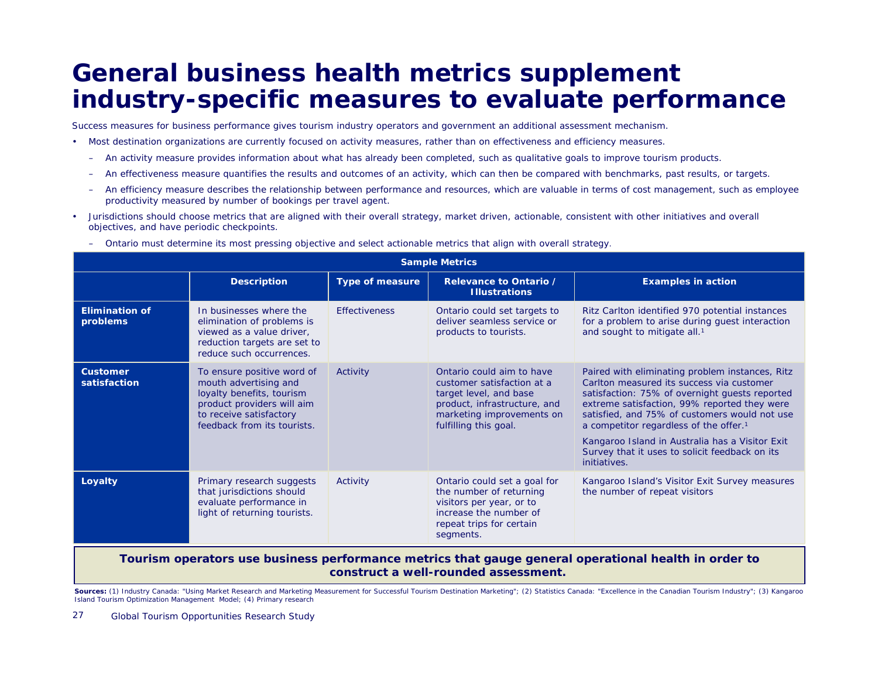# General business health metrics supplement industry-specific measures to evaluate performance

Success measures for business performance gives tourism industry operators and government an additional assessment mechanism.

- Most destination organizations are currently focused on activity measures, rather than on effectiveness and efficiency measures.
  - An activity measure provides information about what has already been completed, such as qualitative goals to improve tourism products.
  - An effectiveness measure quantifies the results and outcomes of an activity, which can then be compared with benchmarks, past results, or targets.
  - An efficiency measure describes the relationship between performance and resources, which are valuable in terms of cost management, such as employee productivity measured by number of bookings per travel agent.
- Jurisdictions should choose metrics that are aligned with their overall strategy, market driven, actionable, consistent with other initiatives and overall objectives, and have periodic checkpoints.
  - Ontario must determine its most pressing objective and select actionable metrics that align with overall strategy.

| Sample Metrics | | | | |
|---|---|---|---|---|
| | **Description** | **Type of measure** | **Relevance to Ontario / Illustrations** | **Examples in action** |
| **Elimination of problems** | In businesses where the elimination of problems is viewed as a value driver, reduction targets are set to reduce such occurrences. | Effectiveness | Ontario could set targets to deliver seamless service or products to tourists. | Ritz Carlton identified 970 potential instances for a problem to arise during guest interaction and sought to mitigate all.[1] |
| **Customer satisfaction** | To ensure positive word of mouth advertising and loyalty benefits, tourism product providers will aim to receive satisfactory feedback from its tourists. | Activity | Ontario could aim to have customer satisfaction at a target level, and base product, infrastructure, and marketing improvements on fulfilling this goal. | Paired with eliminating problem instances, Ritz Carlton measured its success via customer satisfaction: 75% of overnight guests reported extreme satisfaction, 99% reported they were satisfied, and 75% of customers would not use a competitor regardless of the offer.[1] Kangaroo Island in Australia has a Visitor Exit Survey that it uses to solicit feedback on its initiatives. |
| **Loyalty** | Primary research suggests that jurisdictions should evaluate performance in light of returning tourists. | Activity | Ontario could set a goal for the number of returning visitors per year, or to increase the number of repeat trips for certain segments. | Kangaroo Island's Visitor Exit Survey measures the number of repeat visitors |

**Tourism operators use business performance metrics that gauge general operational health in order to construct a well-rounded assessment.**

**Sources:** (1) Industry Canada: "Using Market Research and Marketing Measurement for Successful Tourism Destination Marketing"; (2) Statistics Canada: "Excellence in the Canadian Tourism Industry"; (3) Kangaroo Island Tourism Optimization Management Model; (4) Primary research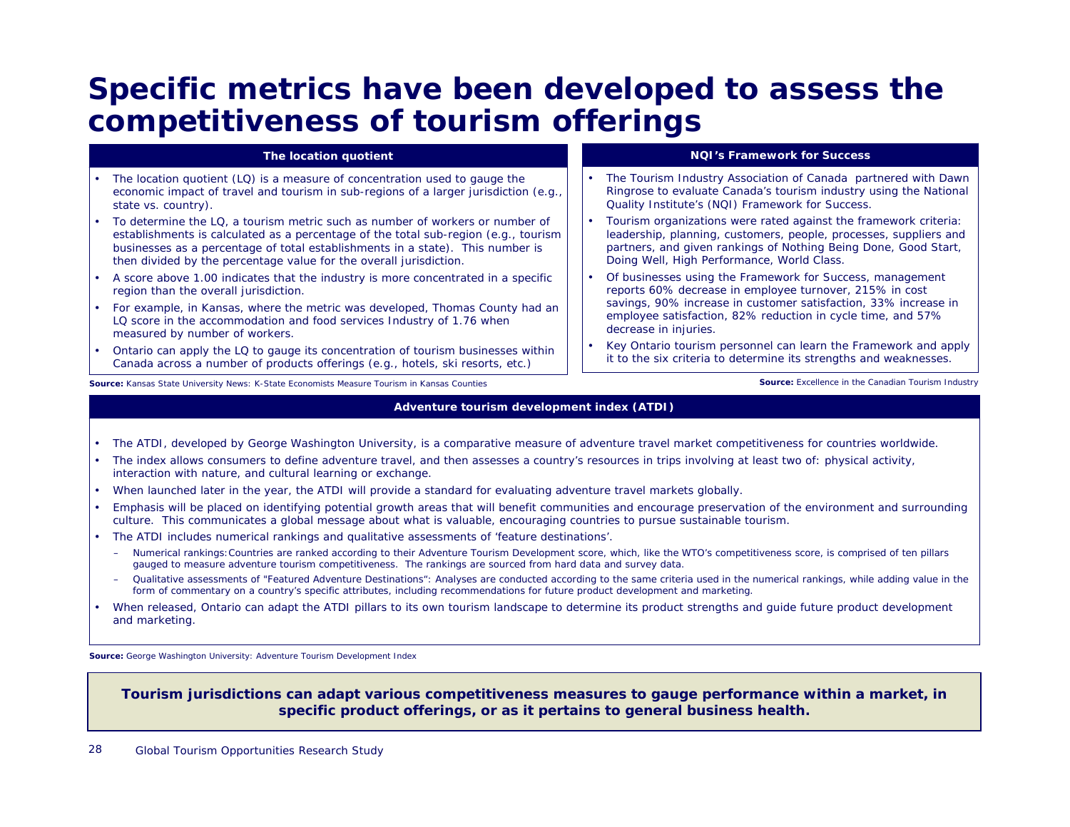# Specific metrics have been developed to assess the competitiveness of tourism offerings

## The location quotient

- The location quotient (LQ) is a measure of concentration used to gauge the economic impact of travel and tourism in sub-regions of a larger jurisdiction (e.g., state vs. country).
- To determine the LQ, a tourism metric such as number of workers or number of establishments is calculated as a percentage of the total sub-region (e.g., tourism businesses as a percentage of total establishments in a state). This number is then divided by the percentage value for the overall jurisdiction.
- A score above 1.00 indicates that the industry is more concentrated in a specific region than the overall jurisdiction.
- For example, in Kansas, where the metric was developed, Thomas County had an LQ score in the accommodation and food services Industry of 1.76 when measured by number of workers.
- Ontario can apply the LQ to gauge its concentration of tourism businesses within Canada across a number of products offerings (e.g., hotels, ski resorts, etc.)

**Source:** Kansas State University News: K-State Economists Measure Tourism in Kansas Counties

## NQI's Framework for Success

- The Tourism Industry Association of Canada partnered with Dawn Ringrose to evaluate Canada's tourism industry using the National Quality Institute's (NQI) Framework for Success.
- Tourism organizations were rated against the framework criteria: leadership, planning, customers, people, processes, suppliers and partners, and given rankings of Nothing Being Done, Good Start, Doing Well, High Performance, World Class.
- Of businesses using the Framework for Success, management reports 60% decrease in employee turnover, 215% in cost savings, 90% increase in customer satisfaction, 33% increase in employee satisfaction, 82% reduction in cycle time, and 57% decrease in injuries.
- Key Ontario tourism personnel can learn the Framework and apply it to the six criteria to determine its strengths and weaknesses.

**Source:** Excellence in the Canadian Tourism Industry

## Adventure tourism development index (ATDI)

- The ATDI, developed by George Washington University, is a comparative measure of adventure travel market competitiveness for countries worldwide.
- The index allows consumers to define adventure travel, and then assesses a country's resources in trips involving at least two of: physical activity, interaction with nature, and cultural learning or exchange.
- When launched later in the year, the ATDI will provide a standard for evaluating adventure travel markets globally.
- Emphasis will be placed on identifying potential growth areas that will benefit communities and encourage preservation of the environment and surrounding culture. This communicates a global message about what is valuable, encouraging countries to pursue sustainable tourism.
- The ATDI includes numerical rankings and qualitative assessments of 'feature destinations'.
  - Numerical rankings: Countries are ranked according to their Adventure Tourism Development score, which, like the WTO's competitiveness score, is comprised of ten pillars gauged to measure adventure tourism competitiveness. The rankings are sourced from hard data and survey data.
  - Qualitative assessments of "Featured Adventure Destinations": Analyses are conducted according to the same criteria used in the numerical rankings, while adding value in the form of commentary on a country's specific attributes, including recommendations for future product development and marketing.
- When released, Ontario can adapt the ATDI pillars to its own tourism landscape to determine its product strengths and guide future product development and marketing.

**Source:** George Washington University: Adventure Tourism Development Index

**Tourism jurisdictions can adapt various competitiveness measures to gauge performance within a market, in specific product offerings, or as it pertains to general business health.**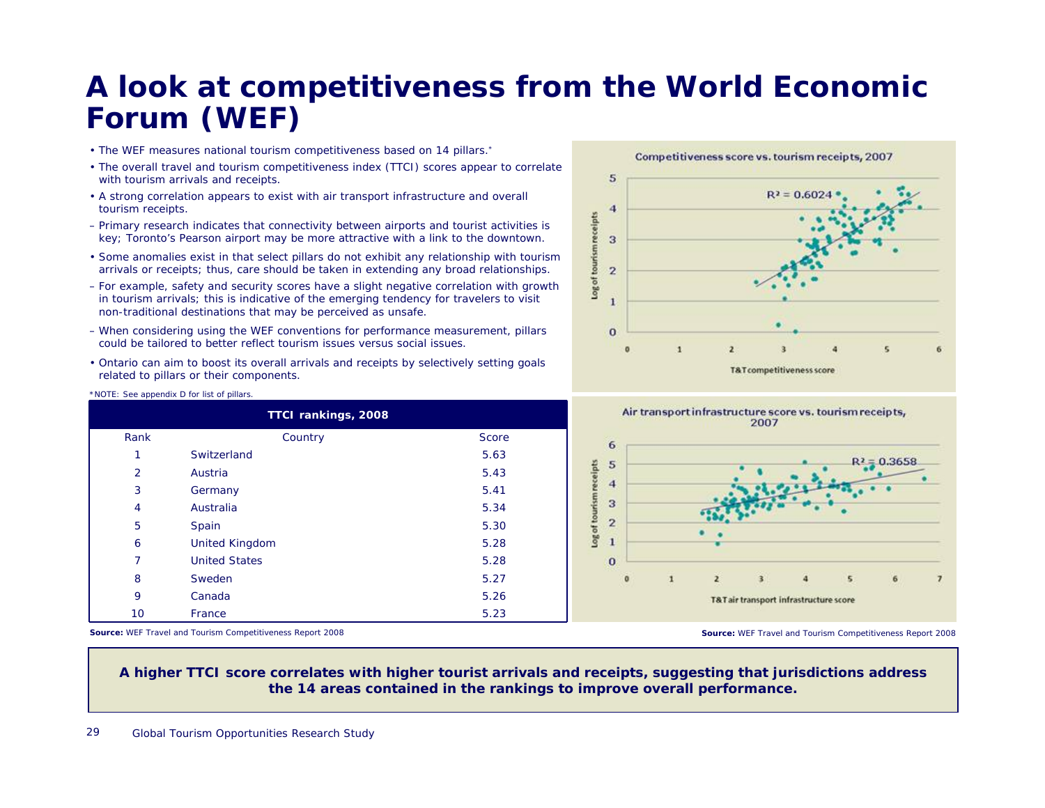# A look at competitiveness from the World Economic Forum (WEF)

- The WEF measures national tourism competitiveness based on 14 pillars.*
- The overall travel and tourism competitiveness index (TTCI) scores appear to correlate with tourism arrivals and receipts.
- A strong correlation appears to exist with air transport infrastructure and overall tourism receipts.
  - Primary research indicates that connectivity between airports and tourist activities is key; Toronto's Pearson airport may be more attractive with a link to the downtown.
- Some anomalies exist in that select pillars do not exhibit any relationship with tourism arrivals or receipts; thus, care should be taken in extending any broad relationships.
  - For example, safety and security scores have a slight negative correlation with growth in tourism arrivals; this is indicative of the emerging tendency for travelers to visit non-traditional destinations that may be perceived as unsafe.
  - When considering using the WEF conventions for performance measurement, pillars could be tailored to better reflect tourism issues versus social issues.
- Ontario can aim to boost its overall arrivals and receipts by selectively setting goals related to pillars or their components.

*NOTE: See appendix D for list of pillars.

**Competitiveness score vs. tourism receipts, 2007**

$R^2 = 0.6024$

Y-axis: Log of tourism receipts; X-axis: T&T competitiveness score

**Air transport infrastructure score vs. tourism receipts, 2007**

$R^2 = 0.3658$

Y-axis: Log of tourism receipts; X-axis: T&T air transport infrastructure score

**Source:** WEF Travel and Tourism Competitiveness Report 2008

**TTCI rankings, 2008**

| Rank | Country | Score |
|---|---|---|
| 1 | Switzerland | 5.63 |
| 2 | Austria | 5.43 |
| 3 | Germany | 5.41 |
| 4 | Australia | 5.34 |
| 5 | Spain | 5.30 |
| 6 | United Kingdom | 5.28 |
| 7 | United States | 5.28 |
| 8 | Sweden | 5.27 |
| 9 | Canada | 5.26 |
| 10 | France | 5.23 |

**Source:** WEF Travel and Tourism Competitiveness Report 2008

**A higher TTCI score correlates with higher tourist arrivals and receipts, suggesting that jurisdictions address the 14 areas contained in the rankings to improve overall performance.**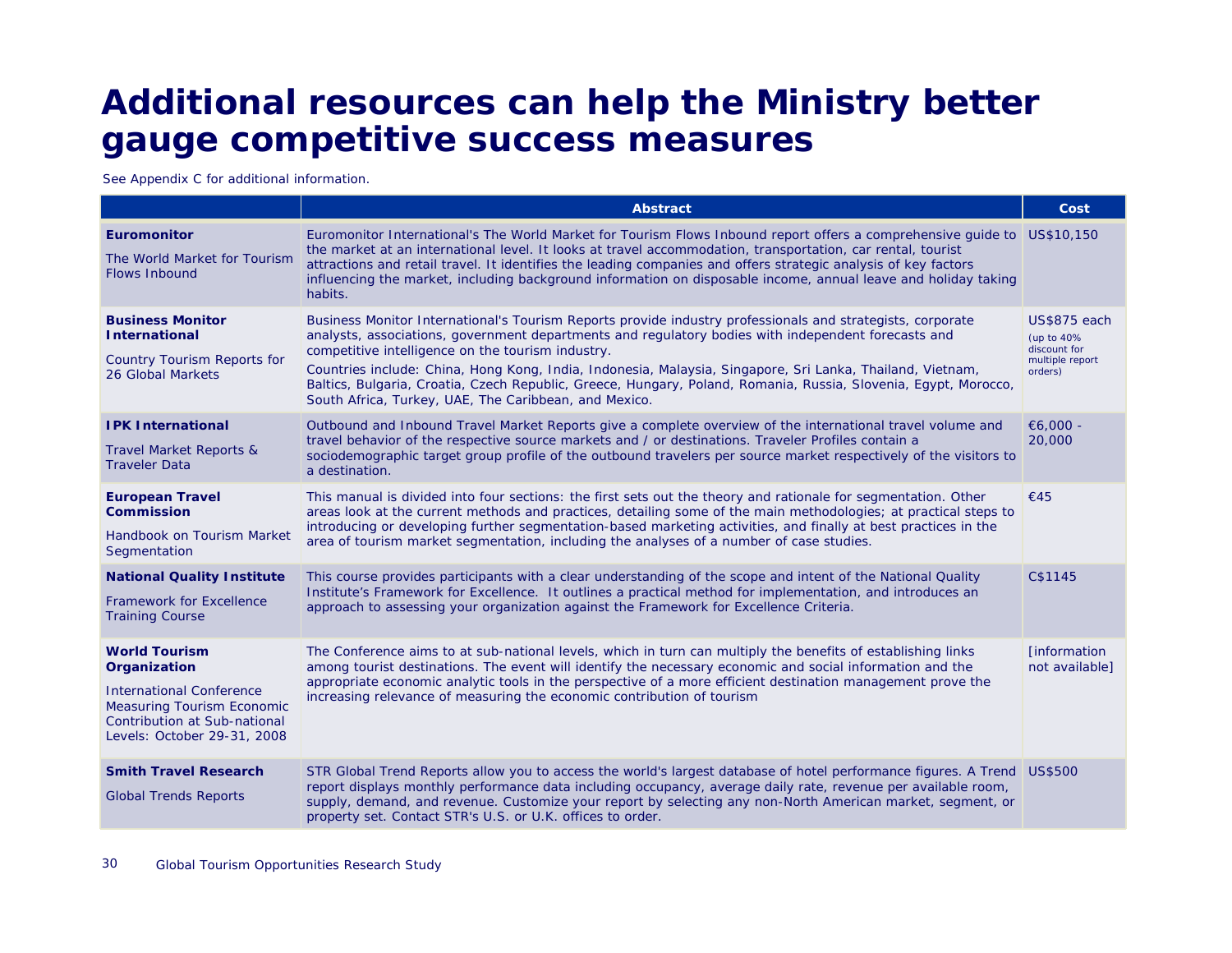# Additional resources can help the Ministry better gauge competitive success measures

See Appendix C for additional information.

| | Abstract | Cost |
|---|---|---|
| **Euromonitor**<br>The World Market for Tourism Flows Inbound | Euromonitor International's The World Market for Tourism Flows Inbound report offers a comprehensive guide to the market at an international level. It looks at travel accommodation, transportation, car rental, tourist attractions and retail travel. It identifies the leading companies and offers strategic analysis of key factors influencing the market, including background information on disposable income, annual leave and holiday taking habits. | US$10,150 |
| **Business Monitor International**<br>Country Tourism Reports for 26 Global Markets | Business Monitor International's Tourism Reports provide industry professionals and strategists, corporate analysts, associations, government departments and regulatory bodies with independent forecasts and competitive intelligence on the tourism industry.<br>Countries include: China, Hong Kong, India, Indonesia, Malaysia, Singapore, Sri Lanka, Thailand, Vietnam, Baltics, Bulgaria, Croatia, Czech Republic, Greece, Hungary, Poland, Romania, Russia, Slovenia, Egypt, Morocco, South Africa, Turkey, UAE, The Caribbean, and Mexico. | US$875 each<br>(up to 40% discount for multiple report orders) |
| **IPK International**<br>Travel Market Reports & Traveler Data | Outbound and Inbound Travel Market Reports give a complete overview of the international travel volume and travel behavior of the respective source markets and / or destinations. Traveler Profiles contain a sociodemographic target group profile of the outbound travelers per source market respectively of the visitors to a destination. | €6,000 - 20,000 |
| **European Travel Commission**<br>Handbook on Tourism Market Segmentation | This manual is divided into four sections: the first sets out the theory and rationale for segmentation. Other areas look at the current methods and practices, detailing some of the main methodologies; at practical steps to introducing or developing further segmentation-based marketing activities, and finally at best practices in the area of tourism market segmentation, including the analyses of a number of case studies. | €45 |
| **National Quality Institute**<br>Framework for Excellence Training Course | This course provides participants with a clear understanding of the scope and intent of the National Quality Institute's Framework for Excellence. It outlines a practical method for implementation, and introduces an approach to assessing your organization against the Framework for Excellence Criteria. | C$1145 |
| **World Tourism Organization**<br>International Conference Measuring Tourism Economic Contribution at Sub-national Levels: October 29-31, 2008 | The Conference aims to at sub-national levels, which in turn can multiply the benefits of establishing links among tourist destinations. The event will identify the necessary economic and social information and the appropriate economic analytic tools in the perspective of a more efficient destination management prove the increasing relevance of measuring the economic contribution of tourism | [information not available] |
| **Smith Travel Research**<br>Global Trends Reports | STR Global Trend Reports allow you to access the world's largest database of hotel performance figures. A Trend report displays monthly performance data including occupancy, average daily rate, revenue per available room, supply, demand, and revenue. Customize your report by selecting any non-North American market, segment, or property set. Contact STR's U.S. or U.K. offices to order. | US$500 |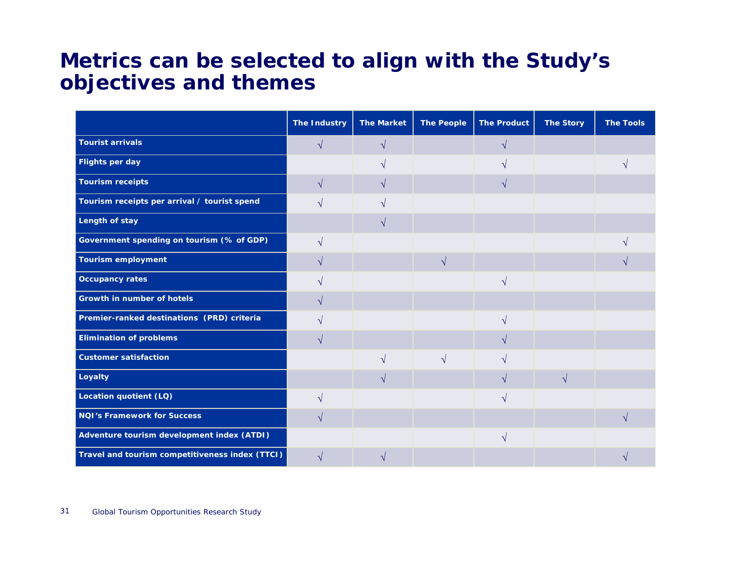# Metrics can be selected to align with the Study's objectives and themes

| | The Industry | The Market | The People | The Product | The Story | The Tools |
|---|---|---|---|---|---|---|
| Tourist arrivals | √ | √ | | √ | | |
| Flights per day | | √ | | √ | | √ |
| Tourism receipts | √ | √ | | √ | | |
| Tourism receipts per arrival / tourist spend | √ | √ | | | | |
| Length of stay | | √ | | | | |
| Government spending on tourism (% of GDP) | √ | | | | | √ |
| Tourism employment | √ | | √ | | | √ |
| Occupancy rates | √ | | | √ | | |
| Growth in number of hotels | √ | | | | | |
| Premier-ranked destinations (PRD) criteria | √ | | | √ | | |
| Elimination of problems | √ | | | √ | | |
| Customer satisfaction | | √ | √ | √ | | |
| Loyalty | | √ | | √ | √ | |
| Location quotient (LQ) | √ | | | √ | | |
| NQI's Framework for Success | √ | | | | | √ |
| Adventure tourism development index (ATDI) | | | | √ | | |
| Travel and tourism competitiveness index (TTCI) | √ | √ | | | | √ |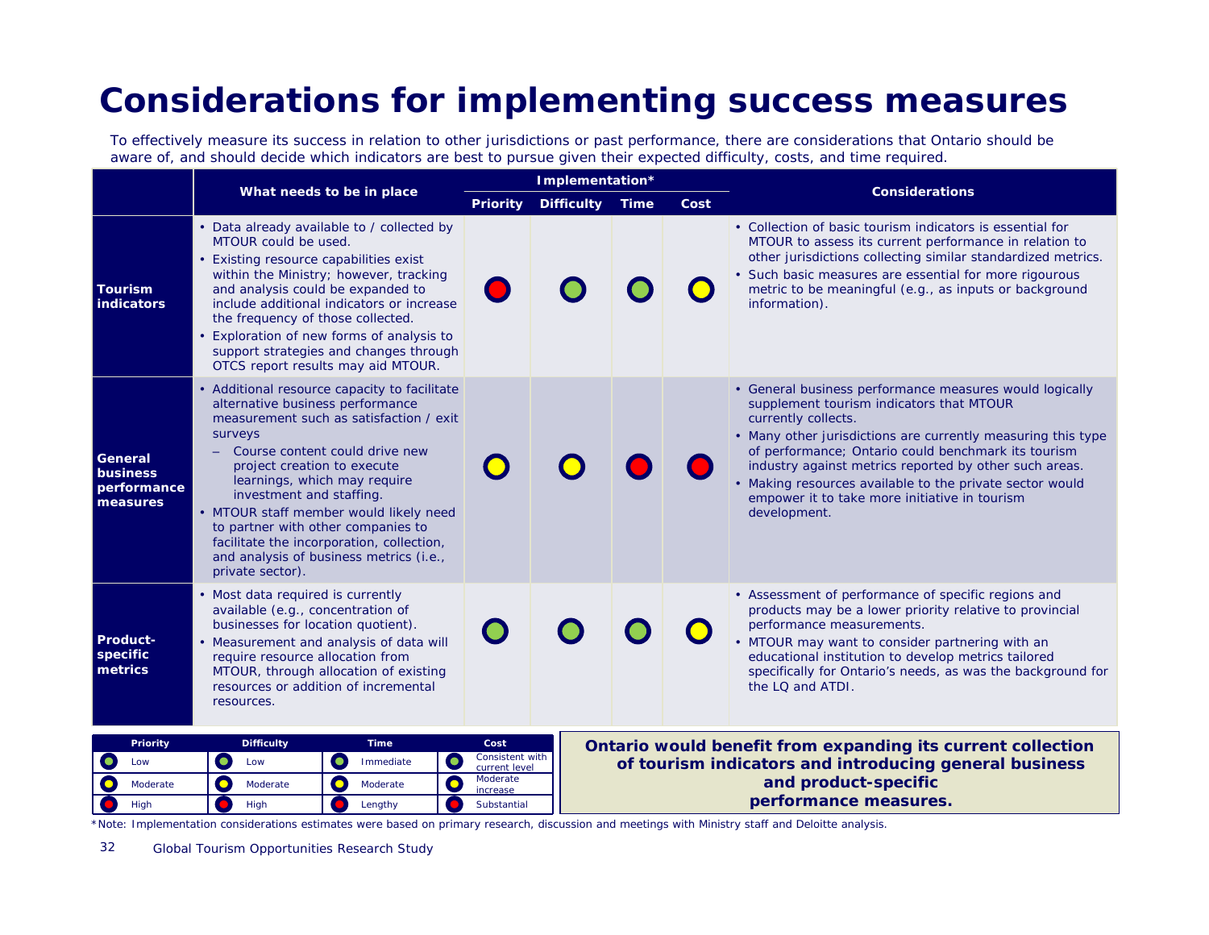# Considerations for implementing success measures

To effectively measure its success in relation to other jurisdictions or past performance, there are considerations that Ontario should be aware of, and should decide which indicators are best to pursue given their expected difficulty, costs, and time required.

| | What needs to be in place | Implementation* | | | | Considerations |
|---|---|---|---|---|---|---|
| | | Priority | Difficulty | Time | Cost | |
| **Tourism indicators** | • Data already available to / collected by MTOUR could be used.<br>• Existing resource capabilities exist within the Ministry; however, tracking and analysis could be expanded to include additional indicators or increase the frequency of those collected.<br>• Exploration of new forms of analysis to support strategies and changes through OTCS report results may aid MTOUR. | High (red) | Low (green) | Immediate (green) | Moderate increase (yellow) | • Collection of basic tourism indicators is essential for MTOUR to assess its current performance in relation to other jurisdictions collecting similar standardized metrics.<br>• Such basic measures are essential for more rigorous metric to be meaningful (e.g., as inputs or background information). |
| **General business performance measures** | • Additional resource capacity to facilitate alternative business performance measurement such as satisfaction / exit surveys<br>– Course content could drive new project creation to execute learnings, which may require investment and staffing.<br>• MTOUR staff member would likely need to partner with other companies to facilitate the incorporation, collection, and analysis of business metrics (i.e., private sector). | Moderate (yellow) | Moderate (yellow) | Lengthy (red) | Substantial (red) | • General business performance measures would logically supplement tourism indicators that MTOUR currently collects.<br>• Many other jurisdictions are currently measuring this type of performance; Ontario could benchmark its tourism industry against metrics reported by other such areas.<br>• Making resources available to the private sector would empower it to take more initiative in tourism development. |
| **Product-specific metrics** | • Most data required is currently available (e.g., concentration of businesses for location quotient).<br>• Measurement and analysis of data will require resource allocation from MTOUR, through allocation of existing resources or addition of incremental resources. | Low (green) | Low (green) | Immediate (green) | Moderate increase (yellow) | • Assessment of performance of specific regions and products may be a lower priority relative to provincial performance measurements.<br>• MTOUR may want to consider partnering with an educational institution to develop metrics tailored specifically for Ontario's needs, as was the background for the LQ and ATDI. |

| Priority | Difficulty | Time | Cost |
|---|---|---|---|
| Low (green) | Low (green) | Immediate (green) | Consistent with current level (green) |
| Moderate (yellow) | Moderate (yellow) | Moderate (yellow) | Moderate increase (yellow) |
| High (red) | High (red) | Lengthy (red) | Substantial (red) |

**Ontario would benefit from expanding its current collection of tourism indicators and introducing general business and product-specific performance measures.**

*Note: Implementation considerations estimates were based on primary research, discussion and meetings with Ministry staff and Deloitte analysis.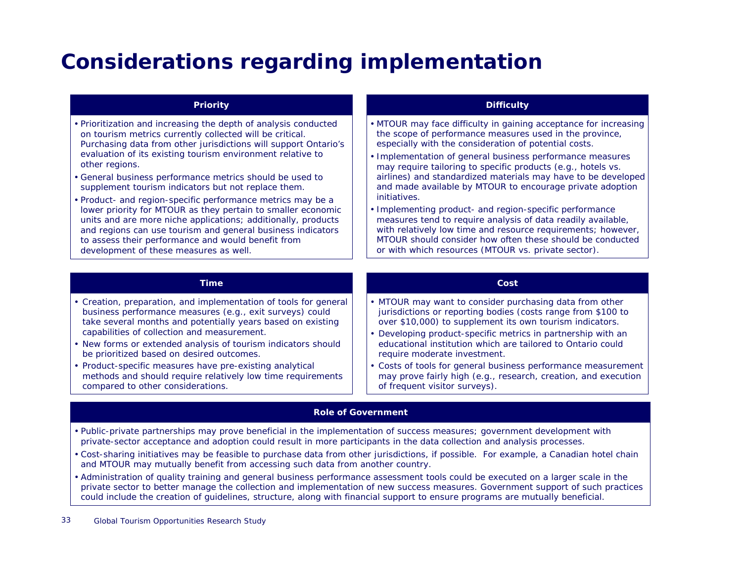# Considerations regarding implementation

## Priority

- Prioritization and increasing the depth of analysis conducted on tourism metrics currently collected will be critical. Purchasing data from other jurisdictions will support Ontario's evaluation of its existing tourism environment relative to other regions.
- General business performance metrics should be used to supplement tourism indicators but not replace them.
- Product- and region-specific performance metrics may be a lower priority for MTOUR as they pertain to smaller economic units and are more niche applications; additionally, products and regions can use tourism and general business indicators to assess their performance and would benefit from development of these measures as well.

## Difficulty

- MTOUR may face difficulty in gaining acceptance for increasing the scope of performance measures used in the province, especially with the consideration of potential costs.
- Implementation of general business performance measures may require tailoring to specific products (e.g., hotels vs. airlines) and standardized materials may have to be developed and made available by MTOUR to encourage private adoption initiatives.
- Implementing product- and region-specific performance measures tend to require analysis of data readily available, with relatively low time and resource requirements; however, MTOUR should consider how often these should be conducted or with which resources (MTOUR vs. private sector).

## Time

- Creation, preparation, and implementation of tools for general business performance measures (e.g., exit surveys) could take several months and potentially years based on existing capabilities of collection and measurement.
- New forms or extended analysis of tourism indicators should be prioritized based on desired outcomes.
- Product-specific measures have pre-existing analytical methods and should require relatively low time requirements compared to other considerations.

## Cost

- MTOUR may want to consider purchasing data from other jurisdictions or reporting bodies (costs range from $100 to over $10,000) to supplement its own tourism indicators.
- Developing product-specific metrics in partnership with an educational institution which are tailored to Ontario could require moderate investment.
- Costs of tools for general business performance measurement may prove fairly high (e.g., research, creation, and execution of frequent visitor surveys).

## Role of Government

- Public-private partnerships may prove beneficial in the implementation of success measures; government development with private-sector acceptance and adoption could result in more participants in the data collection and analysis processes.
- Cost-sharing initiatives may be feasible to purchase data from other jurisdictions, if possible. For example, a Canadian hotel chain and MTOUR may mutually benefit from accessing such data from another country.
- Administration of quality training and general business performance assessment tools could be executed on a larger scale in the private sector to better manage the collection and implementation of new success measures. Government support of such practices could include the creation of guidelines, structure, along with financial support to ensure programs are mutually beneficial.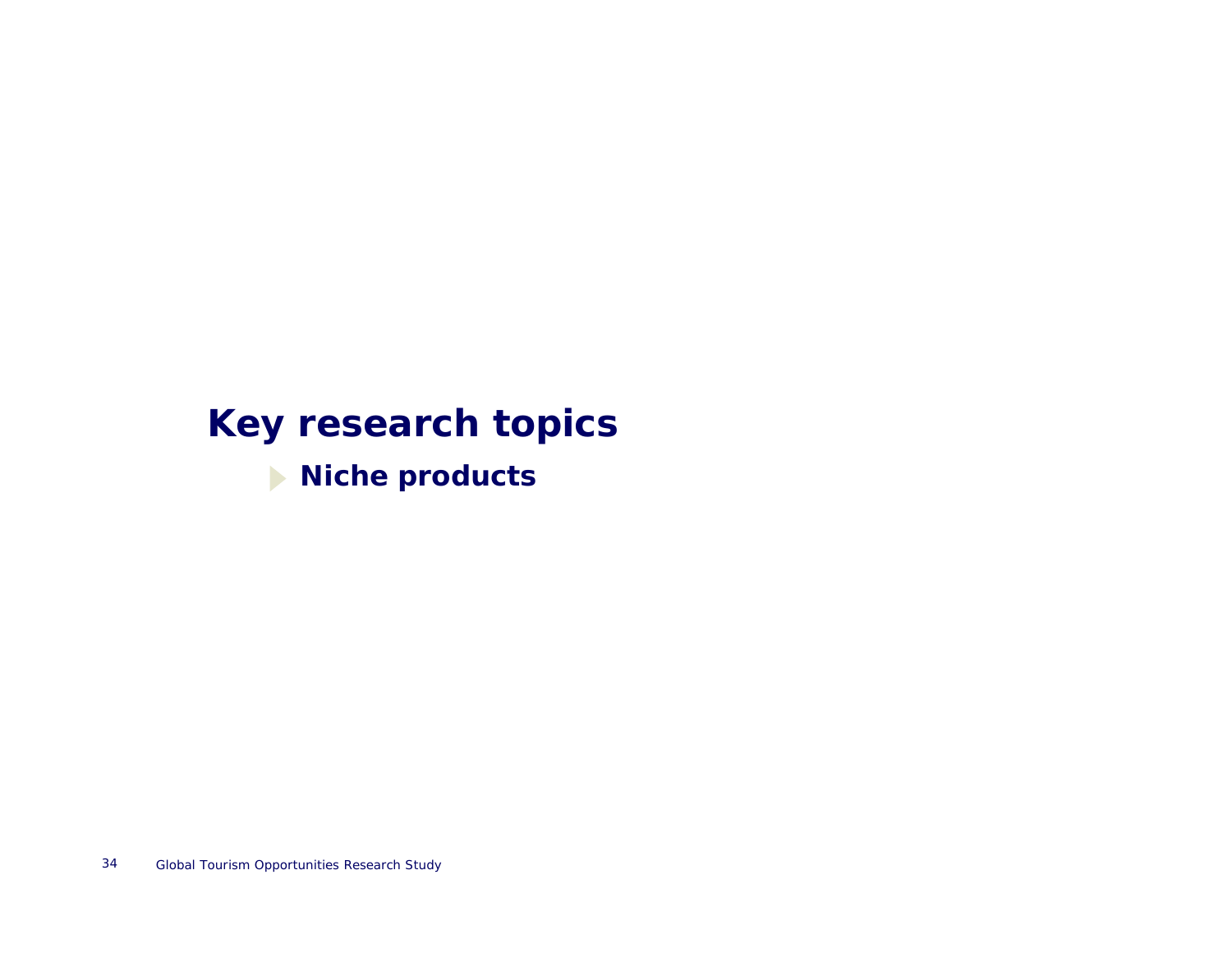# Key research topics

- **Niche products**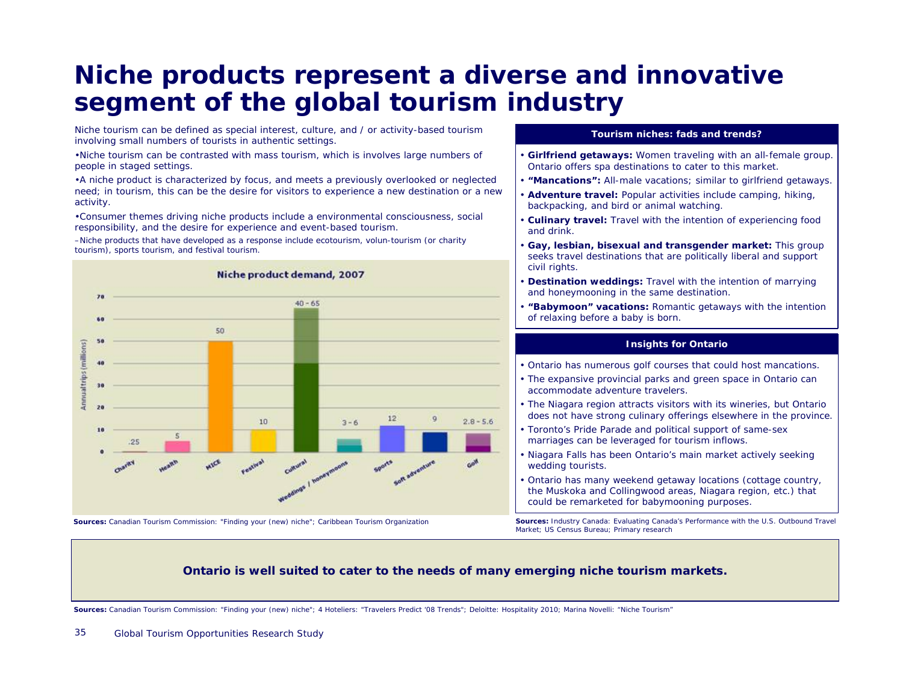# Niche products represent a diverse and innovative segment of the global tourism industry

Niche tourism can be defined as special interest, culture, and / or activity-based tourism involving small numbers of tourists in authentic settings.

- Niche tourism can be contrasted with mass tourism, which is involves large numbers of people in staged settings.
- A niche product is characterized by focus, and meets a previously overlooked or neglected need; in tourism, this can be the desire for visitors to experience a new destination or a new activity.
- Consumer themes driving niche products include a environmental consciousness, social responsibility, and the desire for experience and event-based tourism.
  - Niche products that have developed as a response include ecotourism, volun-tourism (or charity tourism), sports tourism, and festival tourism.

**Niche product demand, 2007**

| Niche product | Annual trips (millions) |
|---|---|
| Charity | .25 |
| Health | 5 |
| MICE | 50 |
| Festival | 10 |
| Cultural | 40 – 65 |
| Weddings / honeymoons | 3 – 6 |
| Sports | 12 |
| Soft adventure | 9 |
| Golf | 2.8 – 5.6 |

**Sources:** Canadian Tourism Commission: "Finding your (new) niche"; Caribbean Tourism Organization

**Tourism niches: fads and trends?**

- **Girlfriend getaways:** Women traveling with an all-female group. Ontario offers spa destinations to cater to this market.
- **"Mancations":** All-male vacations; similar to girlfriend getaways.
- **Adventure travel:** Popular activities include camping, hiking, backpacking, and bird or animal watching.
- **Culinary travel:** Travel with the intention of experiencing food and drink.
- **Gay, lesbian, bisexual and transgender market:** This group seeks travel destinations that are politically liberal and support civil rights.
- **Destination weddings:** Travel with the intention of marrying and honeymooning in the same destination.
- **"Babymoon" vacations:** Romantic getaways with the intention of relaxing before a baby is born.

**Insights for Ontario**

- Ontario has numerous golf courses that could host mancations.
- The expansive provincial parks and green space in Ontario can accommodate adventure travelers.
- The Niagara region attracts visitors with its wineries, but Ontario does not have strong culinary offerings elsewhere in the province.
- Toronto's Pride Parade and political support of same-sex marriages can be leveraged for tourism inflows.
- Niagara Falls has been Ontario's main market actively seeking wedding tourists.
- Ontario has many weekend getaway locations (cottage country, the Muskoka and Collingwood areas, Niagara region, etc.) that could be remarketed for babymooning purposes.

**Sources:** Industry Canada: Evaluating Canada's Performance with the U.S. Outbound Travel Market; US Census Bureau; Primary research

**Ontario is well suited to cater to the needs of many emerging niche tourism markets.**

**Sources:** Canadian Tourism Commission: "Finding your (new) niche"; 4 Hoteliers: "Travelers Predict '08 Trends"; Deloitte: Hospitality 2010; Marina Novelli: "Niche Tourism"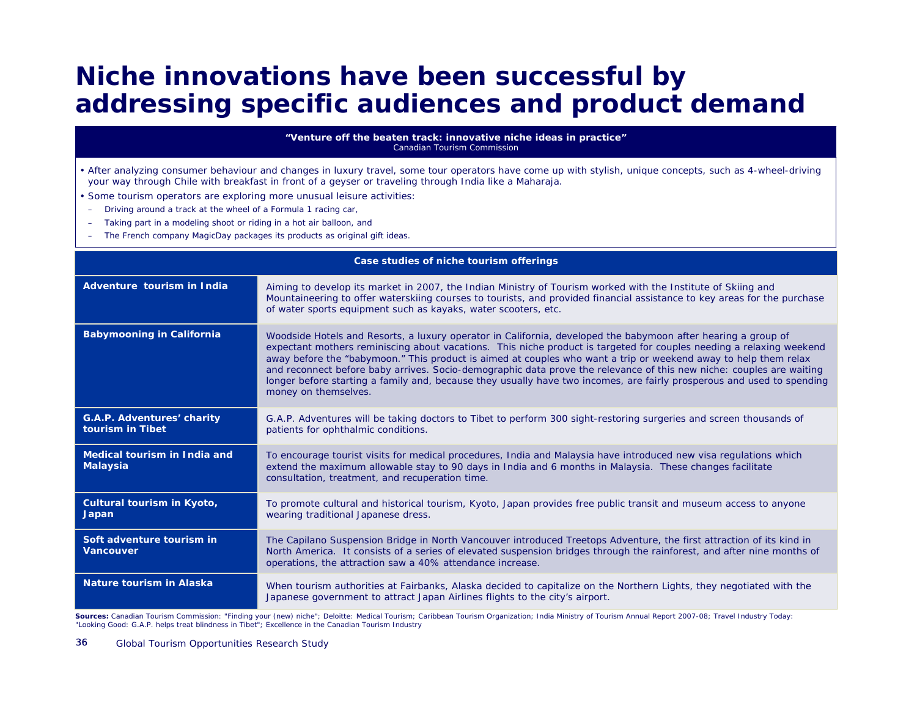# Niche innovations have been successful by addressing specific audiences and product demand

**"Venture off the beaten track: innovative niche ideas in practice"**
Canadian Tourism Commission

- After analyzing consumer behaviour and changes in luxury travel, some tour operators have come up with stylish, unique concepts, such as 4-wheel-driving your way through Chile with breakfast in front of a geyser or traveling through India like a Maharaja.
- Some tourism operators are exploring more unusual leisure activities:
  - Driving around a track at the wheel of a Formula 1 racing car,
  - Taking part in a modeling shoot or riding in a hot air balloon, and
  - The French company MagicDay packages its products as original gift ideas.

| Case studies of niche tourism offerings | |
|---|---|
| **Adventure tourism in India** | Aiming to develop its market in 2007, the Indian Ministry of Tourism worked with the Institute of Skiing and Mountaineering to offer waterskiing courses to tourists, and provided financial assistance to key areas for the purchase of water sports equipment such as kayaks, water scooters, etc. |
| **Babymooning in California** | Woodside Hotels and Resorts, a luxury operator in California, developed the babymoon after hearing a group of expectant mothers reminiscing about vacations. This niche product is targeted for couples needing a relaxing weekend away before the "babymoon." This product is aimed at couples who want a trip or weekend away to help them relax and reconnect before baby arrives. Socio-demographic data prove the relevance of this new niche: couples are waiting longer before starting a family and, because they usually have two incomes, are fairly prosperous and used to spending money on themselves. |
| **G.A.P. Adventures' charity tourism in Tibet** | G.A.P. Adventures will be taking doctors to Tibet to perform 300 sight-restoring surgeries and screen thousands of patients for ophthalmic conditions. |
| **Medical tourism in India and Malaysia** | To encourage tourist visits for medical procedures, India and Malaysia have introduced new visa regulations which extend the maximum allowable stay to 90 days in India and 6 months in Malaysia. These changes facilitate consultation, treatment, and recuperation time. |
| **Cultural tourism in Kyoto, Japan** | To promote cultural and historical tourism, Kyoto, Japan provides free public transit and museum access to anyone wearing traditional Japanese dress. |
| **Soft adventure tourism in Vancouver** | The Capilano Suspension Bridge in North Vancouver introduced Treetops Adventure, the first attraction of its kind in North America. It consists of a series of elevated suspension bridges through the rainforest, and after nine months of operations, the attraction saw a 40% attendance increase. |
| **Nature tourism in Alaska** | When tourism authorities at Fairbanks, Alaska decided to capitalize on the Northern Lights, they negotiated with the Japanese government to attract Japan Airlines flights to the city's airport. |

**Sources:** Canadian Tourism Commission: "Finding your (new) niche"; Deloitte: Medical Tourism; Caribbean Tourism Organization; India Ministry of Tourism Annual Report 2007-08; Travel Industry Today: "Looking Good: G.A.P. helps treat blindness in Tibet"; Excellence in the Canadian Tourism Industry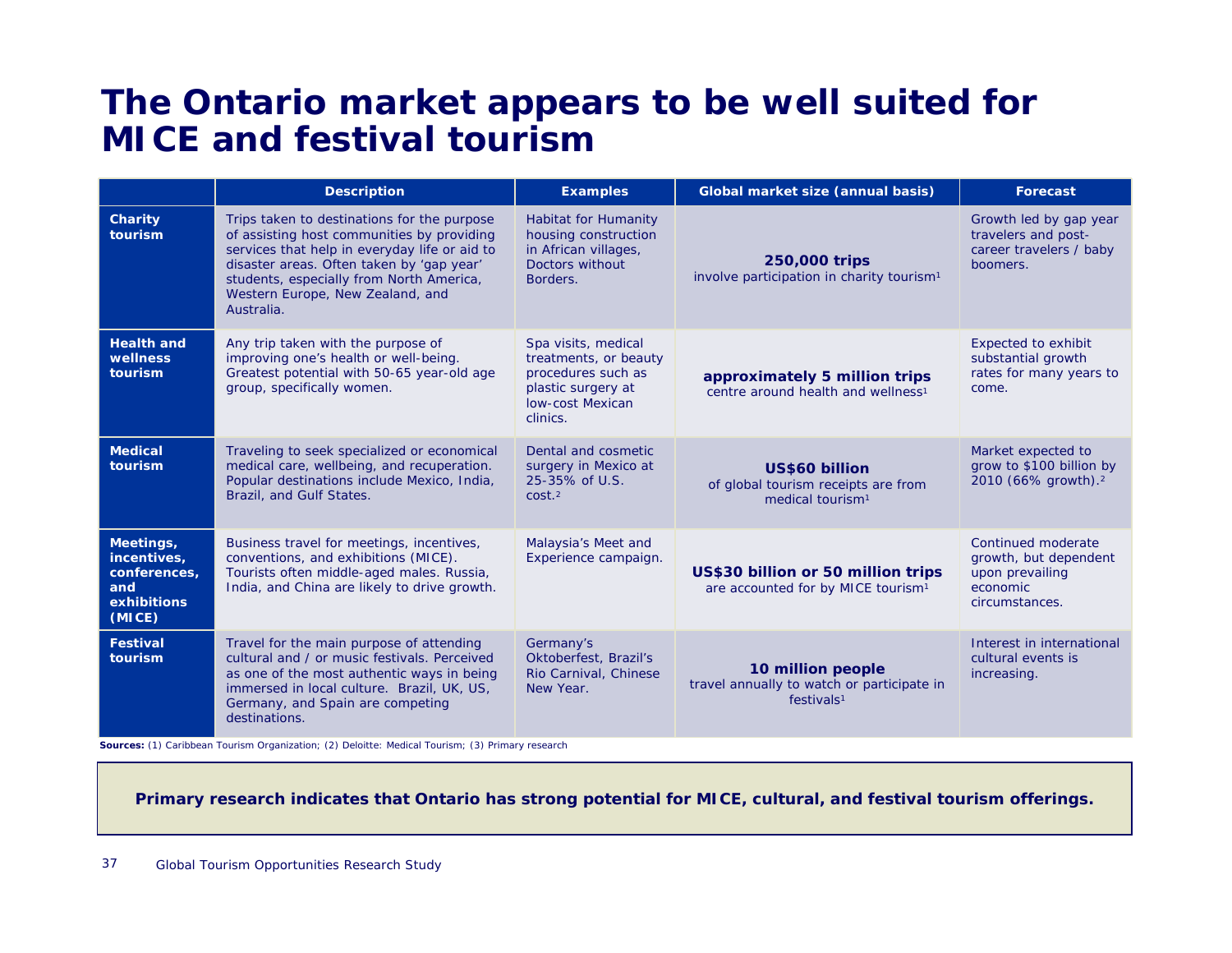# The Ontario market appears to be well suited for MICE and festival tourism

| | Description | Examples | Global market size (annual basis) | Forecast |
|---|---|---|---|---|
| **Charity tourism** | Trips taken to destinations for the purpose of assisting host communities by providing services that help in everyday life or aid to disaster areas. Often taken by 'gap year' students, especially from North America, Western Europe, New Zealand, and Australia. | Habitat for Humanity housing construction in African villages, Doctors without Borders. | **250,000 trips** involve participation in charity tourism[1] | Growth led by gap year travelers and post-career travelers / baby boomers. |
| **Health and wellness tourism** | Any trip taken with the purpose of improving one's health or well-being. Greatest potential with 50-65 year-old age group, specifically women. | Spa visits, medical treatments, or beauty procedures such as plastic surgery at low-cost Mexican clinics. | **approximately 5 million trips** centre around health and wellness[1] | Expected to exhibit substantial growth rates for many years to come. |
| **Medical tourism** | Traveling to seek specialized or economical medical care, wellbeing, and recuperation. Popular destinations include Mexico, India, Brazil, and Gulf States. | Dental and cosmetic surgery in Mexico at 25-35% of U.S. cost.[2] | **US$60 billion** of global tourism receipts are from medical tourism[1] | Market expected to grow to $100 billion by 2010 (66% growth).[2] |
| **Meetings, incentives, conferences, and exhibitions (MICE)** | Business travel for meetings, incentives, conventions, and exhibitions (MICE). Tourists often middle-aged males. Russia, India, and China are likely to drive growth. | Malaysia's Meet and Experience campaign. | **US$30 billion or 50 million trips** are accounted for by MICE tourism[1] | Continued moderate growth, but dependent upon prevailing economic circumstances. |
| **Festival tourism** | Travel for the main purpose of attending cultural and / or music festivals. Perceived as one of the most authentic ways in being immersed in local culture. Brazil, UK, US, Germany, and Spain are competing destinations. | Germany's Oktoberfest, Brazil's Rio Carnival, Chinese New Year. | **10 million people** travel annually to watch or participate in festivals[1] | Interest in international cultural events is increasing. |

**Sources:** (1) Caribbean Tourism Organization; (2) Deloitte: Medical Tourism; (3) Primary research

**Primary research indicates that Ontario has strong potential for MICE, cultural, and festival tourism offerings.**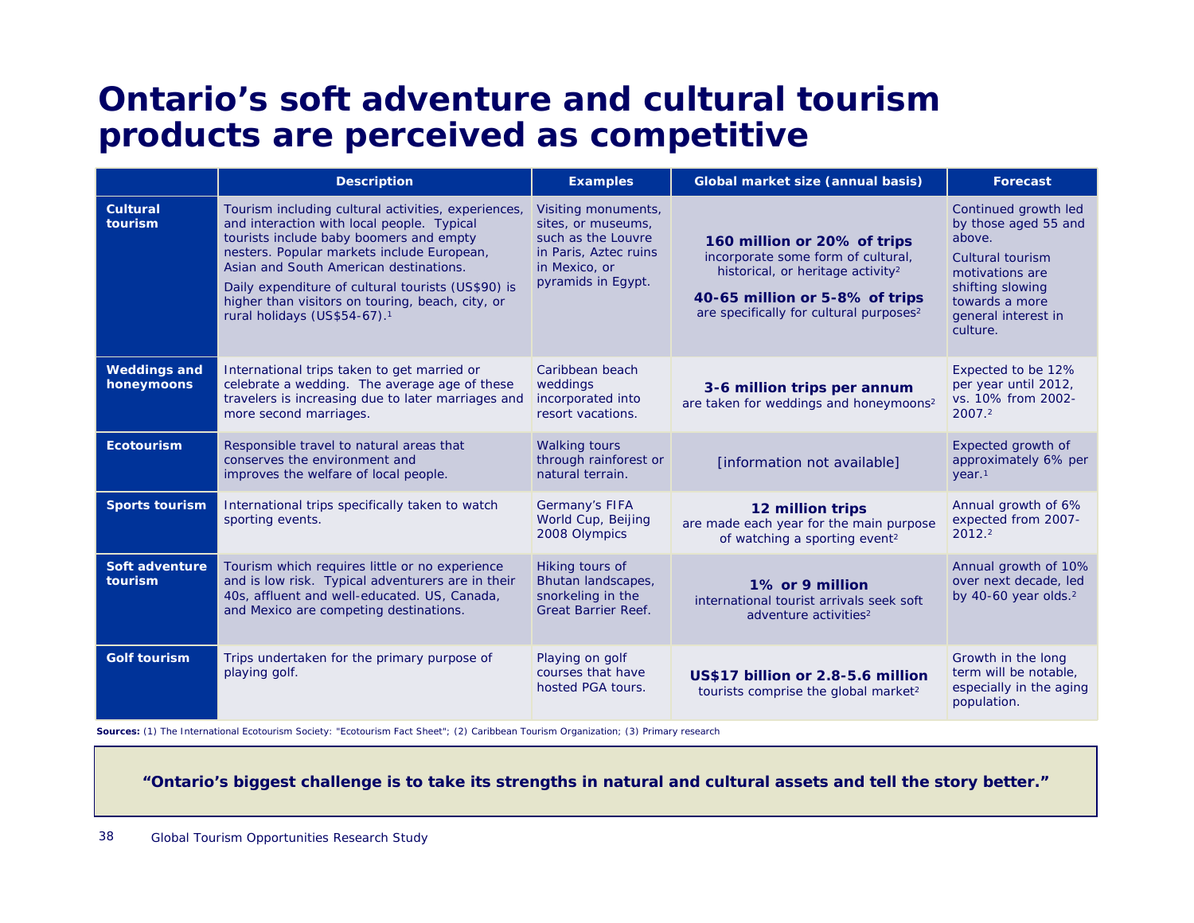# Ontario's soft adventure and cultural tourism products are perceived as competitive

| | Description | Examples | Global market size (annual basis) | Forecast |
|---|---|---|---|---|
| **Cultural tourism** | Tourism including cultural activities, experiences, and interaction with local people. Typical tourists include baby boomers and empty nesters. Popular markets include European, Asian and South American destinations. Daily expenditure of cultural tourists (US$90) is higher than visitors on touring, beach, city, or rural holidays (US$54-67).[1] | Visiting monuments, sites, or museums, such as the Louvre in Paris, Aztec ruins in Mexico, or pyramids in Egypt. | **160 million or 20% of trips** incorporate some form of cultural, historical, or heritage activity[2] **40-65 million or 5-8% of trips** are specifically for cultural purposes[2] | Continued growth led by those aged 55 and above. Cultural tourism motivations are shifting slowing towards a more general interest in culture. |
| **Weddings and honeymoons** | International trips taken to get married or celebrate a wedding. The average age of these travelers is increasing due to later marriages and more second marriages. | Caribbean beach weddings incorporated into resort vacations. | **3-6 million trips per annum** are taken for weddings and honeymoons[2] | Expected to be 12% per year until 2012, vs. 10% from 2002-2007.[2] |
| **Ecotourism** | Responsible travel to natural areas that conserves the environment and improves the welfare of local people. | Walking tours through rainforest or natural terrain. | [information not available] | Expected growth of approximately 6% per year.[1] |
| **Sports tourism** | International trips specifically taken to watch sporting events. | Germany's FIFA World Cup, Beijing 2008 Olympics | **12 million trips** are made each year for the main purpose of watching a sporting event[2] | Annual growth of 6% expected from 2007-2012.[2] |
| **Soft adventure tourism** | Tourism which requires little or no experience and is low risk. Typical adventurers are in their 40s, affluent and well-educated. US, Canada, and Mexico are competing destinations. | Hiking tours of Bhutan landscapes, snorkeling in the Great Barrier Reef. | **1% or 9 million** international tourist arrivals seek soft adventure activities[2] | Annual growth of 10% over next decade, led by 40-60 year olds.[2] |
| **Golf tourism** | Trips undertaken for the primary purpose of playing golf. | Playing on golf courses that have hosted PGA tours. | **US$17 billion or 2.8-5.6 million** tourists comprise the global market[2] | Growth in the long term will be notable, especially in the aging population. |

**Sources:** (1) The International Ecotourism Society: "Ecotourism Fact Sheet"; (2) Caribbean Tourism Organization; (3) Primary research

**"Ontario's biggest challenge is to take its strengths in natural and cultural assets and tell the story better."**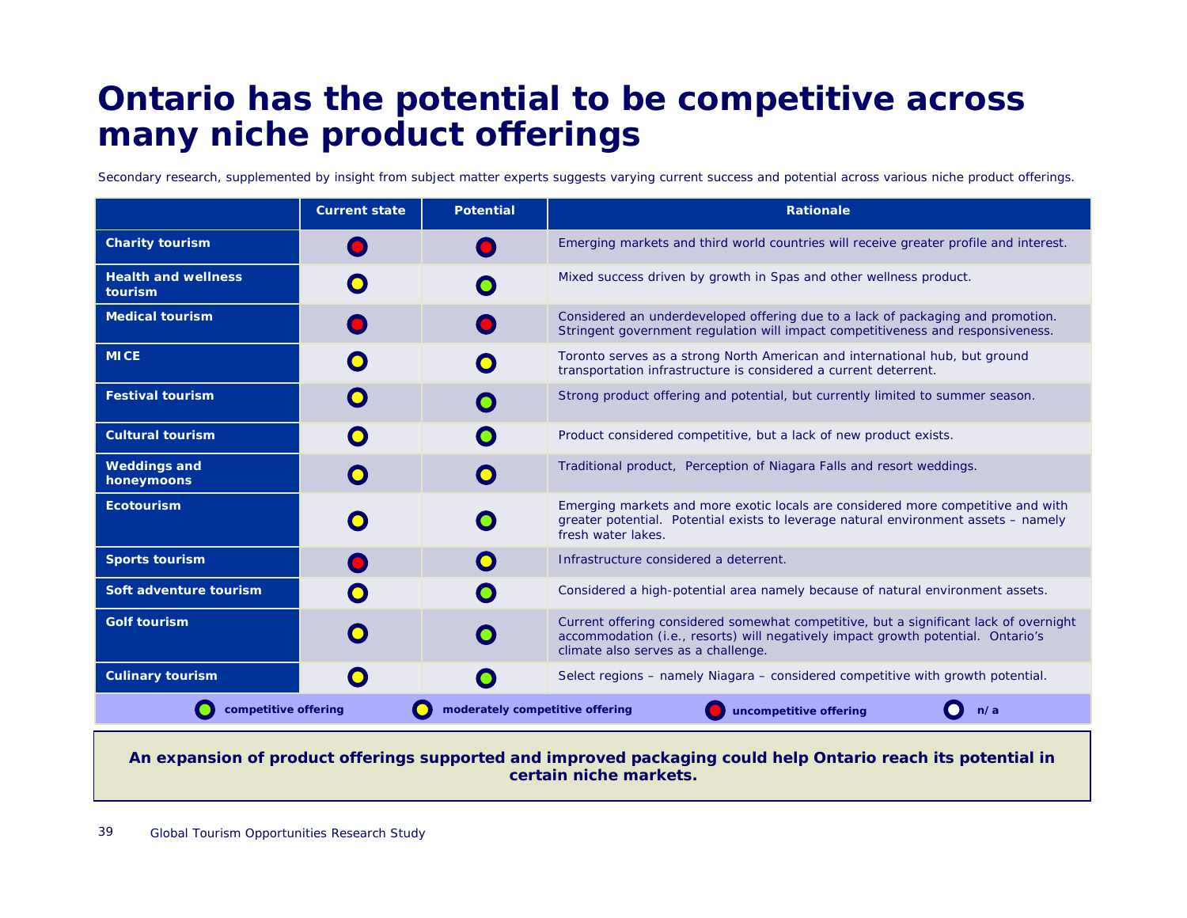# Ontario has the potential to be competitive across many niche product offerings

Secondary research, supplemented by insight from subject matter experts suggests varying current success and potential across various niche product offerings.

| | Current state | Potential | Rationale |
|---|---|---|---|
| **Charity tourism** | Uncompetitive offering (red) | Uncompetitive offering (red) | Emerging markets and third world countries will receive greater profile and interest. |
| **Health and wellness tourism** | Moderately competitive offering (yellow) | Competitive offering (green) | Mixed success driven by growth in Spas and other wellness product. |
| **Medical tourism** | Uncompetitive offering (red) | Uncompetitive offering (red) | Considered an underdeveloped offering due to a lack of packaging and promotion. Stringent government regulation will impact competitiveness and responsiveness. |
| **MICE** | Moderately competitive offering (yellow) | Moderately competitive offering (yellow) | Toronto serves as a strong North American and international hub, but ground transportation infrastructure is considered a current deterrent. |
| **Festival tourism** | Moderately competitive offering (yellow) | Competitive offering (green) | Strong product offering and potential, but currently limited to summer season. |
| **Cultural tourism** | Moderately competitive offering (yellow) | Competitive offering (green) | Product considered competitive, but a lack of new product exists. |
| **Weddings and honeymoons** | Moderately competitive offering (yellow) | Moderately competitive offering (yellow) | Traditional product, Perception of Niagara Falls and resort weddings. |
| **Ecotourism** | Moderately competitive offering (yellow) | Competitive offering (green) | Emerging markets and more exotic locals are considered more competitive and with greater potential. Potential exists to leverage natural environment assets – namely fresh water lakes. |
| **Sports tourism** | Uncompetitive offering (red) | Moderately competitive offering (yellow) | Infrastructure considered a deterrent. |
| **Soft adventure tourism** | Moderately competitive offering (yellow) | Competitive offering (green) | Considered a high-potential area namely because of natural environment assets. |
| **Golf tourism** | Moderately competitive offering (yellow) | Competitive offering (green) | Current offering considered somewhat competitive, but a significant lack of overnight accommodation (i.e., resorts) will negatively impact growth potential. Ontario's climate also serves as a challenge. |
| **Culinary tourism** | Moderately competitive offering (yellow) | Competitive offering (green) | Select regions – namely Niagara – considered competitive with growth potential. |

Legend: **competitive offering** (green) | **moderately competitive offering** (yellow) | **uncompetitive offering** (red) | **n/a** (white)

**An expansion of product offerings supported and improved packaging could help Ontario reach its potential in certain niche markets.**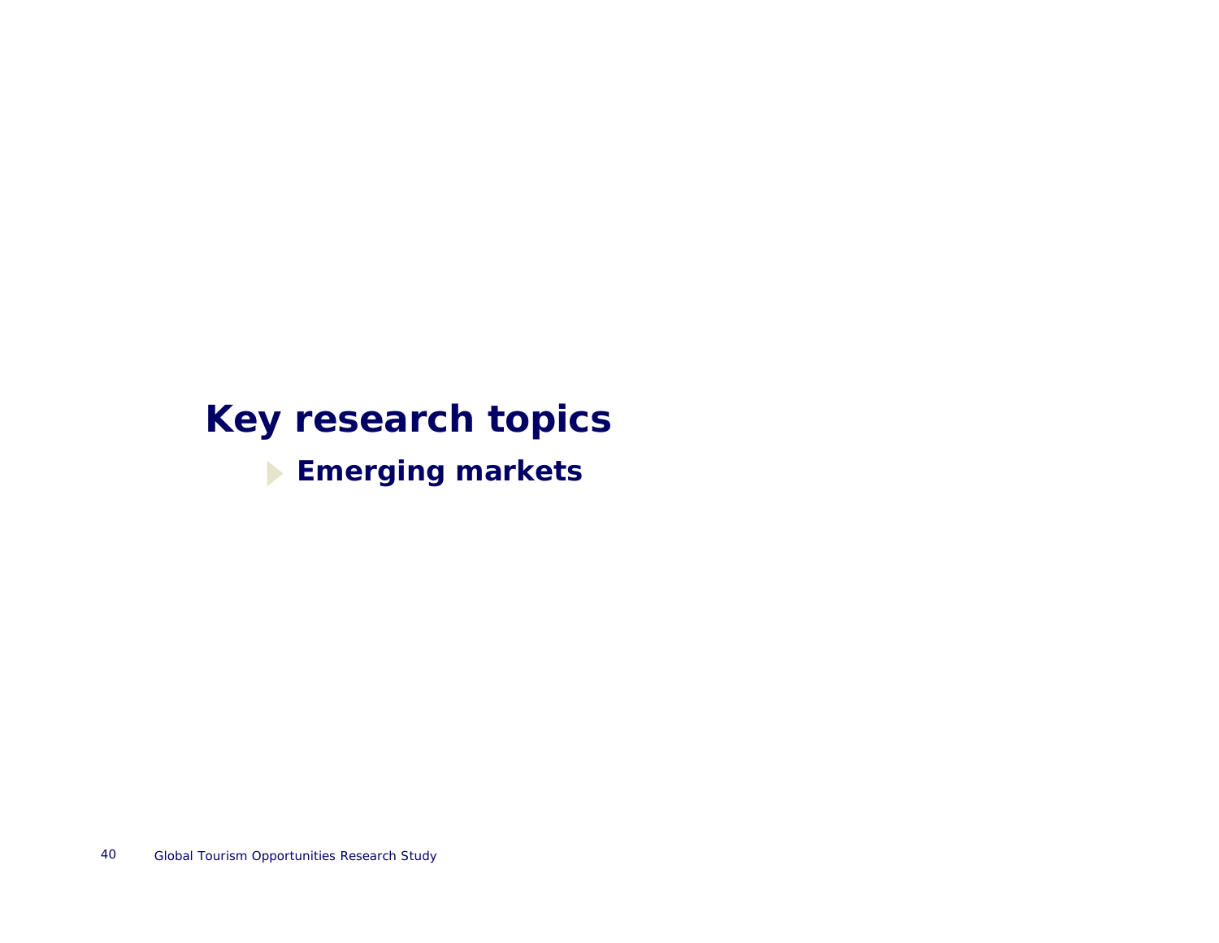# Key research topics

- **Emerging markets**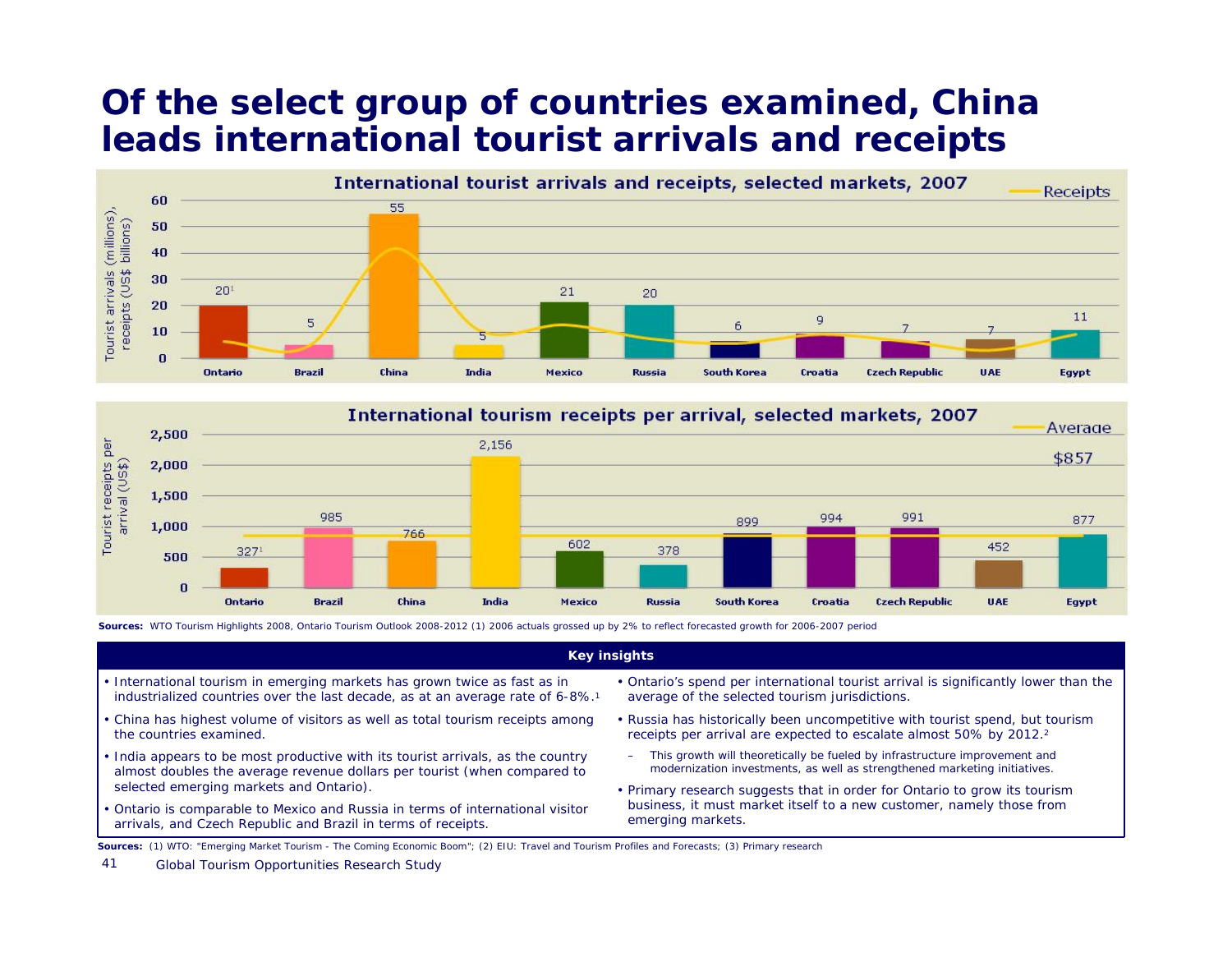# Of the select group of countries examined, China leads international tourist arrivals and receipts

**International tourist arrivals and receipts, selected markets, 2007**

| Market | Tourist arrivals (millions) |
|---|---|
| Ontario | 20[1] |
| Brazil | 5 |
| China | 55 |
| India | 5 |
| Mexico | 21 |
| Russia | 20 |
| South Korea | 6 |
| Croatia | 9 |
| Czech Republic | 7 |
| UAE | 7 |
| Egypt | 11 |

**International tourism receipts per arrival, selected markets, 2007**

| Market | Tourist receipts per arrival (US$) |
|---|---|
| Ontario | 327[1] |
| Brazil | 985 |
| China | 766 |
| India | 2,156 |
| Mexico | 602 |
| Russia | 378 |
| South Korea | 899 |
| Croatia | 994 |
| Czech Republic | 991 |
| UAE | 452 |
| Egypt | 877 |
| Average | $857 |

**Sources:** WTO Tourism Highlights 2008, Ontario Tourism Outlook 2008-2012 (1) 2006 actuals grossed up by 2% to reflect forecasted growth for 2006-2007 period

**Key insights**

- International tourism in emerging markets has grown twice as fast as in industrialized countries over the last decade, as at an average rate of 6-8%.[1]
- China has highest volume of visitors as well as total tourism receipts among the countries examined.
- India appears to be most productive with its tourist arrivals, as the country almost doubles the average revenue dollars per tourist (when compared to selected emerging markets and Ontario).
- Ontario is comparable to Mexico and Russia in terms of international visitor arrivals, and Czech Republic and Brazil in terms of receipts.
- Ontario's spend per international tourist arrival is significantly lower than the average of the selected tourism jurisdictions.
- Russia has historically been uncompetitive with tourist spend, but tourism receipts per arrival are expected to escalate almost 50% by 2012.[2]
  - This growth will theoretically be fueled by infrastructure improvement and modernization investments, as well as strengthened marketing initiatives.
- Primary research suggests that in order for Ontario to grow its tourism business, it must market itself to a new customer, namely those from emerging markets.

**Sources:** (1) WTO: "Emerging Market Tourism - The Coming Economic Boom"; (2) EIU: Travel and Tourism Profiles and Forecasts; (3) Primary research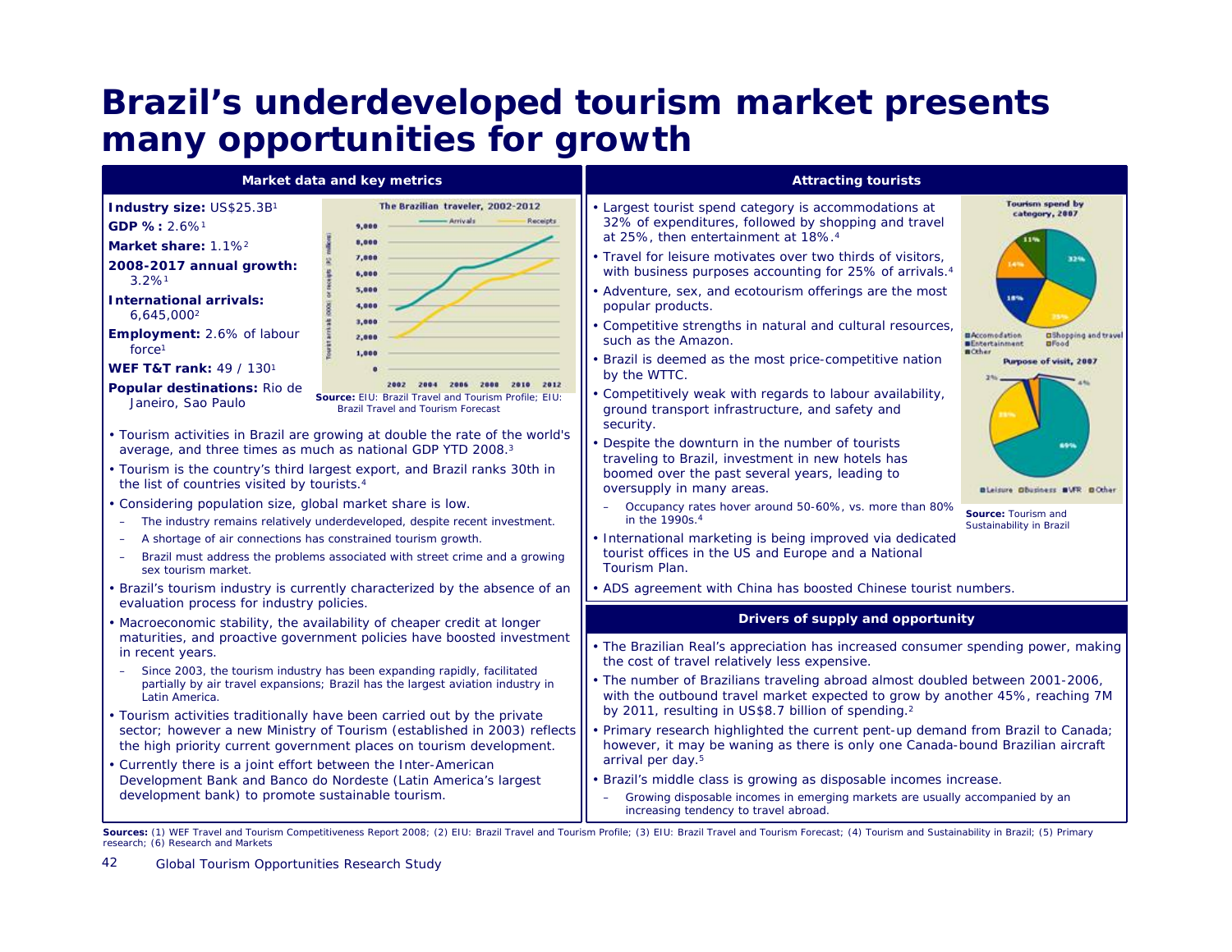# Brazil's underdeveloped tourism market presents many opportunities for growth

## Market data and key metrics

**Industry size:** US$25.3B[1]

**GDP %:** 2.6%[1]

**Market share:** 1.1%[2]

**2008-2017 annual growth:** 3.2%[1]

**International arrivals:** 6,645,000[2]

**Employment:** 2.6% of labour force[1]

**WEF T&T rank:** 49 / 130[1]

**Popular destinations:** Rio de Janeiro, Sao Paulo

The Brazilian traveler, 2002-2012

**Source:** EIU: Brazil Travel and Tourism Profile; EIU: Brazil Travel and Tourism Forecast

- Tourism activities in Brazil are growing at double the rate of the world's average, and three times as much as national GDP YTD 2008.[3]
- Tourism is the country's third largest export, and Brazil ranks 30th in the list of countries visited by tourists.[4]
- Considering population size, global market share is low.
  - The industry remains relatively underdeveloped, despite recent investment.
  - A shortage of air connections has constrained tourism growth.
  - Brazil must address the problems associated with street crime and a growing sex tourism market.
- Brazil's tourism industry is currently characterized by the absence of an evaluation process for industry policies.
- Macroeconomic stability, the availability of cheaper credit at longer maturities, and proactive government policies have boosted investment in recent years.
  - Since 2003, the tourism industry has been expanding rapidly, facilitated partially by air travel expansions; Brazil has the largest aviation industry in Latin America.
- Tourism activities traditionally have been carried out by the private sector; however a new Ministry of Tourism (established in 2003) reflects the high priority current government places on tourism development.
- Currently there is a joint effort between the Inter-American Development Bank and Banco do Nordeste (Latin America's largest development bank) to promote sustainable tourism.

## Attracting tourists

- Largest tourist spend category is accommodations at 32% of expenditures, followed by shopping and travel at 25%, then entertainment at 18%.[4]
- Travel for leisure motivates over two thirds of visitors, with business purposes accounting for 25% of arrivals.[4]
- Adventure, sex, and ecotourism offerings are the most popular products.
- Competitive strengths in natural and cultural resources, such as the Amazon.
- Brazil is deemed as the most price-competitive nation by the WTTC.
- Competitively weak with regards to labour availability, ground transport infrastructure, and safety and security.
- Despite the downturn in the number of tourists traveling to Brazil, investment in new hotels has boomed over the past several years, leading to oversupply in many areas.
  - Occupancy rates hover around 50-60%, vs. more than 80% in the 1990s.[4]
- International marketing is being improved via dedicated tourist offices in the US and Europe and a National Tourism Plan.
- ADS agreement with China has boosted Chinese tourist numbers.

Tourism spend by category, 2007

Purpose of visit, 2007

**Source:** Tourism and Sustainability in Brazil

## Drivers of supply and opportunity

- The Brazilian Real's appreciation has increased consumer spending power, making the cost of travel relatively less expensive.
- The number of Brazilians traveling abroad almost doubled between 2001-2006, with the outbound travel market expected to grow by another 45%, reaching 7M by 2011, resulting in US$8.7 billion of spending.[2]
- Primary research highlighted the current pent-up demand from Brazil to Canada; however, it may be waning as there is only one Canada-bound Brazilian aircraft arrival per day.[5]
- Brazil's middle class is growing as disposable incomes increase.
  - Growing disposable incomes in emerging markets are usually accompanied by an increasing tendency to travel abroad.

**Sources:** (1) WEF Travel and Tourism Competitiveness Report 2008; (2) EIU: Brazil Travel and Tourism Profile; (3) EIU: Brazil Travel and Tourism Forecast; (4) Tourism and Sustainability in Brazil; (5) Primary research; (6) Research and Markets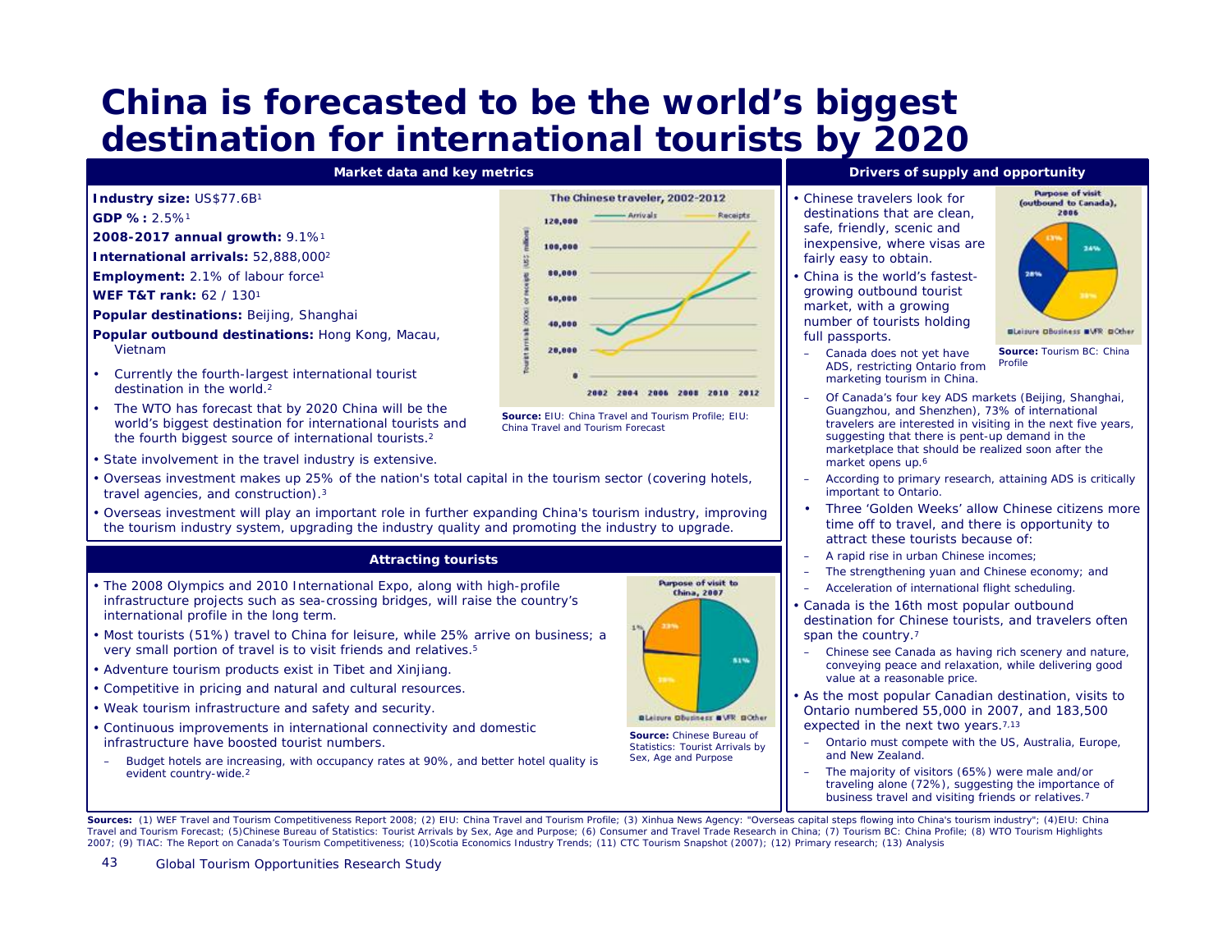# China is forecasted to be the world's biggest destination for international tourists by 2020

## Market data and key metrics

**Industry size:** US$77.6B[1]

**GDP % :** 2.5%[1]

**2008-2017 annual growth:** 9.1%[1]

**International arrivals:** 52,888,000[2]

**Employment:** 2.1% of labour force[1]

**WEF T&T rank:** 62 / 130[1]

**Popular destinations:** Beijing, Shanghai

**Popular outbound destinations:** Hong Kong, Macau, Vietnam

- Currently the fourth-largest international tourist destination in the world.[2]
- The WTO has forecast that by 2020 China will be the world's biggest destination for international tourists and the fourth biggest source of international tourists.[2]
- State involvement in the travel industry is extensive.
- Overseas investment makes up 25% of the nation's total capital in the tourism sector (covering hotels, travel agencies, and construction).[3]
- Overseas investment will play an important role in further expanding China's tourism industry, improving the tourism industry system, upgrading the industry quality and promoting the industry to upgrade.

**Source:** EIU: China Travel and Tourism Profile; EIU: China Travel and Tourism Forecast

## Attracting tourists

- The 2008 Olympics and 2010 International Expo, along with high-profile infrastructure projects such as sea-crossing bridges, will raise the country's international profile in the long term.
- Most tourists (51%) travel to China for leisure, while 25% arrive on business; a very small portion of travel is to visit friends and relatives.[5]
- Adventure tourism products exist in Tibet and Xinjiang.
- Competitive in pricing and natural and cultural resources.
- Weak tourism infrastructure and safety and security.
- Continuous improvements in international connectivity and domestic infrastructure have boosted tourist numbers.
  - Budget hotels are increasing, with occupancy rates at 90%, and better hotel quality is evident country-wide.[2]

**Source:** Chinese Bureau of Statistics: Tourist Arrivals by Sex, Age and Purpose

## Drivers of supply and opportunity

- Chinese travelers look for destinations that are clean, safe, friendly, scenic and inexpensive, where visas are fairly easy to obtain.
- China is the world's fastest-growing outbound tourist market, with a growing number of tourists holding full passports.
  - Canada does not yet have ADS, restricting Ontario from marketing tourism in China.
  - Of Canada's four key ADS markets (Beijing, Shanghai, Guangzhou, and Shenzhen), 73% of international travelers are interested in visiting in the next five years, suggesting that there is pent-up demand in the marketplace that should be realized soon after the market opens up.[6]
  - According to primary research, attaining ADS is critically important to Ontario.
  - Three 'Golden Weeks' allow Chinese citizens more time off to travel, and there is opportunity to attract these tourists because of:
  - A rapid rise in urban Chinese incomes;
  - The strengthening yuan and Chinese economy; and
  - Acceleration of international flight scheduling.
- Canada is the 16th most popular outbound destination for Chinese tourists, and travelers often span the country.[7]
  - Chinese see Canada as having rich scenery and nature, conveying peace and relaxation, while delivering good value at a reasonable price.
- As the most popular Canadian destination, visits to Ontario numbered 55,000 in 2007, and 183,500 expected in the next two years.[7,13]
  - Ontario must compete with the US, Australia, Europe, and New Zealand.
  - The majority of visitors (65%) were male and/or traveling alone (72%), suggesting the importance of business travel and visiting friends or relatives.[7]

**Source:** Tourism BC: China Profile

**Sources:** (1) WEF Travel and Tourism Competitiveness Report 2008; (2) EIU: China Travel and Tourism Profile; (3) Xinhua News Agency: "Overseas capital steps flowing into China's tourism industry"; (4)EIU: China Travel and Tourism Forecast; (5)Chinese Bureau of Statistics: Tourist Arrivals by Sex, Age and Purpose; (6) Consumer and Travel Trade Research in China; (7) Tourism BC: China Profile; (8) WTO Tourism Highlights 2007; (9) TIAC: The Report on Canada's Tourism Competitiveness; (10)Scotia Economics Industry Trends; (11) CTC Tourism Snapshot (2007); (12) Primary research; (13) Analysis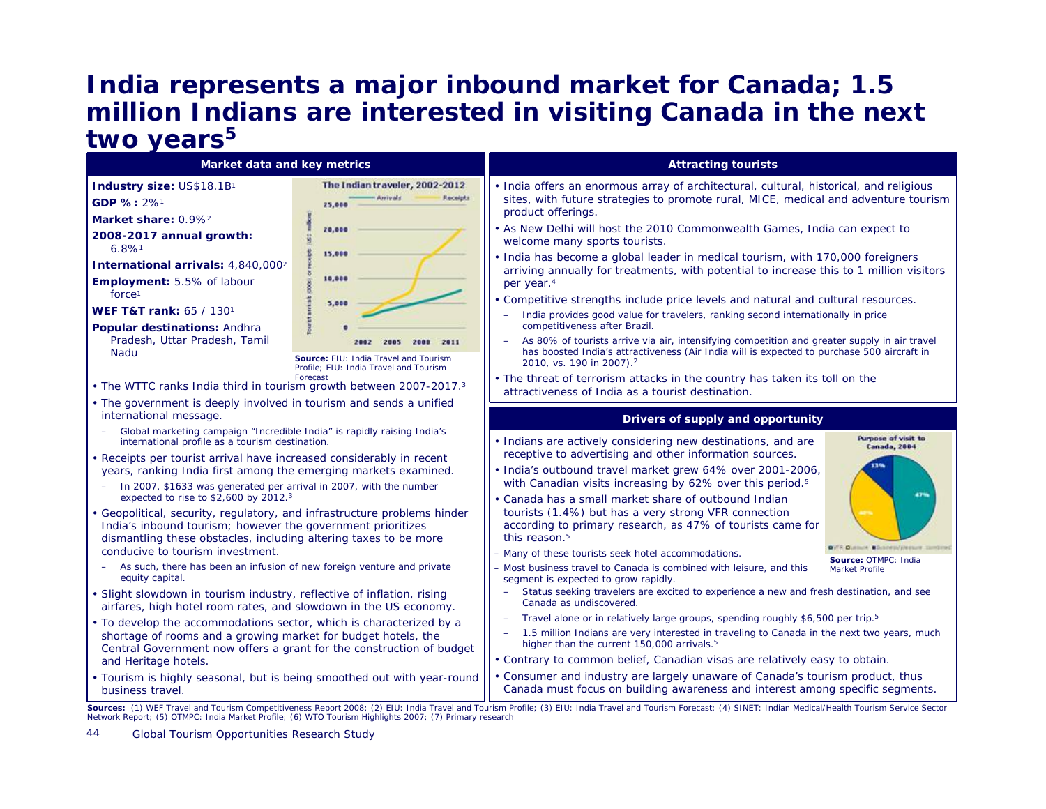# India represents a major inbound market for Canada; 1.5 million Indians are interested in visiting Canada in the next two years[5]

## Market data and key metrics

**Industry size:** US$18.1B[1]

**GDP % :** 2%[1]

**Market share:** 0.9%[2]

**2008-2017 annual growth:** 6.8%[1]

**International arrivals:** 4,840,000[2]

**Employment:** 5.5% of labour force[1]

**WEF T&T rank:** 65 / 130[1]

**Popular destinations:** Andhra Pradesh, Uttar Pradesh, Tamil Nadu

The Indian traveler, 2002-2012

**Source:** EIU: India Travel and Tourism Profile; EIU: India Travel and Tourism Forecast

- The WTTC ranks India third in tourism growth between 2007-2017.[3]
- The government is deeply involved in tourism and sends a unified international message.
  - Global marketing campaign "Incredible India" is rapidly raising India's international profile as a tourism destination.
- Receipts per tourist arrival have increased considerably in recent years, ranking India first among the emerging markets examined.
  - In 2007, $1633 was generated per arrival in 2007, with the number expected to rise to $2,600 by 2012.[3]
- Geopolitical, security, regulatory, and infrastructure problems hinder India's inbound tourism; however the government prioritizes dismantling these obstacles, including altering taxes to be more conducive to tourism investment.
  - As such, there has been an infusion of new foreign venture and private equity capital.
- Slight slowdown in tourism industry, reflective of inflation, rising airfares, high hotel room rates, and slowdown in the US economy.
- To develop the accommodations sector, which is characterized by a shortage of rooms and a growing market for budget hotels, the Central Government now offers a grant for the construction of budget and Heritage hotels.
- Tourism is highly seasonal, but is being smoothed out with year-round business travel.

## Attracting tourists

- India offers an enormous array of architectural, cultural, historical, and religious sites, with future strategies to promote rural, MICE, medical and adventure tourism product offerings.
- As New Delhi will host the 2010 Commonwealth Games, India can expect to welcome many sports tourists.
- India has become a global leader in medical tourism, with 170,000 foreigners arriving annually for treatments, with potential to increase this to 1 million visitors per year.[4]
- Competitive strengths include price levels and natural and cultural resources.
  - India provides good value for travelers, ranking second internationally in price competitiveness after Brazil.
  - As 80% of tourists arrive via air, intensifying competition and greater supply in air travel has boosted India's attractiveness (Air India will is expected to purchase 500 aircraft in 2010, vs. 190 in 2007).[2]
- The threat of terrorism attacks in the country has taken its toll on the attractiveness of India as a tourist destination.

## Drivers of supply and opportunity

- Indians are actively considering new destinations, and are receptive to advertising and other information sources.
- India's outbound travel market grew 64% over 2001-2006, with Canadian visits increasing by 62% over this period.[5]
- Canada has a small market share of outbound Indian tourists (1.4%) but has a very strong VFR connection according to primary research, as 47% of tourists came for this reason.[5]

Purpose of visit to Canada, 2004

**Source:** OTMPC: India Market Profile

- Many of these tourists seek hotel accommodations.
- Most business travel to Canada is combined with leisure, and this segment is expected to grow rapidly.
  - Status seeking travelers are excited to experience a new and fresh destination, and see Canada as undiscovered.
  - Travel alone or in relatively large groups, spending roughly $6,500 per trip.[5]
  - 1.5 million Indians are very interested in traveling to Canada in the next two years, much higher than the current 150,000 arrivals.[5]
- Contrary to common belief, Canadian visas are relatively easy to obtain.
- Consumer and industry are largely unaware of Canada's tourism product, thus Canada must focus on building awareness and interest among specific segments.

**Sources:** (1) WEF Travel and Tourism Competitiveness Report 2008; (2) EIU: India Travel and Tourism Profile; (3) EIU: India Travel and Tourism Forecast; (4) SINET: Indian Medical/Health Tourism Service Sector Network Report; (5) OTMPC: India Market Profile; (6) WTO Tourism Highlights 2007; (7) Primary research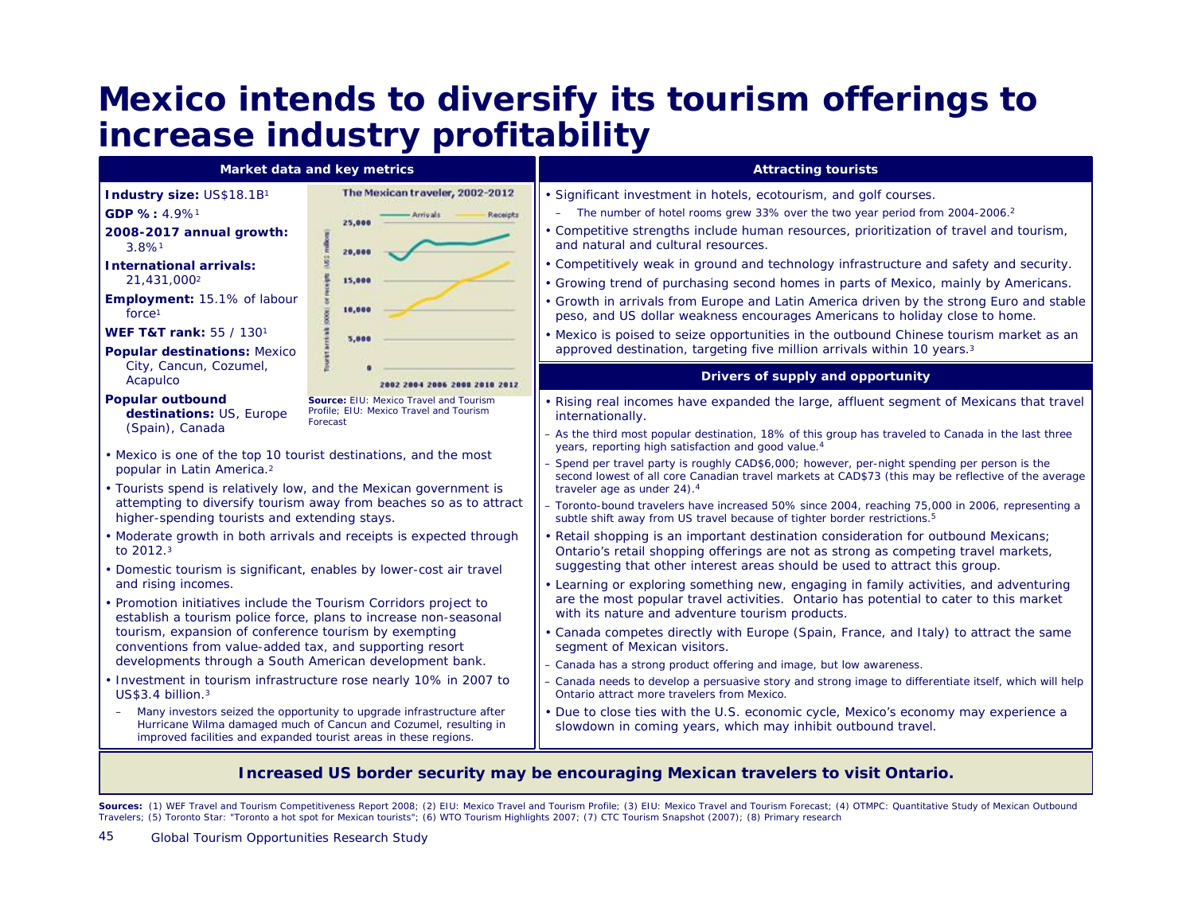# Mexico intends to diversify its tourism offerings to increase industry profitability

## Market data and key metrics

**Industry size:** US$18.1B[1]

**GDP % :** 4.9%[1]

**2008-2017 annual growth:** 3.8%[1]

**International arrivals:** 21,431,000[2]

**Employment:** 15.1% of labour force[1]

**WEF T&T rank:** 55 / 130[1]

**Popular destinations:** Mexico City, Cancun, Cozumel, Acapulco

**Popular outbound destinations:** US, Europe (Spain), Canada

The Mexican traveler, 2002-2012

**Source:** EIU: Mexico Travel and Tourism Profile; EIU: Mexico Travel and Tourism Forecast

- Mexico is one of the top 10 tourist destinations, and the most popular in Latin America.[2]
- Tourists spend is relatively low, and the Mexican government is attempting to diversify tourism away from beaches so as to attract higher-spending tourists and extending stays.
- Moderate growth in both arrivals and receipts is expected through to 2012.[3]
- Domestic tourism is significant, enables by lower-cost air travel and rising incomes.
- Promotion initiatives include the Tourism Corridors project to establish a tourism police force, plans to increase non-seasonal tourism, expansion of conference tourism by exempting conventions from value-added tax, and supporting resort developments through a South American development bank.
- Investment in tourism infrastructure rose nearly 10% in 2007 to US$3.4 billion.[3]
  - Many investors seized the opportunity to upgrade infrastructure after Hurricane Wilma damaged much of Cancun and Cozumel, resulting in improved facilities and expanded tourist areas in these regions.

## Attracting tourists

- Significant investment in hotels, ecotourism, and golf courses.
  - The number of hotel rooms grew 33% over the two year period from 2004-2006.[2]
- Competitive strengths include human resources, prioritization of travel and tourism, and natural and cultural resources.
- Competitively weak in ground and technology infrastructure and safety and security.
- Growing trend of purchasing second homes in parts of Mexico, mainly by Americans.
- Growth in arrivals from Europe and Latin America driven by the strong Euro and stable peso, and US dollar weakness encourages Americans to holiday close to home.
- Mexico is poised to seize opportunities in the outbound Chinese tourism market as an approved destination, targeting five million arrivals within 10 years.[3]

## Drivers of supply and opportunity

- Rising real incomes have expanded the large, affluent segment of Mexicans that travel internationally.
  - As the third most popular destination, 18% of this group has traveled to Canada in the last three years, reporting high satisfaction and good value.[4]
  - Spend per travel party is roughly CAD$6,000; however, per-night spending per person is the second lowest of all core Canadian travel markets at CAD$73 (this may be reflective of the average traveler age as under 24).[4]
  - Toronto-bound travelers have increased 50% since 2004, reaching 75,000 in 2006, representing a subtle shift away from US travel because of tighter border restrictions.[5]
- Retail shopping is an important destination consideration for outbound Mexicans; Ontario's retail shopping offerings are not as strong as competing travel markets, suggesting that other interest areas should be used to attract this group.
- Learning or exploring something new, engaging in family activities, and adventuring are the most popular travel activities. Ontario has potential to cater to this market with its nature and adventure tourism products.
- Canada competes directly with Europe (Spain, France, and Italy) to attract the same segment of Mexican visitors.
  - Canada has a strong product offering and image, but low awareness.
  - Canada needs to develop a persuasive story and strong image to differentiate itself, which will help Ontario attract more travelers from Mexico.
- Due to close ties with the U.S. economic cycle, Mexico's economy may experience a slowdown in coming years, which may inhibit outbound travel.

**Increased US border security may be encouraging Mexican travelers to visit Ontario.**

**Sources:** (1) WEF Travel and Tourism Competitiveness Report 2008; (2) EIU: Mexico Travel and Tourism Profile; (3) EIU: Mexico Travel and Tourism Forecast; (4) OTMPC: Quantitative Study of Mexican Outbound Travelers; (5) Toronto Star: "Toronto a hot spot for Mexican tourists"; (6) WTO Tourism Highlights 2007; (7) CTC Tourism Snapshot (2007); (8) Primary research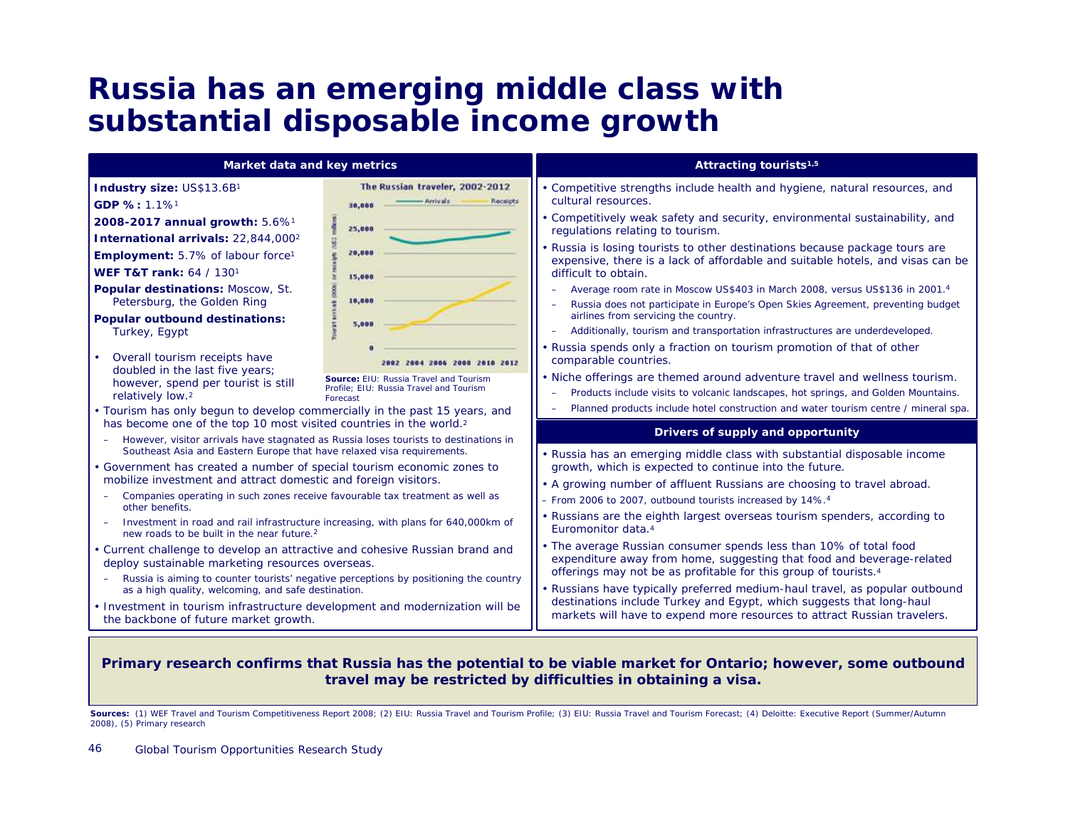# Russia has an emerging middle class with substantial disposable income growth

## Market data and key metrics

**Industry size:** US$13.6B[1]

**GDP % :** 1.1%[1]

**2008-2017 annual growth:** 5.6%[1]

**International arrivals:** 22,844,000[2]

**Employment:** 5.7% of labour force[1]

**WEF T&T rank:** 64 / 130[1]

**Popular destinations:** Moscow, St. Petersburg, the Golden Ring

**Popular outbound destinations:** Turkey, Egypt

The Russian traveler, 2002-2012

**Source:** EIU: Russia Travel and Tourism Profile; EIU: Russia Travel and Tourism Forecast

- Overall tourism receipts have doubled in the last five years; however, spend per tourist is still relatively low.[2]
- Tourism has only begun to develop commercially in the past 15 years, and has become one of the top 10 most visited countries in the world.[2]
  - However, visitor arrivals have stagnated as Russia loses tourists to destinations in Southeast Asia and Eastern Europe that have relaxed visa requirements.
- Government has created a number of special tourism economic zones to mobilize investment and attract domestic and foreign visitors.
  - Companies operating in such zones receive favourable tax treatment as well as other benefits.
  - Investment in road and rail infrastructure increasing, with plans for 640,000km of new roads to be built in the near future.[2]
- Current challenge to develop an attractive and cohesive Russian brand and deploy sustainable marketing resources overseas.
  - Russia is aiming to counter tourists' negative perceptions by positioning the country as a high quality, welcoming, and safe destination.
- Investment in tourism infrastructure development and modernization will be the backbone of future market growth.

## Attracting tourists[1,5]

- Competitive strengths include health and hygiene, natural resources, and cultural resources.
- Competitively weak safety and security, environmental sustainability, and regulations relating to tourism.
- Russia is losing tourists to other destinations because package tours are expensive, there is a lack of affordable and suitable hotels, and visas can be difficult to obtain.
  - Average room rate in Moscow US$403 in March 2008, versus US$136 in 2001.[4]
  - Russia does not participate in Europe's Open Skies Agreement, preventing budget airlines from servicing the country.
  - Additionally, tourism and transportation infrastructures are underdeveloped.
- Russia spends only a fraction on tourism promotion of that of other comparable countries.
- Niche offerings are themed around adventure travel and wellness tourism.
  - Products include visits to volcanic landscapes, hot springs, and Golden Mountains.
  - Planned products include hotel construction and water tourism centre / mineral spa.

## Drivers of supply and opportunity

- Russia has an emerging middle class with substantial disposable income growth, which is expected to continue into the future.
- A growing number of affluent Russians are choosing to travel abroad.
  - From 2006 to 2007, outbound tourists increased by 14%.[4]
- Russians are the eighth largest overseas tourism spenders, according to Euromonitor data.[4]
- The average Russian consumer spends less than 10% of total food expenditure away from home, suggesting that food and beverage-related offerings may not be as profitable for this group of tourists.[4]
- Russians have typically preferred medium-haul travel, as popular outbound destinations include Turkey and Egypt, which suggests that long-haul markets will have to expend more resources to attract Russian travelers.

**Primary research confirms that Russia has the potential to be viable market for Ontario; however, some outbound travel may be restricted by difficulties in obtaining a visa.**

**Sources:** (1) WEF Travel and Tourism Competitiveness Report 2008; (2) EIU: Russia Travel and Tourism Profile; (3) EIU: Russia Travel and Tourism Forecast; (4) Deloitte: Executive Report (Summer/Autumn 2008), (5) Primary research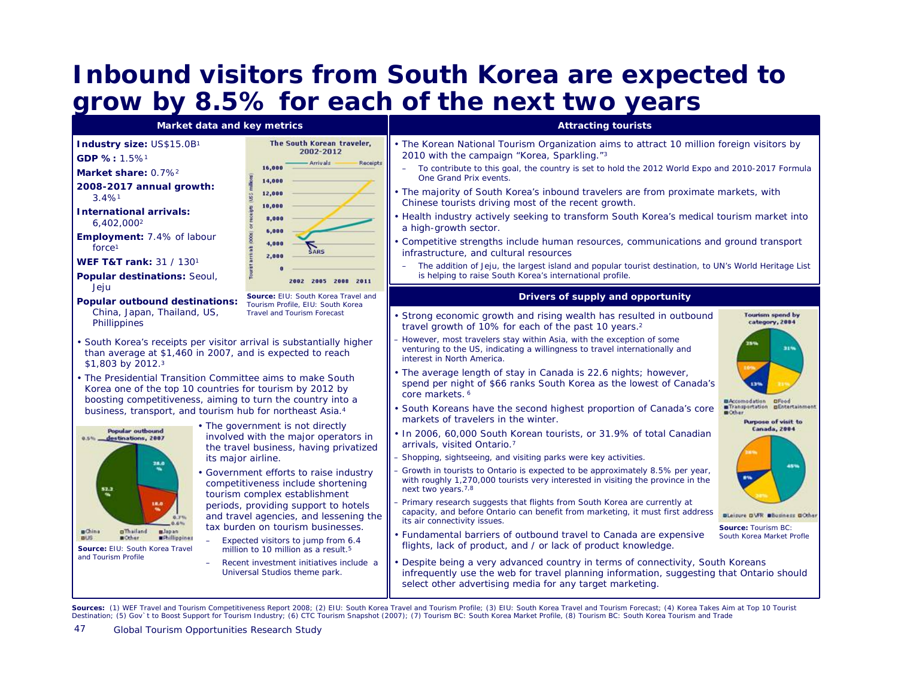# Inbound visitors from South Korea are expected to grow by 8.5% for each of the next two years

## Market data and key metrics

**Industry size:** US$15.0B[1]

**GDP %:** 1.5%[1]

**Market share:** 0.7%[2]

**2008-2017 annual growth:** 3.4%[1]

**International arrivals:** 6,402,000[2]

**Employment:** 7.4% of labour force[1]

**WEF T&T rank:** 31 / 130[1]

**Popular destinations:** Seoul, Jeju

**Popular outbound destinations:** China, Japan, Thailand, US, Phillippines

The South Korean traveler, 2002-2012

**Source:** EIU: South Korea Travel and Tourism Profile, EIU: South Korea Travel and Tourism Forecast

- South Korea's receipts per visitor arrival is substantially higher than average at $1,460 in 2007, and is expected to reach $1,803 by 2012.[3]
- The Presidential Transition Committee aims to make South Korea one of the top 10 countries for tourism by 2012 by boosting competitiveness, aiming to turn the country into a business, transport, and tourism hub for northeast Asia.[4]

Popular outbound destinations, 2007

**Source:** EIU: South Korea Travel and Tourism Profile

- The government is not directly involved with the major operators in the travel business, having privatized its major airline.
- Government efforts to raise industry competitiveness include shortening tourism complex establishment periods, providing support to hotels and travel agencies, and lessening the tax burden on tourism businesses.
  - Expected visitors to jump from 6.4 million to 10 million as a result.[5]
  - Recent investment initiatives include a Universal Studios theme park.

## Attracting tourists

- The Korean National Tourism Organization aims to attract 10 million foreign visitors by 2010 with the campaign "Korea, Sparkling."[3]
  - To contribute to this goal, the country is set to hold the 2012 World Expo and 2010-2017 Formula One Grand Prix events.
- The majority of South Korea's inbound travelers are from proximate markets, with Chinese tourists driving most of the recent growth.
- Health industry actively seeking to transform South Korea's medical tourism market into a high-growth sector.
- Competitive strengths include human resources, communications and ground transport infrastructure, and cultural resources
  - The addition of Jeju, the largest island and popular tourist destination, to UN's World Heritage List is helping to raise South Korea's international profile.

## Drivers of supply and opportunity

- Strong economic growth and rising wealth has resulted in outbound travel growth of 10% for each of the past 10 years.[2]
  - However, most travelers stay within Asia, with the exception of some venturing to the US, indicating a willingness to travel internationally and interest in North America.
- The average length of stay in Canada is 22.6 nights; however, spend per night of $66 ranks South Korea as the lowest of Canada's core markets.[6]
- South Koreans have the second highest proportion of Canada's core markets of travelers in the winter.
- In 2006, 60,000 South Korean tourists, or 31.9% of total Canadian arrivals, visited Ontario.[7]
  - Shopping, sightseeing, and visiting parks were key activities.
  - Growth in tourists to Ontario is expected to be approximately 8.5% per year, with roughly 1,270,000 tourists very interested in visiting the province in the next two years.[7,8]
  - Primary research suggests that flights from South Korea are currently at capacity, and before Ontario can benefit from marketing, it must first address its air connectivity issues.
- Fundamental barriers of outbound travel to Canada are expensive flights, lack of product, and / or lack of product knowledge.
- Despite being a very advanced country in terms of connectivity, South Koreans infrequently use the web for travel planning information, suggesting that Ontario should select other advertising media for any target marketing.

Tourism spend by category, 2004

Purpose of visit to Canada, 2004

**Source:** Tourism BC: South Korea Market Profle

**Sources:** (1) WEF Travel and Tourism Competitiveness Report 2008; (2) EIU: South Korea Travel and Tourism Profile; (3) EIU: South Korea Travel and Tourism Forecast; (4) Korea Takes Aim at Top 10 Tourist Destination; (5) Gov`t to Boost Support for Tourism Industry; (6) CTC Tourism Snapshot (2007); (7) Tourism BC: South Korea Market Profile, (8) Tourism BC: South Korea Tourism and Trade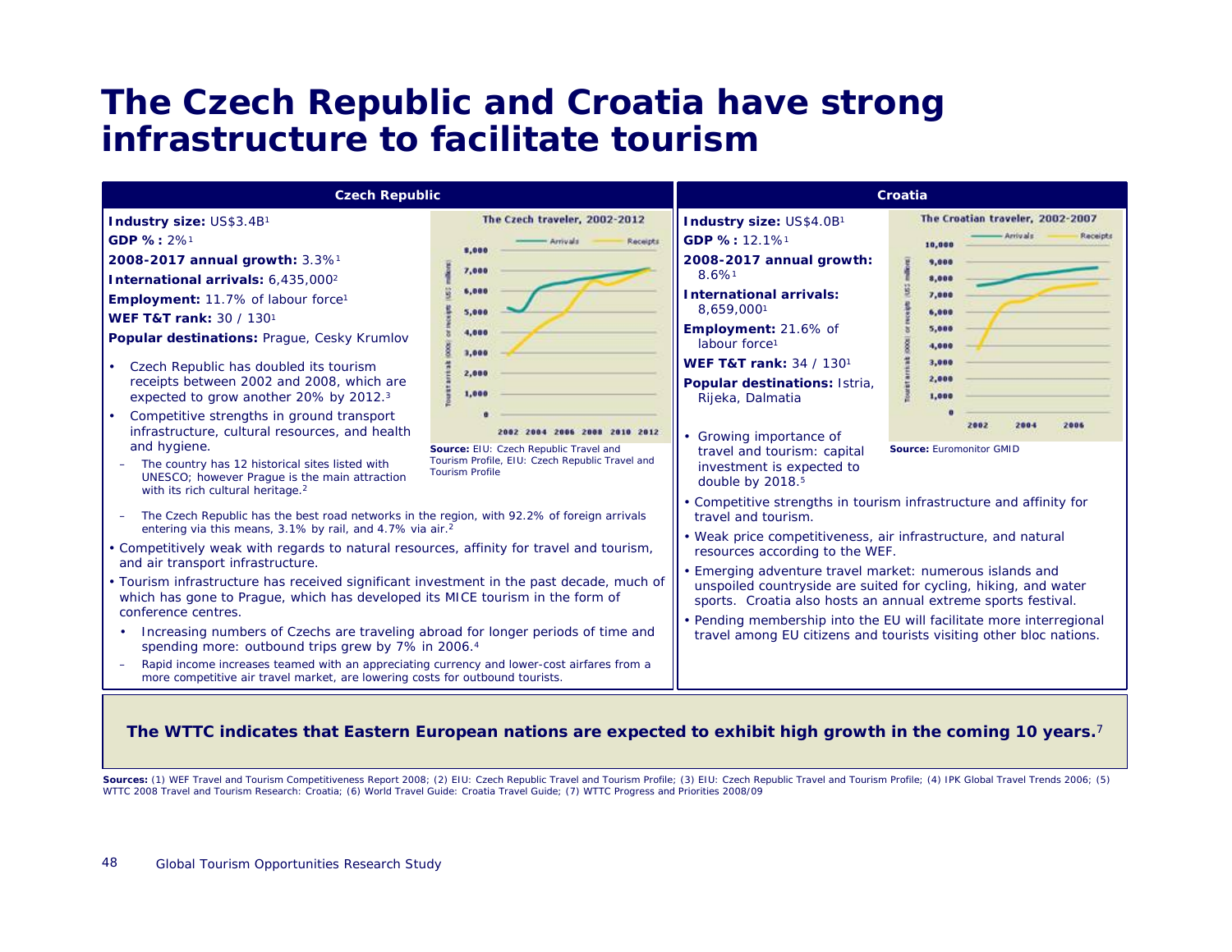# The Czech Republic and Croatia have strong infrastructure to facilitate tourism

## Czech Republic

**Industry size:** US$3.4B[1]

**GDP % :** 2%[1]

**2008-2017 annual growth:** 3.3%[1]

**International arrivals:** 6,435,000[2]

**Employment:** 11.7% of labour force[1]

**WEF T&T rank:** 30 / 130[1]

**Popular destinations:** Prague, Cesky Krumlov

**The Czech traveler, 2002-2012**

Source: EIU: Czech Republic Travel and Tourism Profile, EIU: Czech Republic Travel and Tourism Profile

- Czech Republic has doubled its tourism receipts between 2002 and 2008, which are expected to grow another 20% by 2012.[3]
- Competitive strengths in ground transport infrastructure, cultural resources, and health and hygiene.
  - The country has 12 historical sites listed with UNESCO; however Prague is the main attraction with its rich cultural heritage.[2]
  - The Czech Republic has the best road networks in the region, with 92.2% of foreign arrivals entering via this means, 3.1% by rail, and 4.7% via air.[2]
- Competitively weak with regards to natural resources, affinity for travel and tourism, and air transport infrastructure.
- Tourism infrastructure has received significant investment in the past decade, much of which has gone to Prague, which has developed its MICE tourism in the form of conference centres.
  - Increasing numbers of Czechs are traveling abroad for longer periods of time and spending more: outbound trips grew by 7% in 2006.[4]
  - Rapid income increases teamed with an appreciating currency and lower-cost airfares from a more competitive air travel market, are lowering costs for outbound tourists.

## Croatia

**Industry size:** US$4.0B[1]

**GDP % :** 12.1%[1]

**2008-2017 annual growth:** 8.6%[1]

**International arrivals:** 8,659,000[1]

**Employment:** 21.6% of labour force[1]

**WEF T&T rank:** 34 / 130[1]

**Popular destinations:** Istria, Rijeka, Dalmatia

**The Croatian traveler, 2002-2007**

Source: Euromonitor GMID

- Growing importance of travel and tourism: capital investment is expected to double by 2018.[5]
- Competitive strengths in tourism infrastructure and affinity for travel and tourism.
- Weak price competitiveness, air infrastructure, and natural resources according to the WEF.
- Emerging adventure travel market: numerous islands and unspoiled countryside are suited for cycling, hiking, and water sports. Croatia also hosts an annual extreme sports festival.
- Pending membership into the EU will facilitate more interregional travel among EU citizens and tourists visiting other bloc nations.

**The WTTC indicates that Eastern European nations are expected to exhibit high growth in the coming 10 years.**[7]

**Sources:** (1) WEF Travel and Tourism Competitiveness Report 2008; (2) EIU: Czech Republic Travel and Tourism Profile; (3) EIU: Czech Republic Travel and Tourism Profile; (4) IPK Global Travel Trends 2006; (5) WTTC 2008 Travel and Tourism Research: Croatia; (6) World Travel Guide: Croatia Travel Guide; (7) WTTC Progress and Priorities 2008/09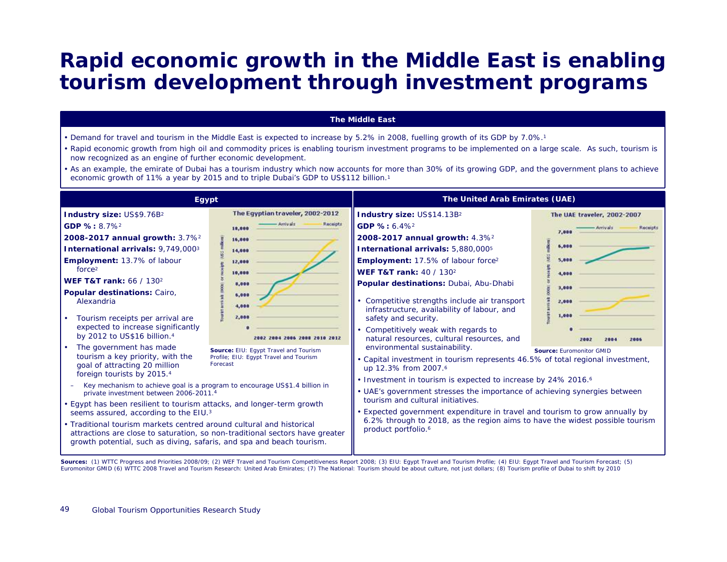# Rapid economic growth in the Middle East is enabling tourism development through investment programs

## The Middle East

- Demand for travel and tourism in the Middle East is expected to increase by 5.2% in 2008, fuelling growth of its GDP by 7.0%.[1]
- Rapid economic growth from high oil and commodity prices is enabling tourism investment programs to be implemented on a large scale. As such, tourism is now recognized as an engine of further economic development.
- As an example, the emirate of Dubai has a tourism industry which now accounts for more than 30% of its growing GDP, and the government plans to achieve economic growth of 11% a year by 2015 and to triple Dubai's GDP to US$112 billion.[1]

## Egypt

**Industry size:** US$9.76B[2]

**GDP %:** 8.7%[2]

**2008-2017 annual growth:** 3.7%[2]

**International arrivals:** 9,749,000[3]

**Employment:** 13.7% of labour force[2]

**WEF T&T rank:** 66 / 130[2]

**Popular destinations:** Cairo, Alexandria

- Tourism receipts per arrival are expected to increase significantly by 2012 to US$16 billion.[4]
- The government has made tourism a key priority, with the goal of attracting 20 million foreign tourists by 2015.[4]
  - Key mechanism to achieve goal is a program to encourage US$1.4 billion in private investment between 2006-2011.[4]
- Egypt has been resilient to tourism attacks, and longer-term growth seems assured, according to the EIU.[3]
- Traditional tourism markets centred around cultural and historical attractions are close to saturation, so non-traditional sectors have greater growth potential, such as diving, safaris, and spa and beach tourism.

**The Egyptian traveler, 2002-2012**

**Source:** EIU: Egypt Travel and Tourism Profile; EIU: Egypt Travel and Tourism Forecast

## The United Arab Emirates (UAE)

**Industry size:** US$14.13B[2]

**GDP %:** 6.4%[2]

**2008-2017 annual growth:** 4.3%[2]

**International arrivals:** 5,880,000[5]

**Employment:** 17.5% of labour force[2]

**WEF T&T rank:** 40 / 130[2]

**Popular destinations:** Dubai, Abu-Dhabi

- Competitive strengths include air transport infrastructure, availability of labour, and safety and security.
- Competitively weak with regards to natural resources, cultural resources, and environmental sustainability.
- Capital investment in tourism represents 46.5% of total regional investment, up 12.3% from 2007.[6]
- Investment in tourism is expected to increase by 24% 2016.[6]
- UAE's government stresses the importance of achieving synergies between tourism and cultural initiatives.
- Expected government expenditure in travel and tourism to grow annually by 6.2% through to 2018, as the region aims to have the widest possible tourism product portfolio.[6]

**The UAE traveler, 2002-2007**

**Source:** Euromonitor GMID

**Sources:** (1) WTTC Progress and Priorities 2008/09; (2) WEF Travel and Tourism Competitiveness Report 2008; (3) EIU: Egypt Travel and Tourism Profile; (4) EIU: Egypt Travel and Tourism Forecast; (5) Euromonitor GMID (6) WTTC 2008 Travel and Tourism Research: United Arab Emirates; (7) The National: Tourism should be about culture, not just dollars; (8) Tourism profile of Dubai to shift by 2010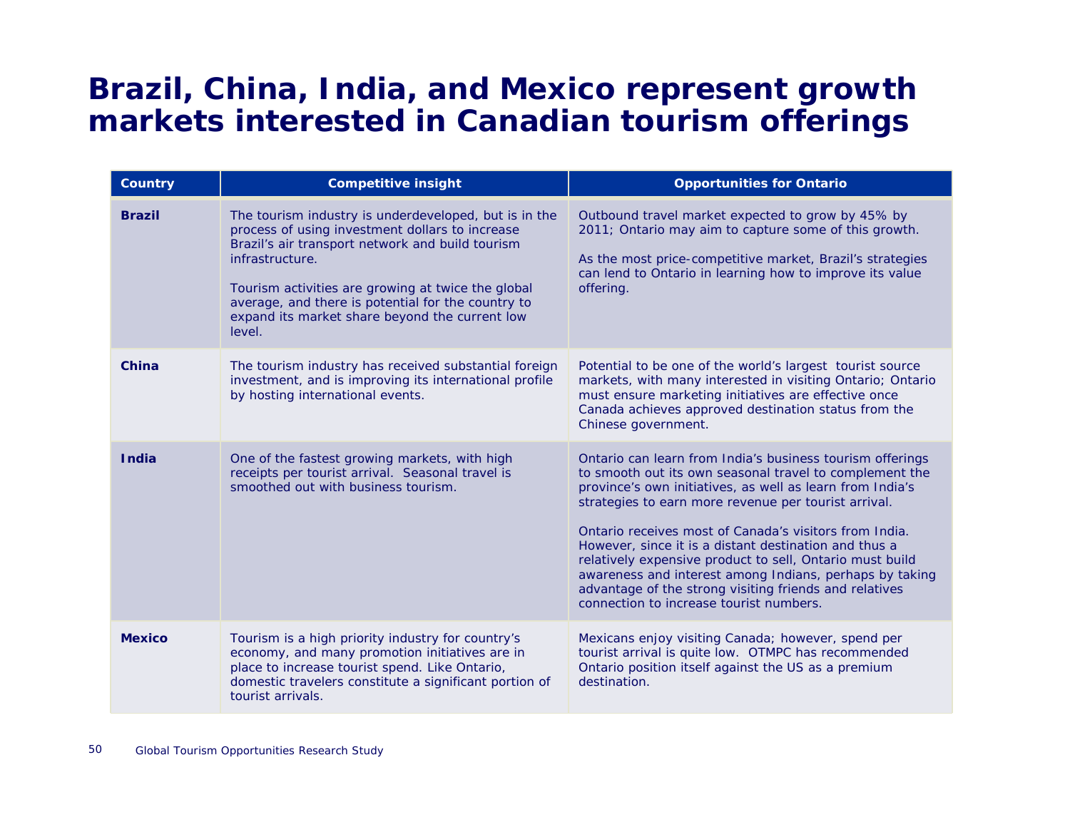# Brazil, China, India, and Mexico represent growth markets interested in Canadian tourism offerings

| Country | Competitive insight | Opportunities for Ontario |
| --- | --- | --- |
| **Brazil** | The tourism industry is underdeveloped, but is in the process of using investment dollars to increase Brazil's air transport network and build tourism infrastructure.<br><br>Tourism activities are growing at twice the global average, and there is potential for the country to expand its market share beyond the current low level. | Outbound travel market expected to grow by 45% by 2011; Ontario may aim to capture some of this growth.<br><br>As the most price-competitive market, Brazil's strategies can lend to Ontario in learning how to improve its value offering. |
| **China** | The tourism industry has received substantial foreign investment, and is improving its international profile by hosting international events. | Potential to be one of the world's largest tourist source markets, with many interested in visiting Ontario; Ontario must ensure marketing initiatives are effective once Canada achieves approved destination status from the Chinese government. |
| **India** | One of the fastest growing markets, with high receipts per tourist arrival. Seasonal travel is smoothed out with business tourism. | Ontario can learn from India's business tourism offerings to smooth out its own seasonal travel to complement the province's own initiatives, as well as learn from India's strategies to earn more revenue per tourist arrival.<br><br>Ontario receives most of Canada's visitors from India. However, since it is a distant destination and thus a relatively expensive product to sell, Ontario must build awareness and interest among Indians, perhaps by taking advantage of the strong visiting friends and relatives connection to increase tourist numbers. |
| **Mexico** | Tourism is a high priority industry for country's economy, and many promotion initiatives are in place to increase tourist spend. Like Ontario, domestic travelers constitute a significant portion of tourist arrivals. | Mexicans enjoy visiting Canada; however, spend per tourist arrival is quite low. OTMPC has recommended Ontario position itself against the US as a premium destination. |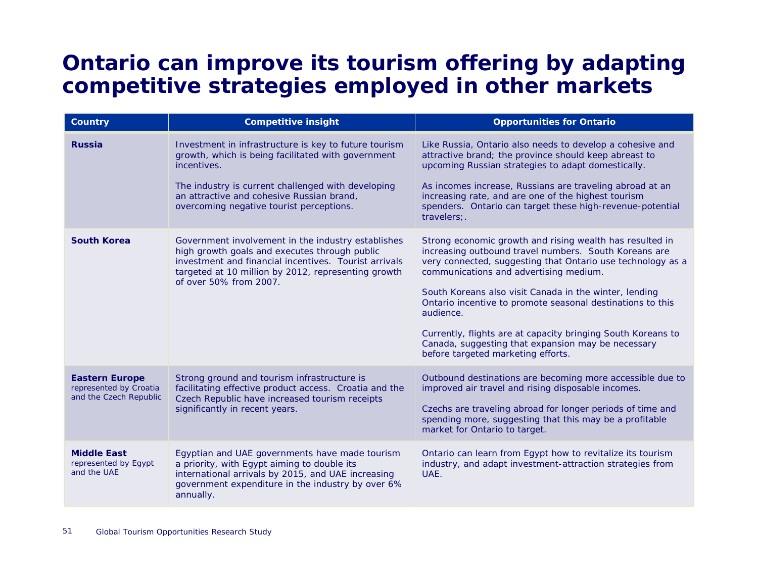# Ontario can improve its tourism offering by adapting competitive strategies employed in other markets

| Country | Competitive insight | Opportunities for Ontario |
|---|---|---|
| **Russia** | Investment in infrastructure is key to future tourism growth, which is being facilitated with government incentives.<br><br>The industry is current challenged with developing an attractive and cohesive Russian brand, overcoming negative tourist perceptions. | Like Russia, Ontario also needs to develop a cohesive and attractive brand; the province should keep abreast to upcoming Russian strategies to adapt domestically.<br><br>As incomes increase, Russians are traveling abroad at an increasing rate, and are one of the highest tourism spenders. Ontario can target these high-revenue-potential travelers;. |
| **South Korea** | Government involvement in the industry establishes high growth goals and executes through public investment and financial incentives. Tourist arrivals targeted at 10 million by 2012, representing growth of over 50% from 2007. | Strong economic growth and rising wealth has resulted in increasing outbound travel numbers. South Koreans are very connected, suggesting that Ontario use technology as a communications and advertising medium.<br><br>South Koreans also visit Canada in the winter, lending Ontario incentive to promote seasonal destinations to this audience.<br><br>Currently, flights are at capacity bringing South Koreans to Canada, suggesting that expansion may be necessary before targeted marketing efforts. |
| **Eastern Europe** represented by Croatia and the Czech Republic | Strong ground and tourism infrastructure is facilitating effective product access. Croatia and the Czech Republic have increased tourism receipts significantly in recent years. | Outbound destinations are becoming more accessible due to improved air travel and rising disposable incomes.<br><br>Czechs are traveling abroad for longer periods of time and spending more, suggesting that this may be a profitable market for Ontario to target. |
| **Middle East** represented by Egypt and the UAE | Egyptian and UAE governments have made tourism a priority, with Egypt aiming to double its international arrivals by 2015, and UAE increasing government expenditure in the industry by over 6% annually. | Ontario can learn from Egypt how to revitalize its tourism industry, and adapt investment-attraction strategies from UAE. |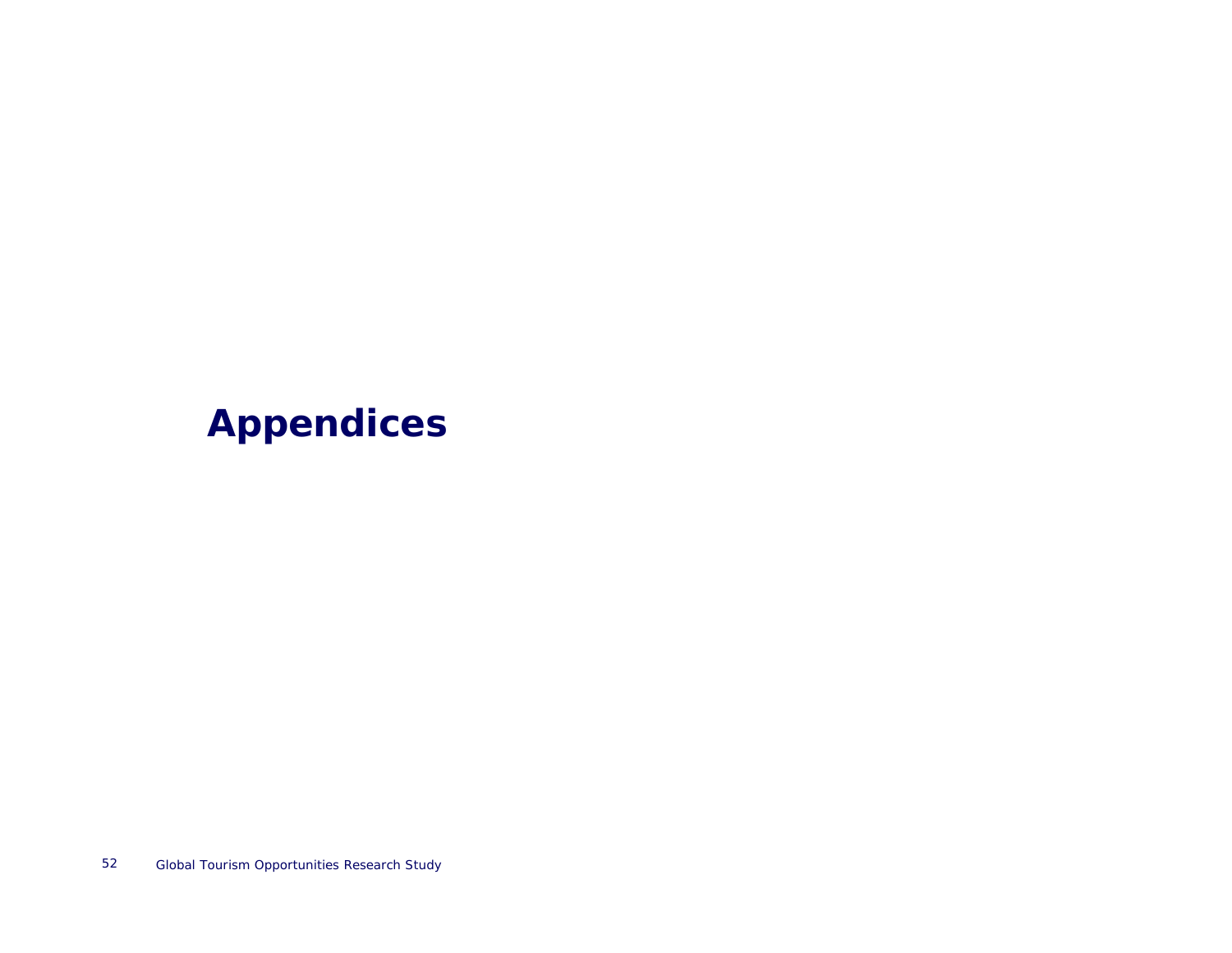# Appendices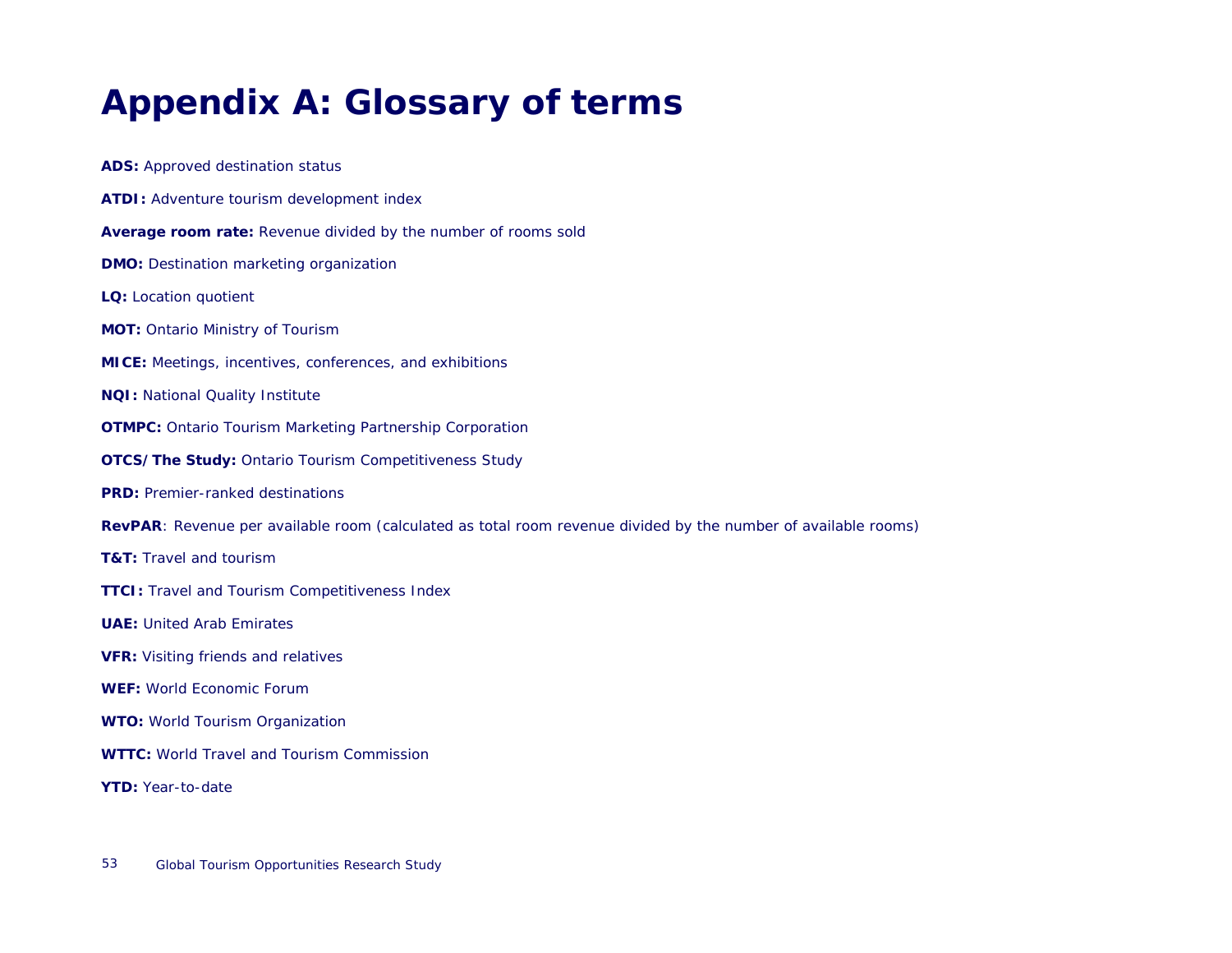# Appendix A: Glossary of terms

**ADS:** Approved destination status

**ATDI:** Adventure tourism development index

**Average room rate:** Revenue divided by the number of rooms sold

**DMO:** Destination marketing organization

**LQ:** Location quotient

**MOT:** Ontario Ministry of Tourism

**MICE:** Meetings, incentives, conferences, and exhibitions

**NQI:** National Quality Institute

**OTMPC:** Ontario Tourism Marketing Partnership Corporation

**OTCS/The Study:** Ontario Tourism Competitiveness Study

**PRD:** Premier-ranked destinations

**RevPAR**: Revenue per available room (calculated as total room revenue divided by the number of available rooms)

**T&T:** Travel and tourism

**TTCI:** Travel and Tourism Competitiveness Index

**UAE:** United Arab Emirates

**VFR:** Visiting friends and relatives

**WEF:** World Economic Forum

**WTO:** World Tourism Organization

**WTTC:** World Travel and Tourism Commission

**YTD:** Year-to-date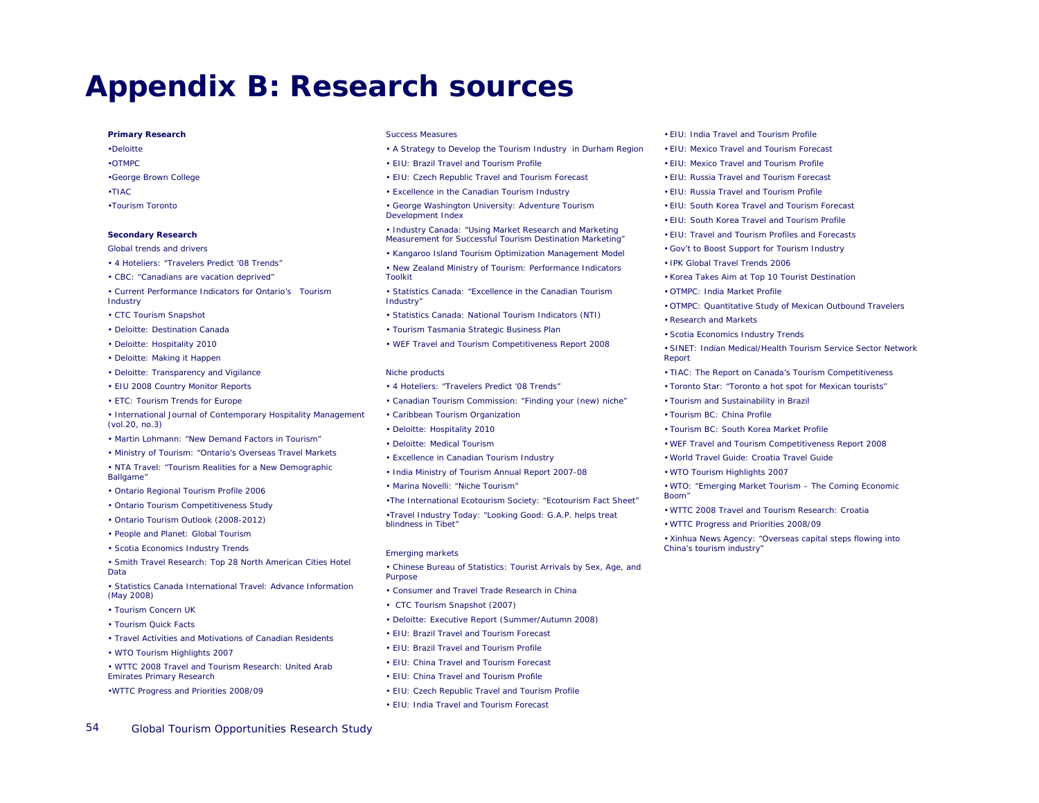# Appendix B: Research sources

**Primary Research**

- Deloitte
- OTMPC
- George Brown College
- TIAC
- Tourism Toronto

**Secondary Research**

Global trends and drivers

- 4 Hoteliers: "Travelers Predict '08 Trends"
- CBC: "Canadians are vacation deprived"
- Current Performance Indicators for Ontario's Tourism Industry
- CTC Tourism Snapshot
- Deloitte: Destination Canada
- Deloitte: Hospitality 2010
- Deloitte: Making it Happen
- Deloitte: Transparency and Vigilance
- EIU 2008 Country Monitor Reports
- ETC: Tourism Trends for Europe
- International Journal of Contemporary Hospitality Management (vol.20, no.3)
- Martin Lohmann: "New Demand Factors in Tourism"
- Ministry of Tourism: "Ontario's Overseas Travel Markets
- NTA Travel: "Tourism Realities for a New Demographic Ballgame"
- Ontario Regional Tourism Profile 2006
- Ontario Tourism Competitiveness Study
- Ontario Tourism Outlook (2008-2012)
- People and Planet: Global Tourism
- Scotia Economics Industry Trends
- Smith Travel Research: Top 28 North American Cities Hotel Data
- Statistics Canada International Travel: Advance Information (May 2008)
- Tourism Concern UK
- Tourism Quick Facts
- Travel Activities and Motivations of Canadian Residents
- WTO Tourism Highlights 2007
- WTTC 2008 Travel and Tourism Research: United Arab Emirates Primary Research
- WTTC Progress and Priorities 2008/09

Success Measures

- A Strategy to Develop the Tourism Industry in Durham Region
- EIU: Brazil Travel and Tourism Profile
- EIU: Czech Republic Travel and Tourism Forecast
- Excellence in the Canadian Tourism Industry
- George Washington University: Adventure Tourism Development Index
- Industry Canada: "Using Market Research and Marketing Measurement for Successful Tourism Destination Marketing"
- Kangaroo Island Tourism Optimization Management Model
- New Zealand Ministry of Tourism: Performance Indicators Toolkit
- Statistics Canada: "Excellence in the Canadian Tourism Industry"
- Statistics Canada: National Tourism Indicators (NTI)
- Tourism Tasmania Strategic Business Plan
- WEF Travel and Tourism Competitiveness Report 2008

Niche products

- 4 Hoteliers: "Travelers Predict '08 Trends"
- Canadian Tourism Commission: "Finding your (new) niche"
- Caribbean Tourism Organization
- Deloitte: Hospitality 2010
- Deloitte: Medical Tourism
- Excellence in Canadian Tourism Industry
- India Ministry of Tourism Annual Report 2007-08
- Marina Novelli: "Niche Tourism"
- The International Ecotourism Society: "Ecotourism Fact Sheet"
- Travel Industry Today: "Looking Good: G.A.P. helps treat blindness in Tibet"

Emerging markets

- Chinese Bureau of Statistics: Tourist Arrivals by Sex, Age, and Purpose
- Consumer and Travel Trade Research in China
- CTC Tourism Snapshot (2007)
- Deloitte: Executive Report (Summer/Autumn 2008)
- EIU: Brazil Travel and Tourism Forecast
- EIU: Brazil Travel and Tourism Profile
- EIU: China Travel and Tourism Forecast
- EIU: China Travel and Tourism Profile
- EIU: Czech Republic Travel and Tourism Profile
- EIU: India Travel and Tourism Forecast
- EIU: India Travel and Tourism Profile
- EIU: Mexico Travel and Tourism Forecast
- EIU: Mexico Travel and Tourism Profile
- EIU: Russia Travel and Tourism Forecast
- EIU: Russia Travel and Tourism Profile
- EIU: South Korea Travel and Tourism Forecast
- EIU: South Korea Travel and Tourism Profile
- EIU: Travel and Tourism Profiles and Forecasts
- Gov't to Boost Support for Tourism Industry
- IPK Global Travel Trends 2006
- Korea Takes Aim at Top 10 Tourist Destination
- OTMPC: India Market Profile
- OTMPC: Quantitative Study of Mexican Outbound Travelers
- Research and Markets
- Scotia Economics Industry Trends
- SINET: Indian Medical/Health Tourism Service Sector Network Report
- TIAC: The Report on Canada's Tourism Competitiveness
- Toronto Star: "Toronto a hot spot for Mexican tourists"
- Tourism and Sustainability in Brazil
- Tourism BC: China Profile
- Tourism BC: South Korea Market Profile
- WEF Travel and Tourism Competitiveness Report 2008
- World Travel Guide: Croatia Travel Guide
- WTO Tourism Highlights 2007
- WTO: "Emerging Market Tourism – The Coming Economic Boom"
- WTTC 2008 Travel and Tourism Research: Croatia
- WTTC Progress and Priorities 2008/09
- Xinhua News Agency: "Overseas capital steps flowing into China's tourism industry"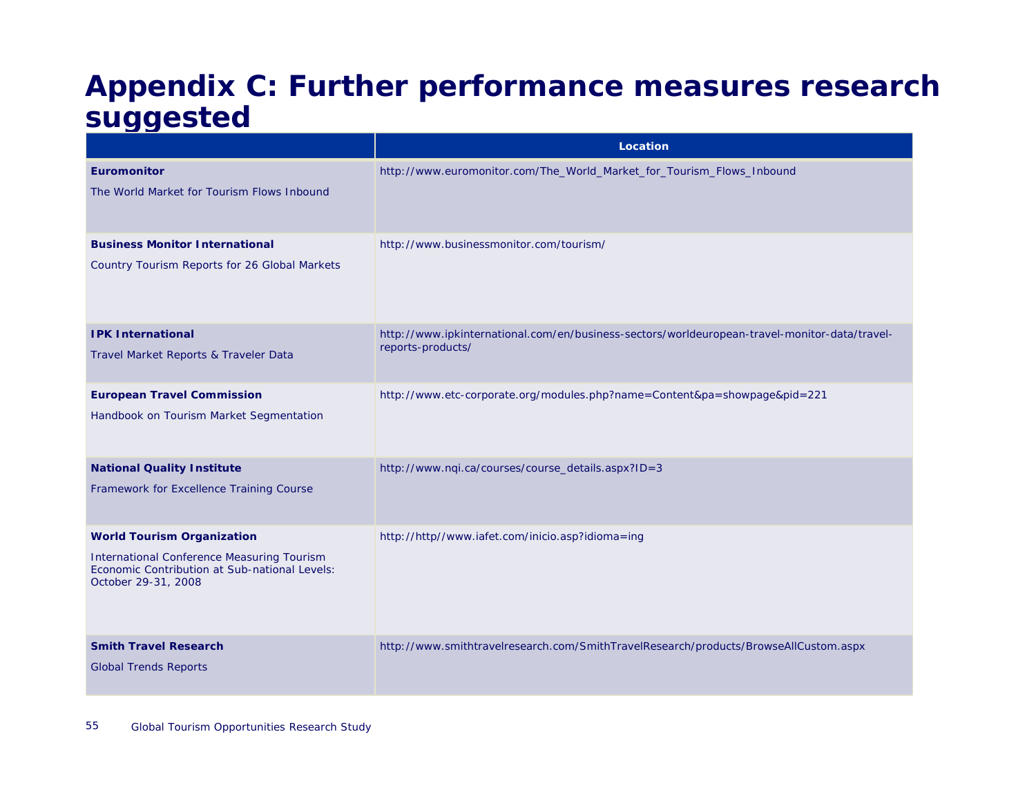# Appendix C: Further performance measures research suggested

| | Location |
|---|---|
| **Euromonitor**<br>The World Market for Tourism Flows Inbound | http://www.euromonitor.com/The_World_Market_for_Tourism_Flows_Inbound |
| **Business Monitor International**<br>Country Tourism Reports for 26 Global Markets | http://www.businessmonitor.com/tourism/ |
| **IPK International**<br>Travel Market Reports & Traveler Data | http://www.ipkinternational.com/en/business-sectors/worldeuropean-travel-monitor-data/travel-reports-products/ |
| **European Travel Commission**<br>Handbook on Tourism Market Segmentation | http://www.etc-corporate.org/modules.php?name=Content&pa=showpage&pid=221 |
| **National Quality Institute**<br>Framework for Excellence Training Course | http://www.nqi.ca/courses/course_details.aspx?ID=3 |
| **World Tourism Organization**<br>International Conference Measuring Tourism Economic Contribution at Sub-national Levels: October 29-31, 2008 | http://http//www.iafet.com/inicio.asp?idioma=ing |
| **Smith Travel Research**<br>Global Trends Reports | http://www.smithtravelresearch.com/SmithTravelResearch/products/BrowseAllCustom.aspx |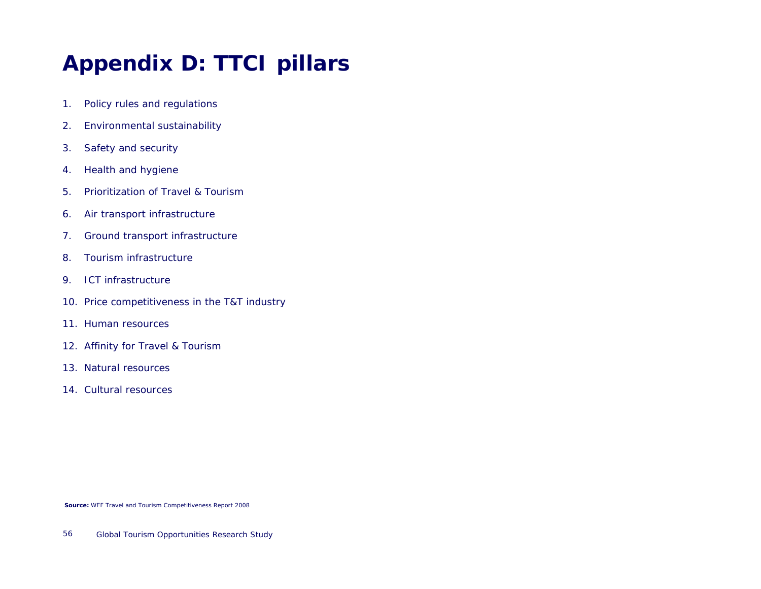# Appendix D: TTCI pillars

1. Policy rules and regulations
2. Environmental sustainability
3. Safety and security
4. Health and hygiene
5. Prioritization of Travel & Tourism
6. Air transport infrastructure
7. Ground transport infrastructure
8. Tourism infrastructure
9. ICT infrastructure
10. Price competitiveness in the T&T industry
11. Human resources
12. Affinity for Travel & Tourism
13. Natural resources
14. Cultural resources

**Source:** WEF Travel and Tourism Competitiveness Report 2008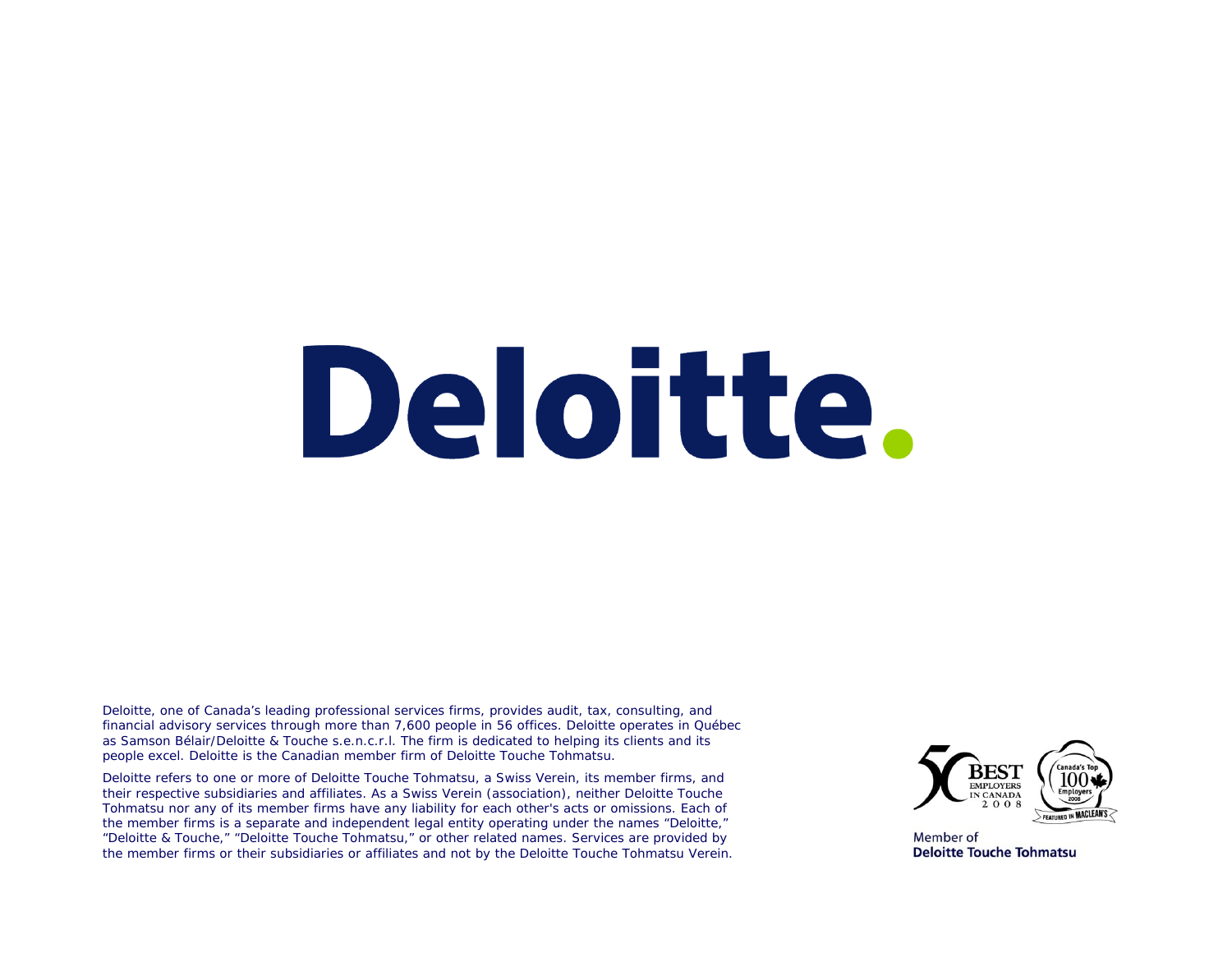Deloitte.

Deloitte, one of Canada's leading professional services firms, provides audit, tax, consulting, and financial advisory services through more than 7,600 people in 56 offices. Deloitte operates in Québec as Samson Bélair/Deloitte & Touche s.e.n.c.r.l. The firm is dedicated to helping its clients and its people excel. Deloitte is the Canadian member firm of Deloitte Touche Tohmatsu.

Deloitte refers to one or more of Deloitte Touche Tohmatsu, a Swiss Verein, its member firms, and their respective subsidiaries and affiliates. As a Swiss Verein (association), neither Deloitte Touche Tohmatsu nor any of its member firms have any liability for each other's acts or omissions. Each of the member firms is a separate and independent legal entity operating under the names "Deloitte," "Deloitte & Touche," "Deloitte Touche Tohmatsu," or other related names. Services are provided by the member firms or their subsidiaries or affiliates and not by the Deloitte Touche Tohmatsu Verein.

50 BEST EMPLOYERS IN CANADA 2008

Canada's Top 100 Employers 2008 FEATURED IN MACLEAN'S

Member of
**Deloitte Touche Tohmatsu**